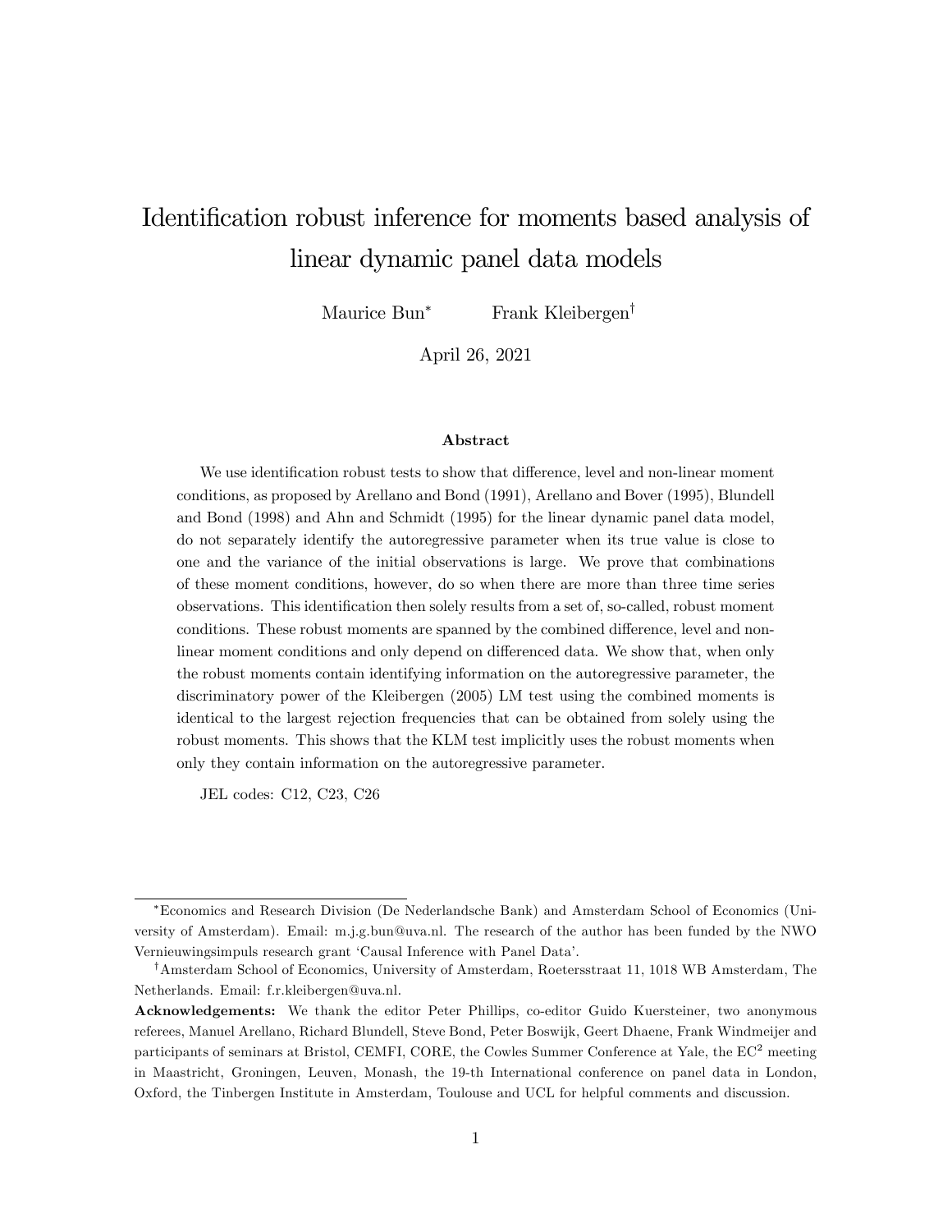# Identification robust inference for moments based analysis of linear dynamic panel data models

Maurice Bun[*] Frank Kleibergen[†]

April 26, 2021

### Abstract

We use identification robust tests to show that difference, level and non-linear moment conditions, as proposed by Arellano and Bond (1991), Arellano and Bover (1995), Blundell and Bond (1998) and Ahn and Schmidt (1995) for the linear dynamic panel data model, do not separately identify the autoregressive parameter when its true value is close to one and the variance of the initial observations is large. We prove that combinations of these moment conditions, however, do so when there are more than three time series observations. This identification then solely results from a set of, so-called, robust moment conditions. These robust moments are spanned by the combined difference, level and non-linear moment conditions and only depend on differenced data. We show that, when only the robust moments contain identifying information on the autoregressive parameter, the discriminatory power of the Kleibergen (2005) LM test using the combined moments is identical to the largest rejection frequencies that can be obtained from solely using the robust moments. This shows that the KLM test implicitly uses the robust moments when only they contain information on the autoregressive parameter.

JEL codes: C12, C23, C26

---

[*] Economics and Research Division (De Nederlandsche Bank) and Amsterdam School of Economics (University of Amsterdam). Email: m.j.g.bun@uva.nl. The research of the author has been funded by the NWO Vernieuwingsimpuls research grant 'Causal Inference with Panel Data'.

[†] Amsterdam School of Economics, University of Amsterdam, Roetersstraat 11, 1018 WB Amsterdam, The Netherlands. Email: f.r.kleibergen@uva.nl.

**Acknowledgements:** We thank the editor Peter Phillips, co-editor Guido Kuersteiner, two anonymous referees, Manuel Arellano, Richard Blundell, Steve Bond, Peter Boswijk, Geert Dhaene, Frank Windmeijer and participants of seminars at Bristol, CEMFI, CORE, the Cowles Summer Conference at Yale, the EC$^2$ meeting in Maastricht, Groningen, Leuven, Monash, the 19-th International conference on panel data in London, Oxford, the Tinbergen Institute in Amsterdam, Toulouse and UCL for helpful comments and discussion.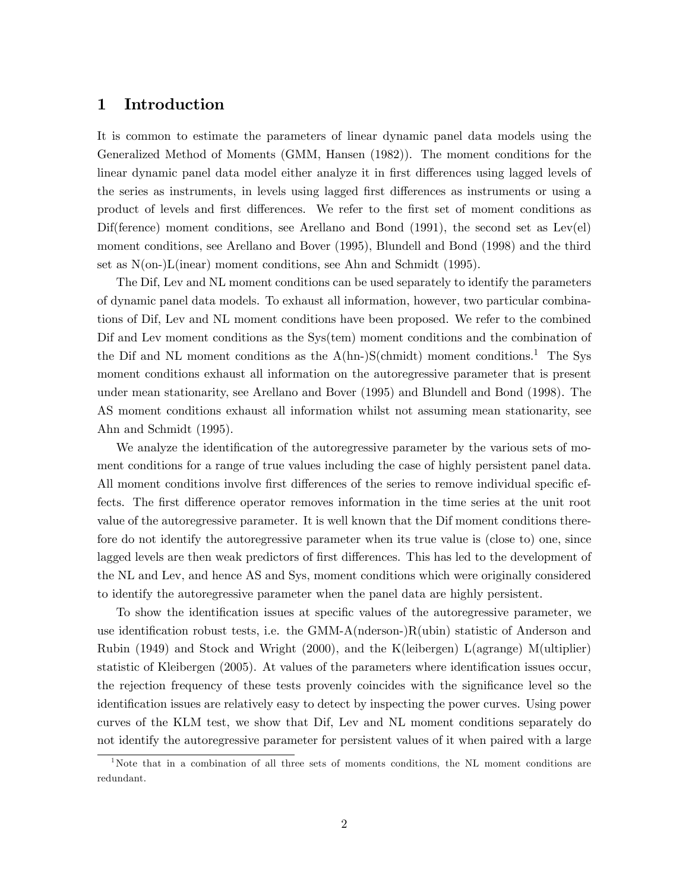# 1 Introduction

It is common to estimate the parameters of linear dynamic panel data models using the Generalized Method of Moments (GMM, Hansen (1982)). The moment conditions for the linear dynamic panel data model either analyze it in first differences using lagged levels of the series as instruments, in levels using lagged first differences as instruments or using a product of levels and first differences. We refer to the first set of moment conditions as Dif(ference) moment conditions, see Arellano and Bond (1991), the second set as Lev(el) moment conditions, see Arellano and Bover (1995), Blundell and Bond (1998) and the third set as N(on-)L(inear) moment conditions, see Ahn and Schmidt (1995).

The Dif, Lev and NL moment conditions can be used separately to identify the parameters of dynamic panel data models. To exhaust all information, however, two particular combinations of Dif, Lev and NL moment conditions have been proposed. We refer to the combined Dif and Lev moment conditions as the Sys(tem) moment conditions and the combination of the Dif and NL moment conditions as the A(hn-)S(chmidt) moment conditions.[1] The Sys moment conditions exhaust all information on the autoregressive parameter that is present under mean stationarity, see Arellano and Bover (1995) and Blundell and Bond (1998). The AS moment conditions exhaust all information whilst not assuming mean stationarity, see Ahn and Schmidt (1995).

We analyze the identification of the autoregressive parameter by the various sets of moment conditions for a range of true values including the case of highly persistent panel data. All moment conditions involve first differences of the series to remove individual specific effects. The first difference operator removes information in the time series at the unit root value of the autoregressive parameter. It is well known that the Dif moment conditions therefore do not identify the autoregressive parameter when its true value is (close to) one, since lagged levels are then weak predictors of first differences. This has led to the development of the NL and Lev, and hence AS and Sys, moment conditions which were originally considered to identify the autoregressive parameter when the panel data are highly persistent.

To show the identification issues at specific values of the autoregressive parameter, we use identification robust tests, i.e. the GMM-A(nderson-)R(ubin) statistic of Anderson and Rubin (1949) and Stock and Wright (2000), and the K(leibergen) L(agrange) M(ultiplier) statistic of Kleibergen (2005). At values of the parameters where identification issues occur, the rejection frequency of these tests provenly coincides with the significance level so the identification issues are relatively easy to detect by inspecting the power curves. Using power curves of the KLM test, we show that Dif, Lev and NL moment conditions separately do not identify the autoregressive parameter for persistent values of it when paired with a large

[1] Note that in a combination of all three sets of moments conditions, the NL moment conditions are redundant.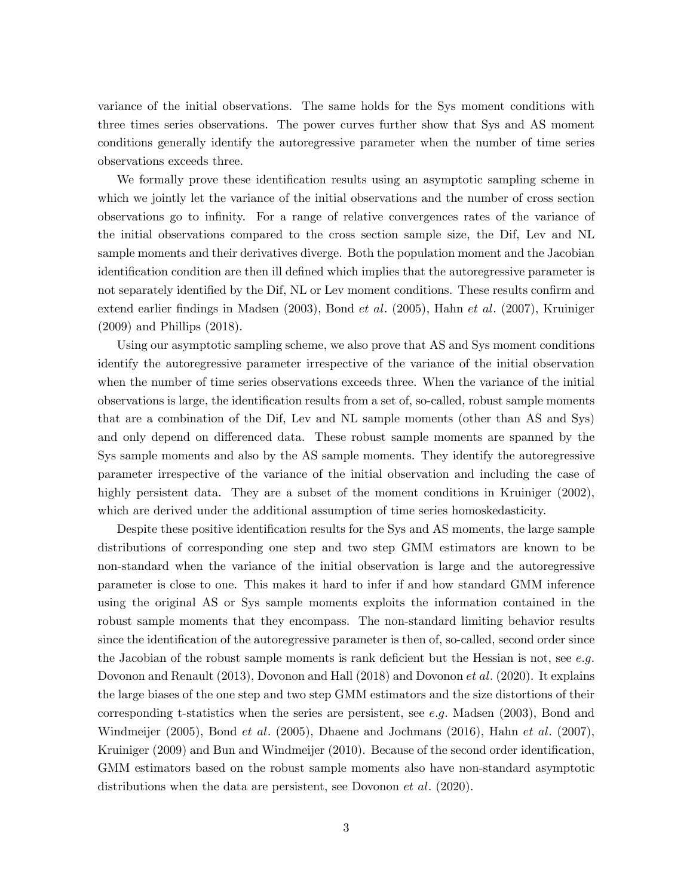variance of the initial observations. The same holds for the Sys moment conditions with three times series observations. The power curves further show that Sys and AS moment conditions generally identify the autoregressive parameter when the number of time series observations exceeds three.

We formally prove these identification results using an asymptotic sampling scheme in which we jointly let the variance of the initial observations and the number of cross section observations go to infinity. For a range of relative convergences rates of the variance of the initial observations compared to the cross section sample size, the Dif, Lev and NL sample moments and their derivatives diverge. Both the population moment and the Jacobian identification condition are then ill defined which implies that the autoregressive parameter is not separately identified by the Dif, NL or Lev moment conditions. These results confirm and extend earlier findings in Madsen (2003), Bond *et al.* (2005), Hahn *et al.* (2007), Kruiniger (2009) and Phillips (2018).

Using our asymptotic sampling scheme, we also prove that AS and Sys moment conditions identify the autoregressive parameter irrespective of the variance of the initial observation when the number of time series observations exceeds three. When the variance of the initial observations is large, the identification results from a set of, so-called, robust sample moments that are a combination of the Dif, Lev and NL sample moments (other than AS and Sys) and only depend on differenced data. These robust sample moments are spanned by the Sys sample moments and also by the AS sample moments. They identify the autoregressive parameter irrespective of the variance of the initial observation and including the case of highly persistent data. They are a subset of the moment conditions in Kruiniger (2002), which are derived under the additional assumption of time series homoskedasticity.

Despite these positive identification results for the Sys and AS moments, the large sample distributions of corresponding one step and two step GMM estimators are known to be non-standard when the variance of the initial observation is large and the autoregressive parameter is close to one. This makes it hard to infer if and how standard GMM inference using the original AS or Sys sample moments exploits the information contained in the robust sample moments that they encompass. The non-standard limiting behavior results since the identification of the autoregressive parameter is then of, so-called, second order since the Jacobian of the robust sample moments is rank deficient but the Hessian is not, see *e.g.* Dovonon and Renault (2013), Dovonon and Hall (2018) and Dovonon *et al.* (2020). It explains the large biases of the one step and two step GMM estimators and the size distortions of their corresponding t-statistics when the series are persistent, see *e.g.* Madsen (2003), Bond and Windmeijer (2005), Bond *et al.* (2005), Dhaene and Jochmans (2016), Hahn *et al.* (2007), Kruiniger (2009) and Bun and Windmeijer (2010). Because of the second order identification, GMM estimators based on the robust sample moments also have non-standard asymptotic distributions when the data are persistent, see Dovonon *et al.* (2020).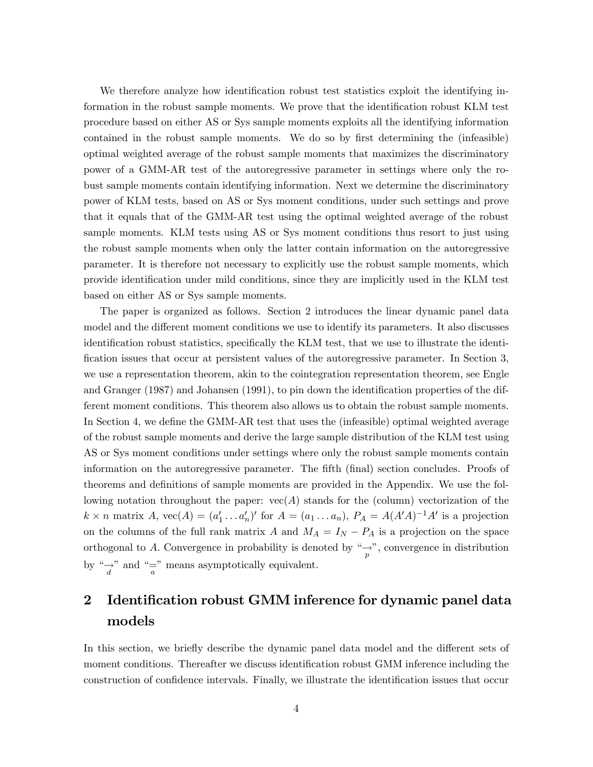We therefore analyze how identification robust test statistics exploit the identifying information in the robust sample moments. We prove that the identification robust KLM test procedure based on either AS or Sys sample moments exploits all the identifying information contained in the robust sample moments. We do so by first determining the (infeasible) optimal weighted average of the robust sample moments that maximizes the discriminatory power of a GMM-AR test of the autoregressive parameter in settings where only the robust sample moments contain identifying information. Next we determine the discriminatory power of KLM tests, based on AS or Sys moment conditions, under such settings and prove that it equals that of the GMM-AR test using the optimal weighted average of the robust sample moments. KLM tests using AS or Sys moment conditions thus resort to just using the robust sample moments when only the latter contain information on the autoregressive parameter. It is therefore not necessary to explicitly use the robust sample moments, which provide identification under mild conditions, since they are implicitly used in the KLM test based on either AS or Sys sample moments.

The paper is organized as follows. Section 2 introduces the linear dynamic panel data model and the different moment conditions we use to identify its parameters. It also discusses identification robust statistics, specifically the KLM test, that we use to illustrate the identification issues that occur at persistent values of the autoregressive parameter. In Section 3, we use a representation theorem, akin to the cointegration representation theorem, see Engle and Granger (1987) and Johansen (1991), to pin down the identification properties of the different moment conditions. This theorem also allows us to obtain the robust sample moments. In Section 4, we define the GMM-AR test that uses the (infeasible) optimal weighted average of the robust sample moments and derive the large sample distribution of the KLM test using AS or Sys moment conditions under settings where only the robust sample moments contain information on the autoregressive parameter. The fifth (final) section concludes. Proofs of theorems and definitions of sample moments are provided in the Appendix. We use the following notation throughout the paper: $\text{vec}(A)$ stands for the (column) vectorization of the $k \times n$ matrix $A$, $\text{vec}(A) = (a_1' \dots a_n')'$ for $A = (a_1 \dots a_n)$, $P_A = A(A'A)^{-1}A'$ is a projection on the columns of the full rank matrix $A$ and $M_A = I_N - P_A$ is a projection on the space orthogonal to $A$. Convergence in probability is denoted by "$\underset{p}{\rightarrow}$", convergence in distribution by "$\underset{d}{\rightarrow}$" and "$\underset{a}{=}$" means asymptotically equivalent.

## 2 Identification robust GMM inference for dynamic panel data models

In this section, we briefly describe the dynamic panel data model and the different sets of moment conditions. Thereafter we discuss identification robust GMM inference including the construction of confidence intervals. Finally, we illustrate the identification issues that occur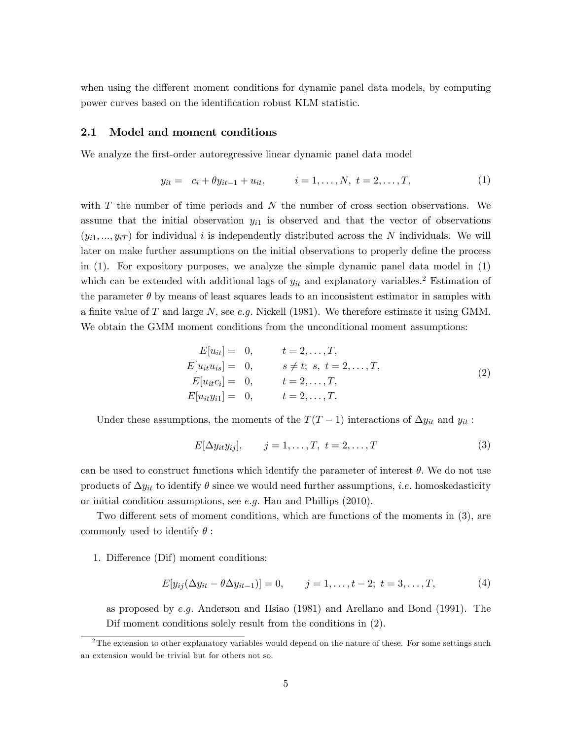when using the different moment conditions for dynamic panel data models, by computing power curves based on the identification robust KLM statistic.

### 2.1 Model and moment conditions

We analyze the first-order autoregressive linear dynamic panel data model

$$y_{it} = c_i + \theta y_{it-1} + u_{it}, \qquad i = 1, \ldots, N, \ t = 2, \ldots, T, \tag{1}$$

with $T$ the number of time periods and $N$ the number of cross section observations. We assume that the initial observation $y_{i1}$ is observed and that the vector of observations $(y_{i1}, ..., y_{iT})$ for individual $i$ is independently distributed across the $N$ individuals. We will later on make further assumptions on the initial observations to properly define the process in (1). For expository purposes, we analyze the simple dynamic panel data model in (1) which can be extended with additional lags of $y_{it}$ and explanatory variables.[2] Estimation of the parameter $\theta$ by means of least squares leads to an inconsistent estimator in samples with a finite value of $T$ and large $N$, see *e.g.* Nickell (1981). We therefore estimate it using GMM. We obtain the GMM moment conditions from the unconditional moment assumptions:

$$\begin{array}{rll} E[u_{it}] = & 0, & t = 2, \ldots, T, \\ E[u_{it}u_{is}] = & 0, & s \neq t; \ s, \ t = 2, \ldots, T, \\ E[u_{it}c_i] = & 0, & t = 2, \ldots, T, \\ E[u_{it}y_{i1}] = & 0, & t = 2, \ldots, T. \end{array} \tag{2}$$

Under these assumptions, the moments of the $T(T-1)$ interactions of $\Delta y_{it}$ and $y_{it}$ :

$$E[\Delta y_{it} y_{ij}], \qquad j = 1, \ldots, T, \ t = 2, \ldots, T \tag{3}$$

can be used to construct functions which identify the parameter of interest $\theta$. We do not use products of $\Delta y_{it}$ to identify $\theta$ since we would need further assumptions, *i.e.* homoskedasticity or initial condition assumptions, see *e.g.* Han and Phillips (2010).

Two different sets of moment conditions, which are functions of the moments in (3), are commonly used to identify $\theta$ :

1. Difference (Dif) moment conditions:

$$E[y_{ij}(\Delta y_{it} - \theta \Delta y_{it-1})] = 0, \qquad j = 1, \ldots, t-2; \ t = 3, \ldots, T, \tag{4}$$

as proposed by *e.g.* Anderson and Hsiao (1981) and Arellano and Bond (1991). The Dif moment conditions solely result from the conditions in (2).

[2] The extension to other explanatory variables would depend on the nature of these. For some settings such an extension would be trivial but for others not so.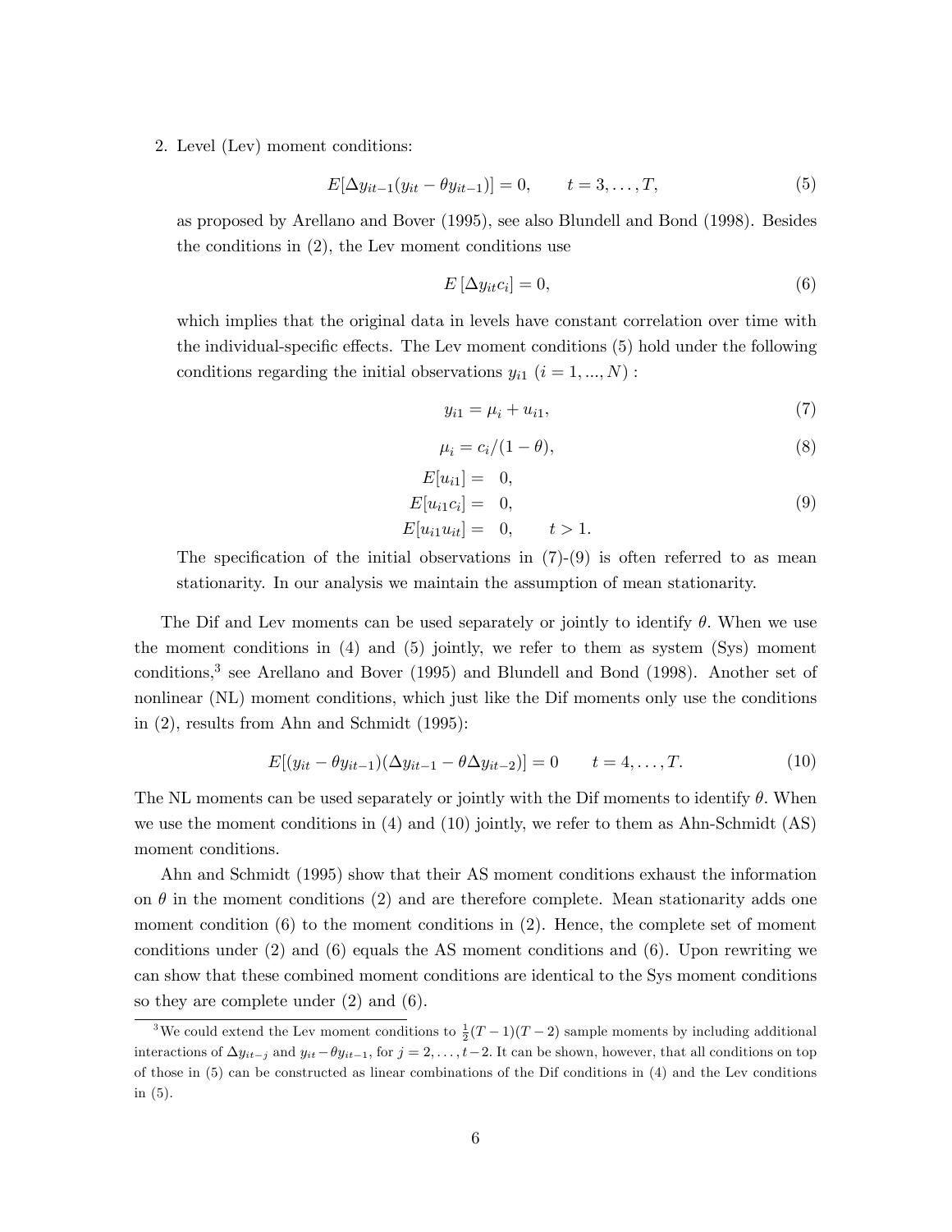2. Level (Lev) moment conditions:

$$E[\Delta y_{it-1}(y_{it} - \theta y_{it-1})] = 0, \qquad t = 3, \dots, T, \tag{5}$$

as proposed by Arellano and Bover (1995), see also Blundell and Bond (1998). Besides the conditions in (2), the Lev moment conditions use

$$E\left[\Delta y_{it} c_i\right] = 0, \tag{6}$$

which implies that the original data in levels have constant correlation over time with the individual-specific effects. The Lev moment conditions (5) hold under the following conditions regarding the initial observations $y_{i1}$ $(i = 1, ..., N)$ :

$$y_{i1} = \mu_i + u_{i1}, \tag{7}$$

$$\mu_i = c_i/(1-\theta), \tag{8}$$

$$\begin{aligned} E[u_{i1}] &= 0, \\ E[u_{i1}c_i] &= 0, \\ E[u_{i1}u_{it}] &= 0, \qquad t > 1. \end{aligned} \tag{9}$$

The specification of the initial observations in (7)-(9) is often referred to as mean stationarity. In our analysis we maintain the assumption of mean stationarity.

The Dif and Lev moments can be used separately or jointly to identify $\theta$. When we use the moment conditions in (4) and (5) jointly, we refer to them as system (Sys) moment conditions,[3] see Arellano and Bover (1995) and Blundell and Bond (1998). Another set of nonlinear (NL) moment conditions, which just like the Dif moments only use the conditions in (2), results from Ahn and Schmidt (1995):

$$E[(y_{it} - \theta y_{it-1})(\Delta y_{it-1} - \theta \Delta y_{it-2})] = 0 \qquad t = 4, \dots, T. \tag{10}$$

The NL moments can be used separately or jointly with the Dif moments to identify $\theta$. When we use the moment conditions in (4) and (10) jointly, we refer to them as Ahn-Schmidt (AS) moment conditions.

Ahn and Schmidt (1995) show that their AS moment conditions exhaust the information on $\theta$ in the moment conditions (2) and are therefore complete. Mean stationarity adds one moment condition (6) to the moment conditions in (2). Hence, the complete set of moment conditions under (2) and (6) equals the AS moment conditions and (6). Upon rewriting we can show that these combined moment conditions are identical to the Sys moment conditions so they are complete under (2) and (6).

[3] We could extend the Lev moment conditions to $\frac{1}{2}(T-1)(T-2)$ sample moments by including additional interactions of $\Delta y_{it-j}$ and $y_{it} - \theta y_{it-1}$, for $j = 2, \dots, t-2$. It can be shown, however, that all conditions on top of those in (5) can be constructed as linear combinations of the Dif conditions in (4) and the Lev conditions in (5).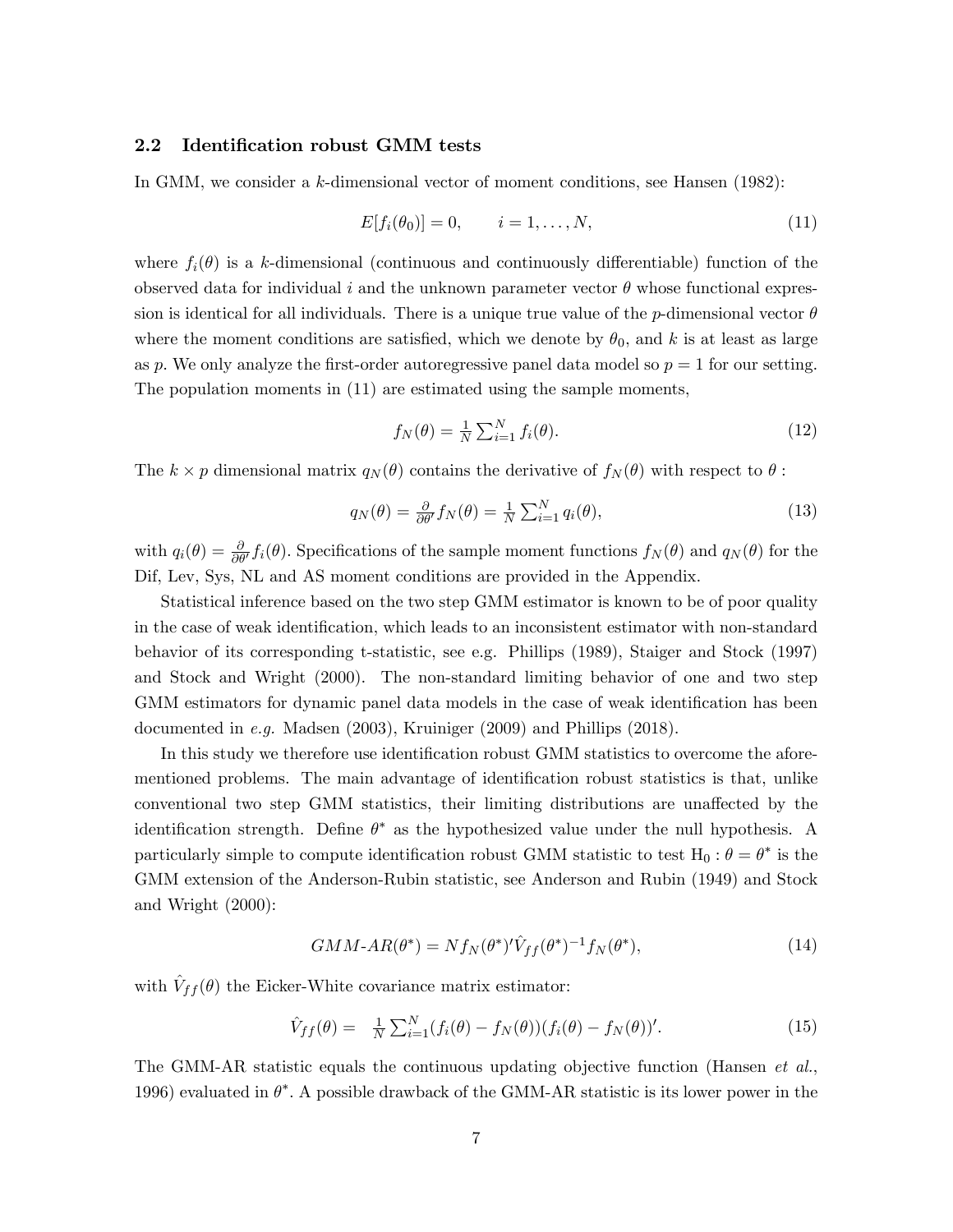### 2.2 Identification robust GMM tests

In GMM, we consider a $k$-dimensional vector of moment conditions, see Hansen (1982):

$$E[f_i(\theta_0)] = 0, \qquad i = 1, \ldots, N, \tag{11}$$

where $f_i(\theta)$ is a $k$-dimensional (continuous and continuously differentiable) function of the observed data for individual $i$ and the unknown parameter vector $\theta$ whose functional expression is identical for all individuals. There is a unique true value of the $p$-dimensional vector $\theta$ where the moment conditions are satisfied, which we denote by $\theta_0$, and $k$ is at least as large as $p$. We only analyze the first-order autoregressive panel data model so $p = 1$ for our setting. The population moments in (11) are estimated using the sample moments,

$$f_N(\theta) = \tfrac{1}{N}\textstyle\sum_{i=1}^{N} f_i(\theta). \tag{12}$$

The $k \times p$ dimensional matrix $q_N(\theta)$ contains the derivative of $f_N(\theta)$ with respect to $\theta$ :

$$q_N(\theta) = \tfrac{\partial}{\partial\theta'} f_N(\theta) = \tfrac{1}{N}\textstyle\sum_{i=1}^{N} q_i(\theta), \tag{13}$$

with $q_i(\theta) = \frac{\partial}{\partial\theta'} f_i(\theta)$. Specifications of the sample moment functions $f_N(\theta)$ and $q_N(\theta)$ for the Dif, Lev, Sys, NL and AS moment conditions are provided in the Appendix.

Statistical inference based on the two step GMM estimator is known to be of poor quality in the case of weak identification, which leads to an inconsistent estimator with non-standard behavior of its corresponding t-statistic, see e.g. Phillips (1989), Staiger and Stock (1997) and Stock and Wright (2000). The non-standard limiting behavior of one and two step GMM estimators for dynamic panel data models in the case of weak identification has been documented in *e.g.* Madsen (2003), Kruiniger (2009) and Phillips (2018).

In this study we therefore use identification robust GMM statistics to overcome the aforementioned problems. The main advantage of identification robust statistics is that, unlike conventional two step GMM statistics, their limiting distributions are unaffected by the identification strength. Define $\theta^*$ as the hypothesized value under the null hypothesis. A particularly simple to compute identification robust GMM statistic to test $\mathrm{H}_0 : \theta = \theta^*$ is the GMM extension of the Anderson-Rubin statistic, see Anderson and Rubin (1949) and Stock and Wright (2000):

$$GMM\text{-}AR(\theta^*) = N f_N(\theta^*)'\hat{V}_{ff}(\theta^*)^{-1} f_N(\theta^*), \tag{14}$$

with $\hat{V}_{ff}(\theta)$ the Eicker-White covariance matrix estimator:

$$\hat{V}_{ff}(\theta) = \tfrac{1}{N}\textstyle\sum_{i=1}^{N} (f_i(\theta) - f_N(\theta))(f_i(\theta) - f_N(\theta))'. \tag{15}$$

The GMM-AR statistic equals the continuous updating objective function (Hansen *et al.*, 1996) evaluated in $\theta^*$. A possible drawback of the GMM-AR statistic is its lower power in the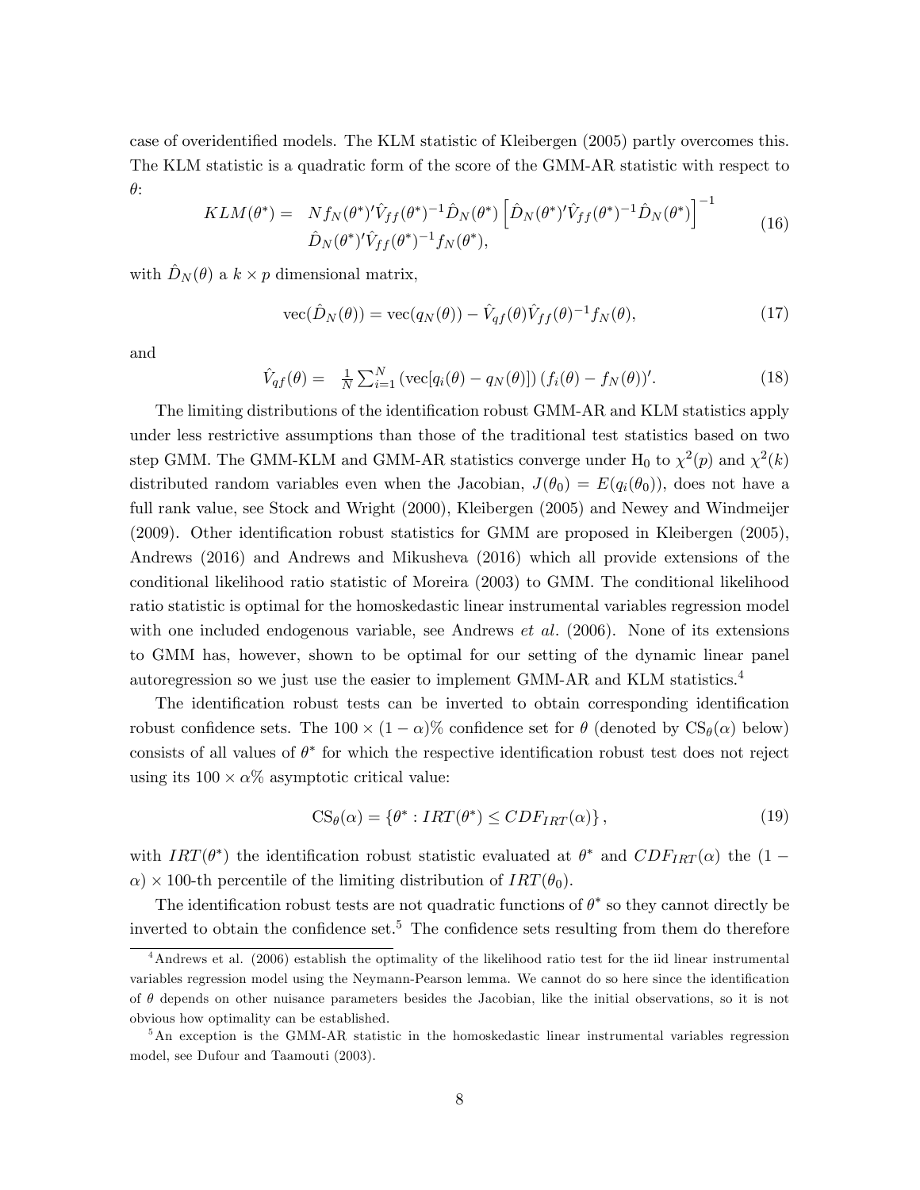case of overidentified models. The KLM statistic of Kleibergen (2005) partly overcomes this. The KLM statistic is a quadratic form of the score of the GMM-AR statistic with respect to $\theta$:

$$
\begin{aligned}
KLM(\theta^*) = \quad & N f_N(\theta^*)'\hat{V}_{ff}(\theta^*)^{-1}\hat{D}_N(\theta^*)\left[\hat{D}_N(\theta^*)'\hat{V}_{ff}(\theta^*)^{-1}\hat{D}_N(\theta^*)\right]^{-1} \\
& \hat{D}_N(\theta^*)'\hat{V}_{ff}(\theta^*)^{-1}f_N(\theta^*),
\end{aligned}
\tag{16}
$$

with $\hat{D}_N(\theta)$ a $k \times p$ dimensional matrix,

$$
\text{vec}(\hat{D}_N(\theta)) = \text{vec}(q_N(\theta)) - \hat{V}_{qf}(\theta)\hat{V}_{ff}(\theta)^{-1}f_N(\theta), \tag{17}
$$

and

$$
\hat{V}_{qf}(\theta) = \quad \tfrac{1}{N}\textstyle\sum_{i=1}^{N}\left(\text{vec}[q_i(\theta) - q_N(\theta)]\right)(f_i(\theta) - f_N(\theta))'. \tag{18}
$$

The limiting distributions of the identification robust GMM-AR and KLM statistics apply under less restrictive assumptions than those of the traditional test statistics based on two step GMM. The GMM-KLM and GMM-AR statistics converge under $\text{H}_0$ to $\chi^2(p)$ and $\chi^2(k)$ distributed random variables even when the Jacobian, $J(\theta_0) = E(q_i(\theta_0))$, does not have a full rank value, see Stock and Wright (2000), Kleibergen (2005) and Newey and Windmeijer (2009). Other identification robust statistics for GMM are proposed in Kleibergen (2005), Andrews (2016) and Andrews and Mikusheva (2016) which all provide extensions of the conditional likelihood ratio statistic of Moreira (2003) to GMM. The conditional likelihood ratio statistic is optimal for the homoskedastic linear instrumental variables regression model with one included endogenous variable, see Andrews *et al*. (2006). None of its extensions to GMM has, however, shown to be optimal for our setting of the dynamic linear panel autoregression so we just use the easier to implement GMM-AR and KLM statistics.[4]

The identification robust tests can be inverted to obtain corresponding identification robust confidence sets. The $100 \times (1-\alpha)\%$ confidence set for $\theta$ (denoted by $\text{CS}_\theta(\alpha)$ below) consists of all values of $\theta^*$ for which the respective identification robust test does not reject using its $100 \times \alpha\%$ asymptotic critical value:

$$
\text{CS}_\theta(\alpha) = \left\{\theta^* : IRT(\theta^*) \leq CDF_{IRT}(\alpha)\right\}, \tag{19}
$$

with $IRT(\theta^*)$ the identification robust statistic evaluated at $\theta^*$ and $CDF_{IRT}(\alpha)$ the $(1-\alpha) \times 100$-th percentile of the limiting distribution of $IRT(\theta_0)$.

The identification robust tests are not quadratic functions of $\theta^*$ so they cannot directly be inverted to obtain the confidence set.[5] The confidence sets resulting from them do therefore

---

[4] Andrews et al. (2006) establish the optimality of the likelihood ratio test for the iid linear instrumental variables regression model using the Neymann-Pearson lemma. We cannot do so here since the identification of $\theta$ depends on other nuisance parameters besides the Jacobian, like the initial observations, so it is not obvious how optimality can be established.

[5] An exception is the GMM-AR statistic in the homoskedastic linear instrumental variables regression model, see Dufour and Taamouti (2003).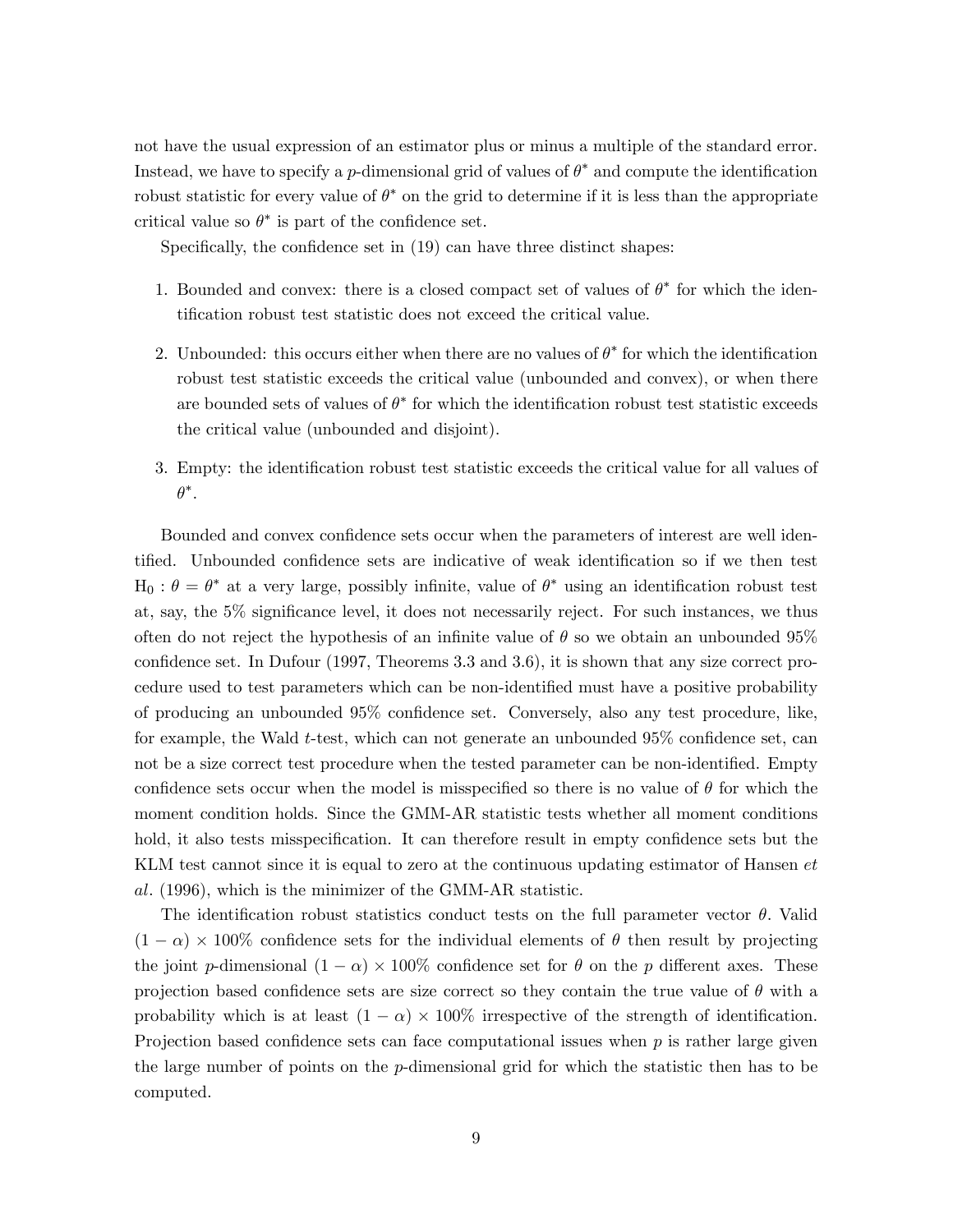not have the usual expression of an estimator plus or minus a multiple of the standard error. Instead, we have to specify a $p$-dimensional grid of values of $\theta^*$ and compute the identification robust statistic for every value of $\theta^*$ on the grid to determine if it is less than the appropriate critical value so $\theta^*$ is part of the confidence set.

Specifically, the confidence set in (19) can have three distinct shapes:

1. Bounded and convex: there is a closed compact set of values of $\theta^*$ for which the identification robust test statistic does not exceed the critical value.
2. Unbounded: this occurs either when there are no values of $\theta^*$ for which the identification robust test statistic exceeds the critical value (unbounded and convex), or when there are bounded sets of values of $\theta^*$ for which the identification robust test statistic exceeds the critical value (unbounded and disjoint).
3. Empty: the identification robust test statistic exceeds the critical value for all values of $\theta^*$.

Bounded and convex confidence sets occur when the parameters of interest are well identified. Unbounded confidence sets are indicative of weak identification so if we then test $\mathrm{H}_0 : \theta = \theta^*$ at a very large, possibly infinite, value of $\theta^*$ using an identification robust test at, say, the 5% significance level, it does not necessarily reject. For such instances, we thus often do not reject the hypothesis of an infinite value of $\theta$ so we obtain an unbounded 95% confidence set. In Dufour (1997, Theorems 3.3 and 3.6), it is shown that any size correct procedure used to test parameters which can be non-identified must have a positive probability of producing an unbounded 95% confidence set. Conversely, also any test procedure, like, for example, the Wald $t$-test, which can not generate an unbounded 95% confidence set, can not be a size correct test procedure when the tested parameter can be non-identified. Empty confidence sets occur when the model is misspecified so there is no value of $\theta$ for which the moment condition holds. Since the GMM-AR statistic tests whether all moment conditions hold, it also tests misspecification. It can therefore result in empty confidence sets but the KLM test cannot since it is equal to zero at the continuous updating estimator of Hansen *et al.* (1996), which is the minimizer of the GMM-AR statistic.

The identification robust statistics conduct tests on the full parameter vector $\theta$. Valid $(1 - \alpha) \times 100\%$ confidence sets for the individual elements of $\theta$ then result by projecting the joint $p$-dimensional $(1 - \alpha) \times 100\%$ confidence set for $\theta$ on the $p$ different axes. These projection based confidence sets are size correct so they contain the true value of $\theta$ with a probability which is at least $(1 - \alpha) \times 100\%$ irrespective of the strength of identification. Projection based confidence sets can face computational issues when $p$ is rather large given the large number of points on the $p$-dimensional grid for which the statistic then has to be computed.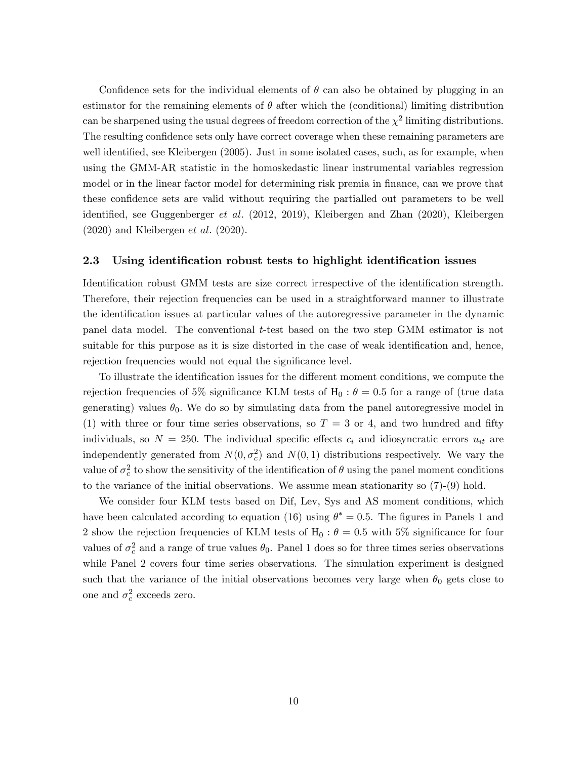Confidence sets for the individual elements of $\theta$ can also be obtained by plugging in an estimator for the remaining elements of $\theta$ after which the (conditional) limiting distribution can be sharpened using the usual degrees of freedom correction of the $\chi^2$ limiting distributions. The resulting confidence sets only have correct coverage when these remaining parameters are well identified, see Kleibergen (2005). Just in some isolated cases, such, as for example, when using the GMM-AR statistic in the homoskedastic linear instrumental variables regression model or in the linear factor model for determining risk premia in finance, can we prove that these confidence sets are valid without requiring the partialled out parameters to be well identified, see Guggenberger *et al*. (2012, 2019), Kleibergen and Zhan (2020), Kleibergen (2020) and Kleibergen *et al*. (2020).

### 2.3 Using identification robust tests to highlight identification issues

Identification robust GMM tests are size correct irrespective of the identification strength. Therefore, their rejection frequencies can be used in a straightforward manner to illustrate the identification issues at particular values of the autoregressive parameter in the dynamic panel data model. The conventional $t$-test based on the two step GMM estimator is not suitable for this purpose as it is size distorted in the case of weak identification and, hence, rejection frequencies would not equal the significance level.

To illustrate the identification issues for the different moment conditions, we compute the rejection frequencies of 5% significance KLM tests of $\text{H}_0 : \theta = 0.5$ for a range of (true data generating) values $\theta_0$. We do so by simulating data from the panel autoregressive model in (1) with three or four time series observations, so $T = 3$ or 4, and two hundred and fifty individuals, so $N = 250$. The individual specific effects $c_i$ and idiosyncratic errors $u_{it}$ are independently generated from $N(0, \sigma_c^2)$ and $N(0, 1)$ distributions respectively. We vary the value of $\sigma_c^2$ to show the sensitivity of the identification of $\theta$ using the panel moment conditions to the variance of the initial observations. We assume mean stationarity so (7)-(9) hold.

We consider four KLM tests based on Dif, Lev, Sys and AS moment conditions, which have been calculated according to equation (16) using $\theta^* = 0.5$. The figures in Panels 1 and 2 show the rejection frequencies of KLM tests of $\text{H}_0 : \theta = 0.5$ with 5% significance for four values of $\sigma_c^2$ and a range of true values $\theta_0$. Panel 1 does so for three times series observations while Panel 2 covers four time series observations. The simulation experiment is designed such that the variance of the initial observations becomes very large when $\theta_0$ gets close to one and $\sigma_c^2$ exceeds zero.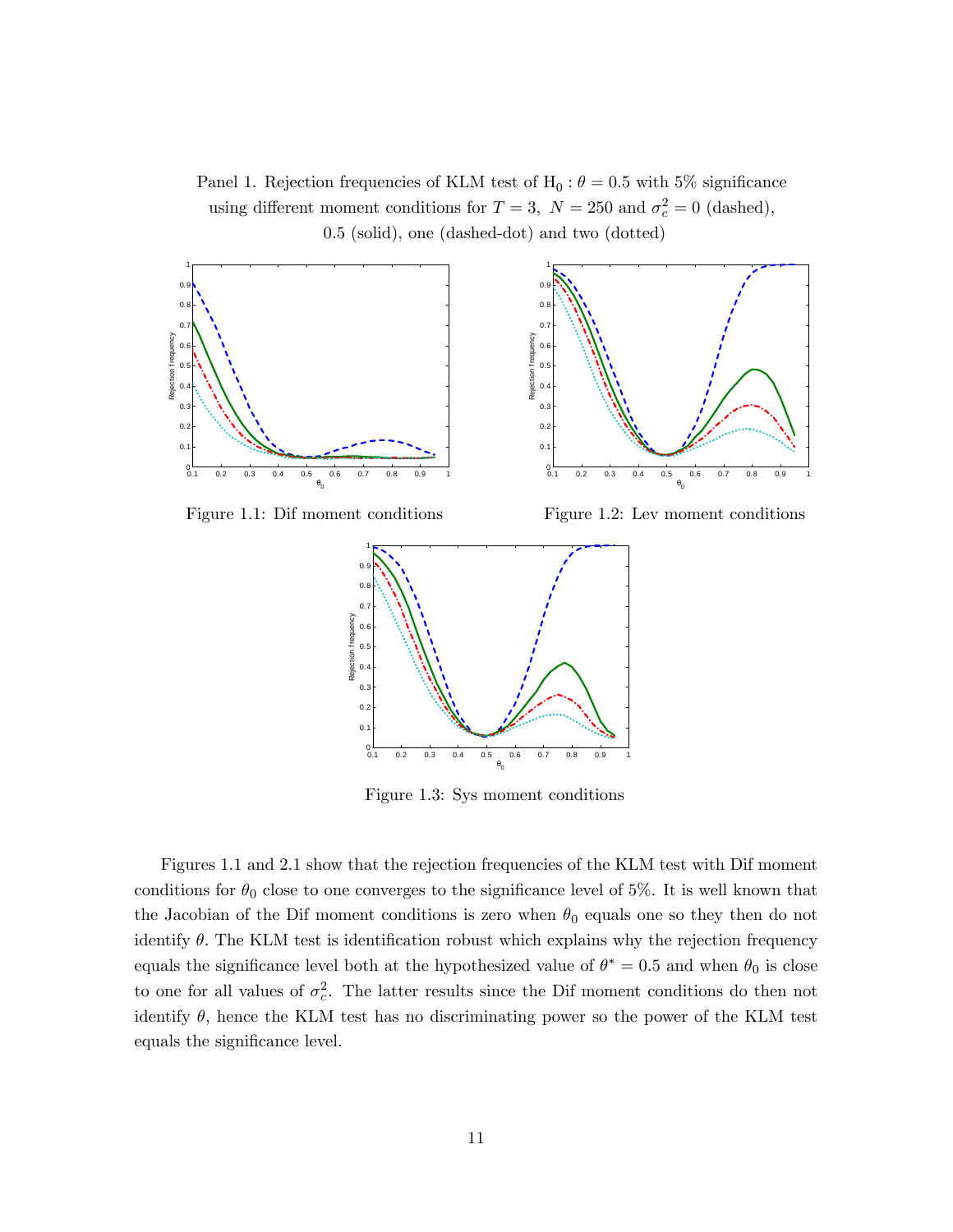Panel 1. Rejection frequencies of KLM test of $\mathrm{H}_0 : \theta = 0.5$ with 5% significance using different moment conditions for $T = 3,\ N = 250$ and $\sigma_c^2 = 0$ (dashed), 0.5 (solid), one (dashed-dot) and two (dotted)

Figure 1.1: Dif moment conditions

Figure 1.2: Lev moment conditions

Figure 1.3: Sys moment conditions

Figures 1.1 and 2.1 show that the rejection frequencies of the KLM test with Dif moment conditions for $\theta_0$ close to one converges to the significance level of 5%. It is well known that the Jacobian of the Dif moment conditions is zero when $\theta_0$ equals one so they then do not identify $\theta$. The KLM test is identification robust which explains why the rejection frequency equals the significance level both at the hypothesized value of $\theta^* = 0.5$ and when $\theta_0$ is close to one for all values of $\sigma_c^2$. The latter results since the Dif moment conditions do then not identify $\theta$, hence the KLM test has no discriminating power so the power of the KLM test equals the significance level.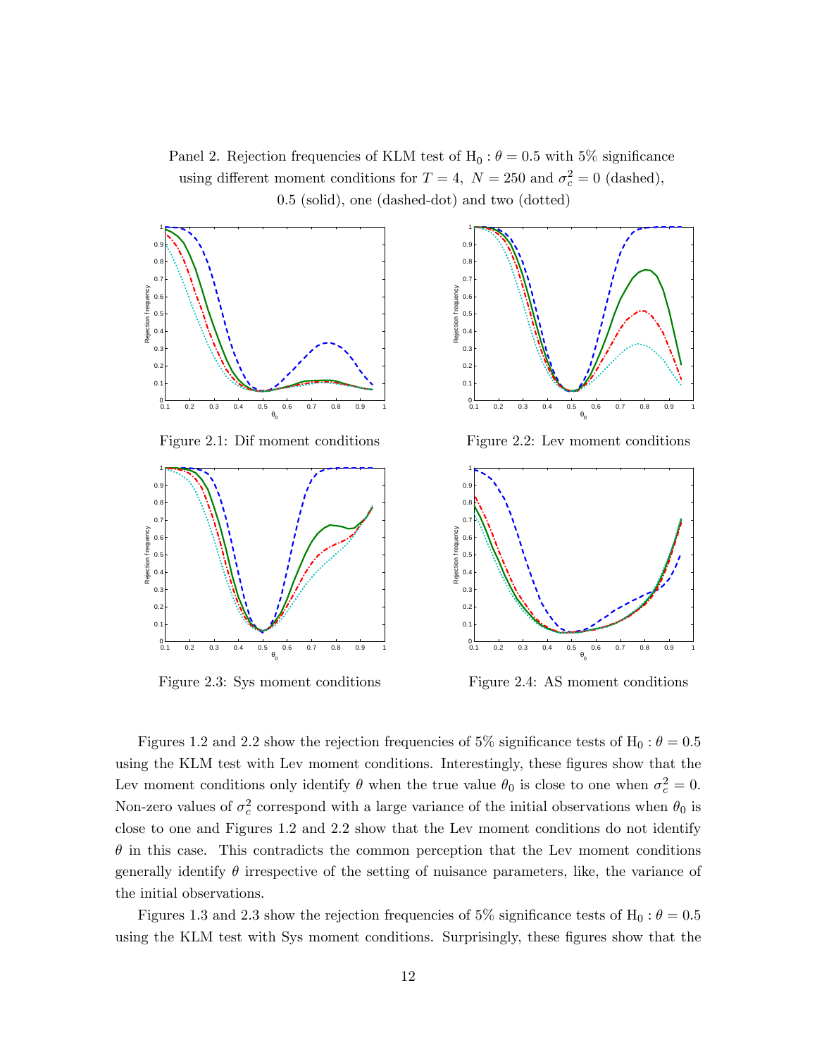Panel 2. Rejection frequencies of KLM test of $\mathrm{H}_0 : \theta = 0.5$ with 5% significance using different moment conditions for $T = 4,\ N = 250$ and $\sigma_c^2 = 0$ (dashed), 0.5 (solid), one (dashed-dot) and two (dotted)

Figure 2.1: Dif moment conditions

Figure 2.2: Lev moment conditions

Figure 2.3: Sys moment conditions

Figure 2.4: AS moment conditions

Figures 1.2 and 2.2 show the rejection frequencies of 5% significance tests of $\mathrm{H}_0 : \theta = 0.5$ using the KLM test with Lev moment conditions. Interestingly, these figures show that the Lev moment conditions only identify $\theta$ when the true value $\theta_0$ is close to one when $\sigma_c^2 = 0$. Non-zero values of $\sigma_c^2$ correspond with a large variance of the initial observations when $\theta_0$ is close to one and Figures 1.2 and 2.2 show that the Lev moment conditions do not identify $\theta$ in this case. This contradicts the common perception that the Lev moment conditions generally identify $\theta$ irrespective of the setting of nuisance parameters, like, the variance of the initial observations.

Figures 1.3 and 2.3 show the rejection frequencies of 5% significance tests of $\mathrm{H}_0 : \theta = 0.5$ using the KLM test with Sys moment conditions. Surprisingly, these figures show that the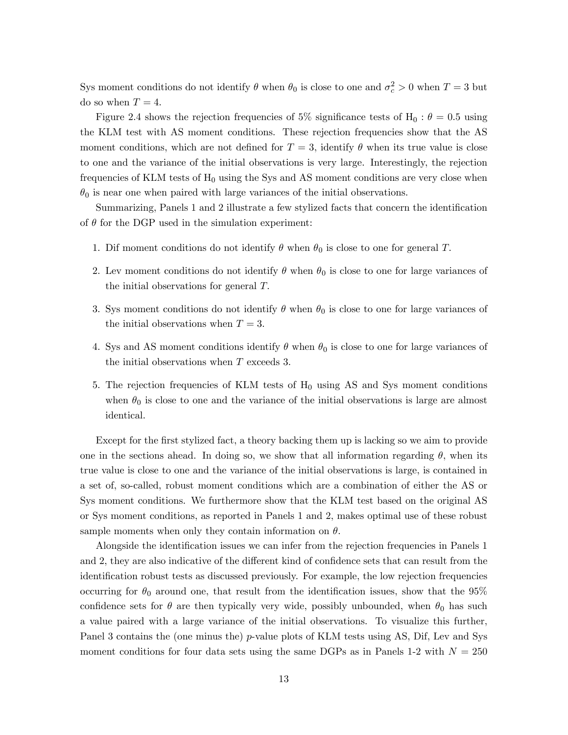Sys moment conditions do not identify $\theta$ when $\theta_0$ is close to one and $\sigma_c^2 > 0$ when $T = 3$ but do so when $T = 4$.

Figure 2.4 shows the rejection frequencies of 5% significance tests of $\text{H}_0 : \theta = 0.5$ using the KLM test with AS moment conditions. These rejection frequencies show that the AS moment conditions, which are not defined for $T = 3$, identify $\theta$ when its true value is close to one and the variance of the initial observations is very large. Interestingly, the rejection frequencies of KLM tests of $\text{H}_0$ using the Sys and AS moment conditions are very close when $\theta_0$ is near one when paired with large variances of the initial observations.

Summarizing, Panels 1 and 2 illustrate a few stylized facts that concern the identification of $\theta$ for the DGP used in the simulation experiment:

1. Dif moment conditions do not identify $\theta$ when $\theta_0$ is close to one for general $T$.
2. Lev moment conditions do not identify $\theta$ when $\theta_0$ is close to one for large variances of the initial observations for general $T$.
3. Sys moment conditions do not identify $\theta$ when $\theta_0$ is close to one for large variances of the initial observations when $T = 3$.
4. Sys and AS moment conditions identify $\theta$ when $\theta_0$ is close to one for large variances of the initial observations when $T$ exceeds 3.
5. The rejection frequencies of KLM tests of $\text{H}_0$ using AS and Sys moment conditions when $\theta_0$ is close to one and the variance of the initial observations is large are almost identical.

Except for the first stylized fact, a theory backing them up is lacking so we aim to provide one in the sections ahead. In doing so, we show that all information regarding $\theta$, when its true value is close to one and the variance of the initial observations is large, is contained in a set of, so-called, robust moment conditions which are a combination of either the AS or Sys moment conditions. We furthermore show that the KLM test based on the original AS or Sys moment conditions, as reported in Panels 1 and 2, makes optimal use of these robust sample moments when only they contain information on $\theta$.

Alongside the identification issues we can infer from the rejection frequencies in Panels 1 and 2, they are also indicative of the different kind of confidence sets that can result from the identification robust tests as discussed previously. For example, the low rejection frequencies occurring for $\theta_0$ around one, that result from the identification issues, show that the 95% confidence sets for $\theta$ are then typically very wide, possibly unbounded, when $\theta_0$ has such a value paired with a large variance of the initial observations. To visualize this further, Panel 3 contains the (one minus the) $p$-value plots of KLM tests using AS, Dif, Lev and Sys moment conditions for four data sets using the same DGPs as in Panels 1-2 with $N = 250$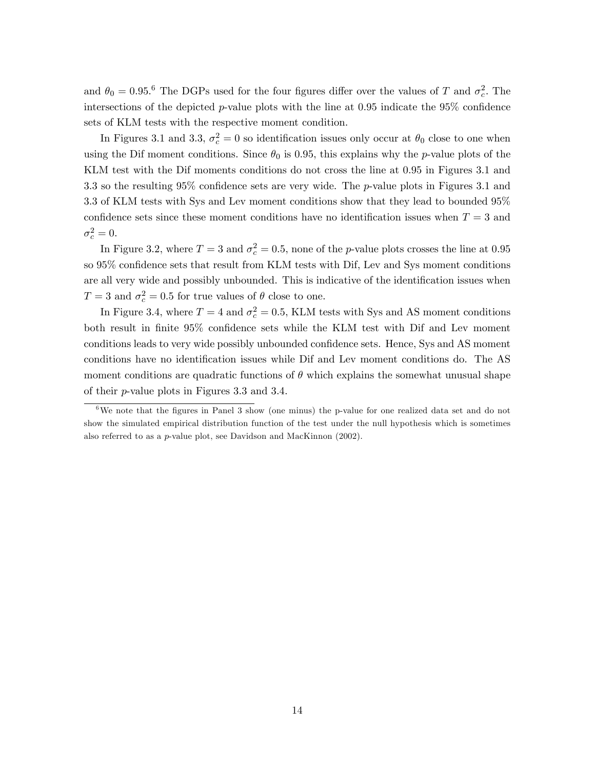and $\theta_0 = 0.95$.[6] The DGPs used for the four figures differ over the values of $T$ and $\sigma_c^2$. The intersections of the depicted $p$-value plots with the line at 0.95 indicate the 95% confidence sets of KLM tests with the respective moment condition.

In Figures 3.1 and 3.3, $\sigma_c^2 = 0$ so identification issues only occur at $\theta_0$ close to one when using the Dif moment conditions. Since $\theta_0$ is 0.95, this explains why the $p$-value plots of the KLM test with the Dif moments conditions do not cross the line at 0.95 in Figures 3.1 and 3.3 so the resulting 95% confidence sets are very wide. The $p$-value plots in Figures 3.1 and 3.3 of KLM tests with Sys and Lev moment conditions show that they lead to bounded 95% confidence sets since these moment conditions have no identification issues when $T = 3$ and $\sigma_c^2 = 0$.

In Figure 3.2, where $T = 3$ and $\sigma_c^2 = 0.5$, none of the $p$-value plots crosses the line at 0.95 so 95% confidence sets that result from KLM tests with Dif, Lev and Sys moment conditions are all very wide and possibly unbounded. This is indicative of the identification issues when $T = 3$ and $\sigma_c^2 = 0.5$ for true values of $\theta$ close to one.

In Figure 3.4, where $T = 4$ and $\sigma_c^2 = 0.5$, KLM tests with Sys and AS moment conditions both result in finite 95% confidence sets while the KLM test with Dif and Lev moment conditions leads to very wide possibly unbounded confidence sets. Hence, Sys and AS moment conditions have no identification issues while Dif and Lev moment conditions do. The AS moment conditions are quadratic functions of $\theta$ which explains the somewhat unusual shape of their $p$-value plots in Figures 3.3 and 3.4.

[6] We note that the figures in Panel 3 show (one minus) the p-value for one realized data set and do not show the simulated empirical distribution function of the test under the null hypothesis which is sometimes also referred to as a $p$-value plot, see Davidson and MacKinnon (2002).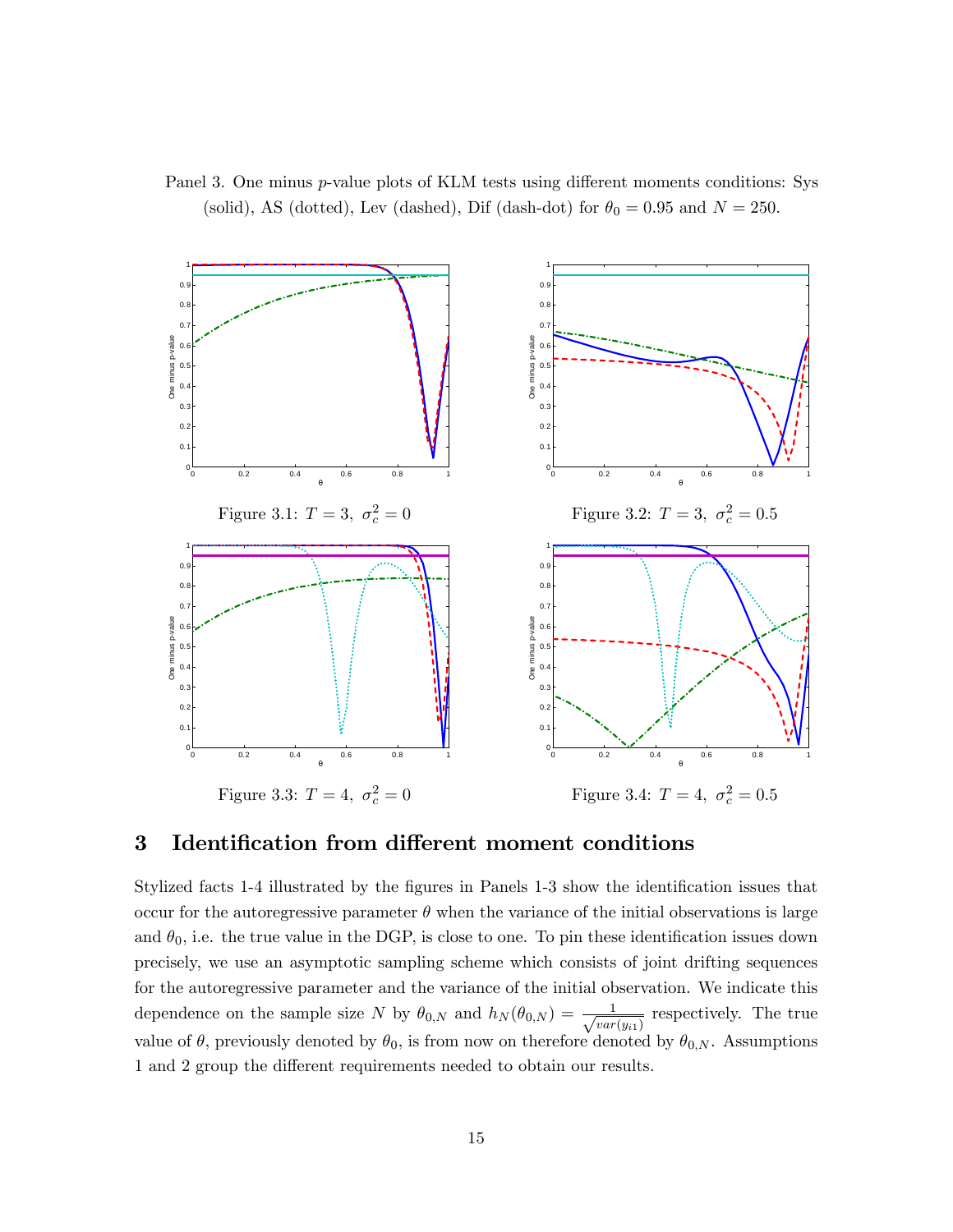Panel 3. One minus $p$-value plots of KLM tests using different moments conditions: Sys (solid), AS (dotted), Lev (dashed), Dif (dash-dot) for $\theta_0 = 0.95$ and $N = 250$.

Figure 3.1: $T = 3,\ \sigma_c^2 = 0$

Figure 3.2: $T = 3,\ \sigma_c^2 = 0.5$

Figure 3.3: $T = 4,\ \sigma_c^2 = 0$

Figure 3.4: $T = 4,\ \sigma_c^2 = 0.5$

# 3 Identification from different moment conditions

Stylized facts 1-4 illustrated by the figures in Panels 1-3 show the identification issues that occur for the autoregressive parameter $\theta$ when the variance of the initial observations is large and $\theta_0$, i.e. the true value in the DGP, is close to one. To pin these identification issues down precisely, we use an asymptotic sampling scheme which consists of joint drifting sequences for the autoregressive parameter and the variance of the initial observation. We indicate this dependence on the sample size $N$ by $\theta_{0,N}$ and $h_N(\theta_{0,N}) = \frac{1}{\sqrt{var(y_{i1})}}$ respectively. The true value of $\theta$, previously denoted by $\theta_0$, is from now on therefore denoted by $\theta_{0,N}$. Assumptions 1 and 2 group the different requirements needed to obtain our results.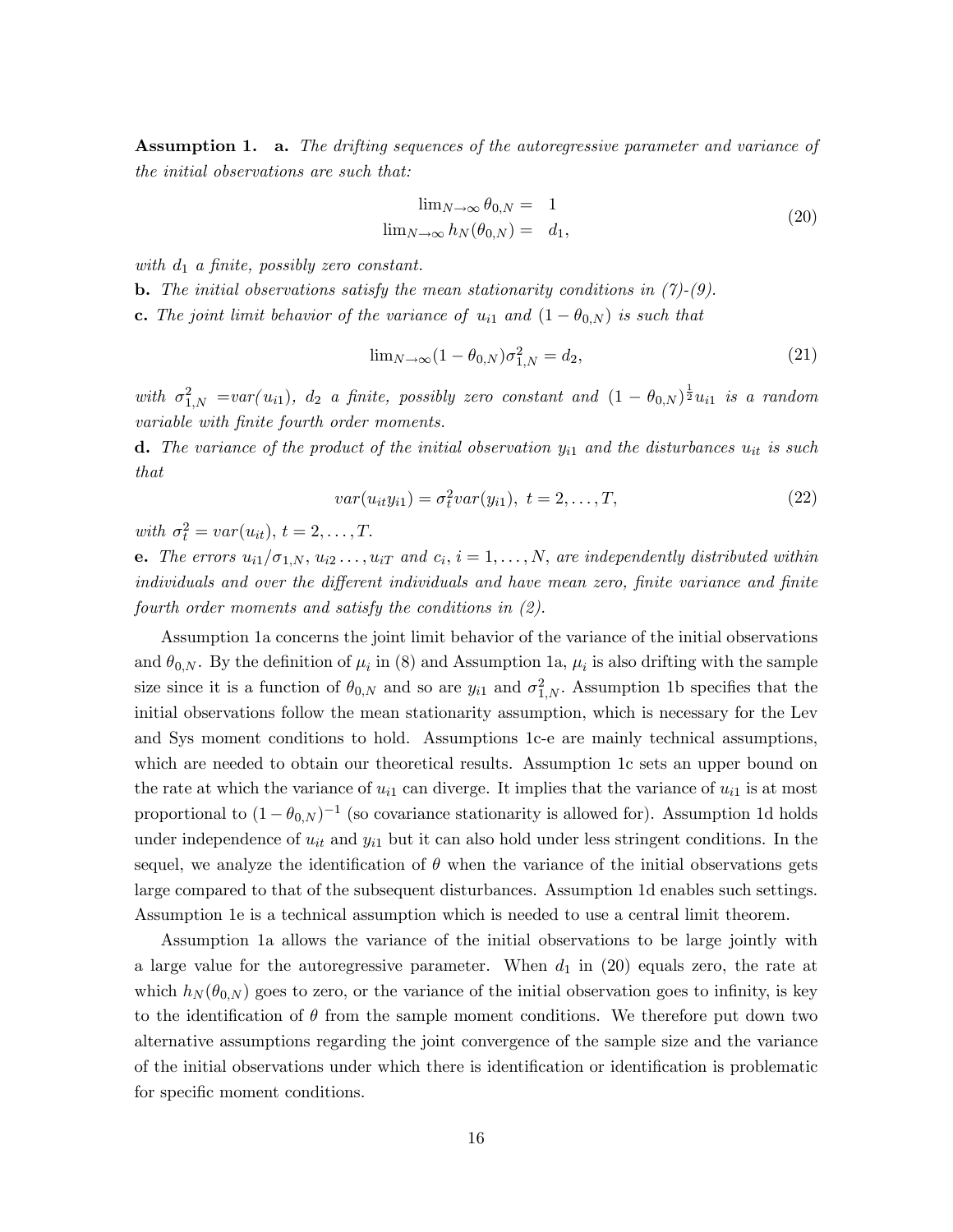**Assumption 1.** **a.** *The drifting sequences of the autoregressive parameter and variance of the initial observations are such that:*

$$
\begin{aligned}
\lim_{N\to\infty} \theta_{0,N} &= 1 \\
\lim_{N\to\infty} h_N(\theta_{0,N}) &= d_1,
\end{aligned}
\tag{20}
$$

*with $d_1$ a finite, possibly zero constant.*

**b.** *The initial observations satisfy the mean stationarity conditions in (7)-(9).*

**c.** *The joint limit behavior of the variance of $u_{i1}$ and $(1-\theta_{0,N})$ is such that*

$$
\lim_{N\to\infty}(1-\theta_{0,N})\sigma^2_{1,N} = d_2, \tag{21}
$$

*with $\sigma^2_{1,N}$ =var($u_{i1}$), $d_2$ a finite, possibly zero constant and $(1-\theta_{0,N})^{\frac{1}{2}}u_{i1}$ is a random variable with finite fourth order moments.*

**d.** *The variance of the product of the initial observation $y_{i1}$ and the disturbances $u_{it}$ is such that*

$$
var(u_{it}y_{i1}) = \sigma^2_t var(y_{i1}),\ t=2,\ldots,T, \tag{22}
$$

*with $\sigma^2_t = var(u_{it})$, $t=2,\ldots,T$.*

**e.** *The errors $u_{i1}/\sigma_{1,N}$, $u_{i2}\ldots,u_{iT}$ and $c_i$, $i=1,\ldots,N$, are independently distributed within individuals and over the different individuals and have mean zero, finite variance and finite fourth order moments and satisfy the conditions in (2).*

Assumption 1a concerns the joint limit behavior of the variance of the initial observations and $\theta_{0,N}$. By the definition of $\mu_i$ in (8) and Assumption 1a, $\mu_i$ is also drifting with the sample size since it is a function of $\theta_{0,N}$ and so are $y_{i1}$ and $\sigma^2_{1,N}$. Assumption 1b specifies that the initial observations follow the mean stationarity assumption, which is necessary for the Lev and Sys moment conditions to hold. Assumptions 1c-e are mainly technical assumptions, which are needed to obtain our theoretical results. Assumption 1c sets an upper bound on the rate at which the variance of $u_{i1}$ can diverge. It implies that the variance of $u_{i1}$ is at most proportional to $(1-\theta_{0,N})^{-1}$ (so covariance stationarity is allowed for). Assumption 1d holds under independence of $u_{it}$ and $y_{i1}$ but it can also hold under less stringent conditions. In the sequel, we analyze the identification of $\theta$ when the variance of the initial observations gets large compared to that of the subsequent disturbances. Assumption 1d enables such settings. Assumption 1e is a technical assumption which is needed to use a central limit theorem.

Assumption 1a allows the variance of the initial observations to be large jointly with a large value for the autoregressive parameter. When $d_1$ in (20) equals zero, the rate at which $h_N(\theta_{0,N})$ goes to zero, or the variance of the initial observation goes to infinity, is key to the identification of $\theta$ from the sample moment conditions. We therefore put down two alternative assumptions regarding the joint convergence of the sample size and the variance of the initial observations under which there is identification or identification is problematic for specific moment conditions.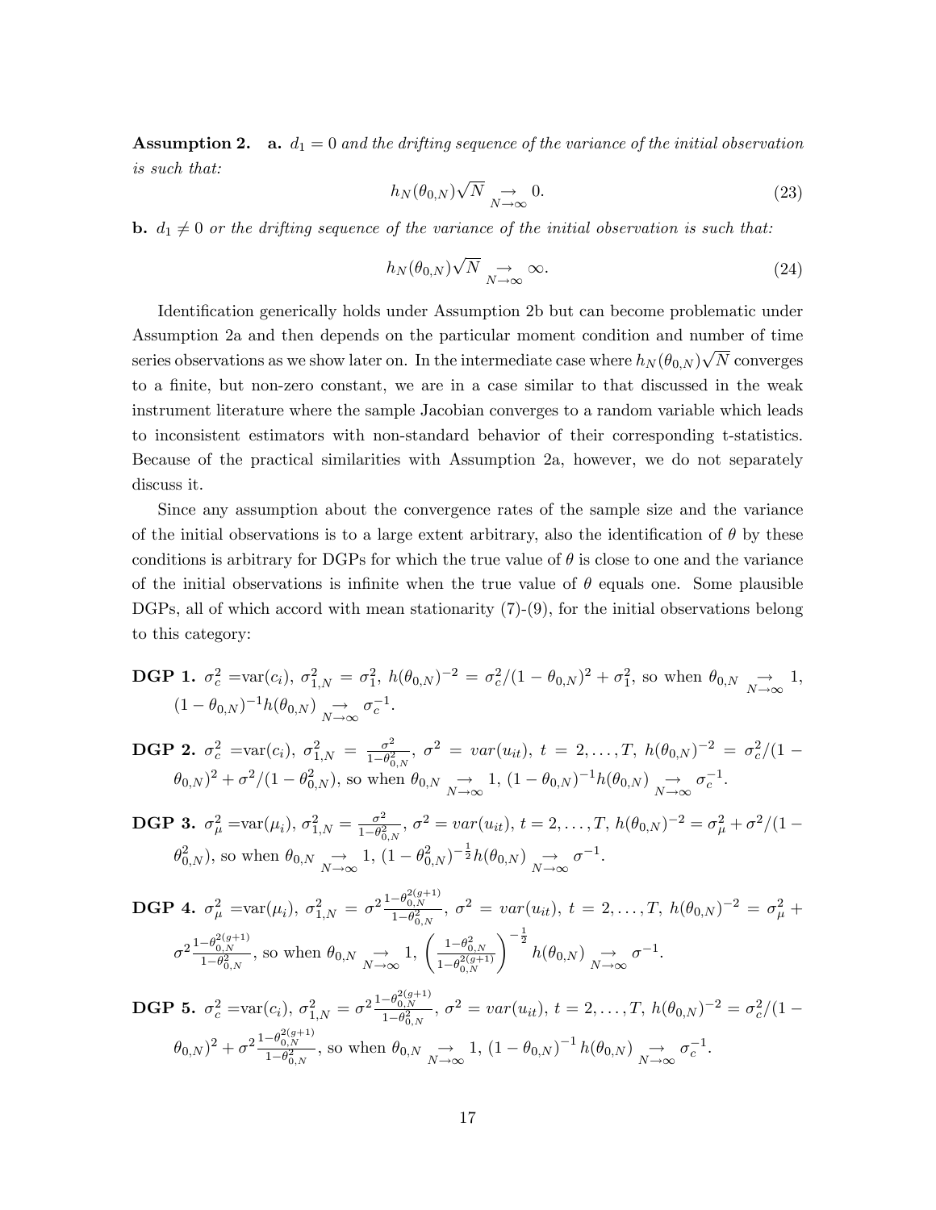**Assumption 2.** **a.** *$d_1 = 0$ and the drifting sequence of the variance of the initial observation is such that:*

$$h_N(\theta_{0,N})\sqrt{N} \underset{N\to\infty}{\to} 0. \tag{23}$$

**b.** *$d_1 \neq 0$ or the drifting sequence of the variance of the initial observation is such that:*

$$h_N(\theta_{0,N})\sqrt{N} \underset{N\to\infty}{\to} \infty. \tag{24}$$

Identification generically holds under Assumption 2b but can become problematic under Assumption 2a and then depends on the particular moment condition and number of time series observations as we show later on. In the intermediate case where $h_N(\theta_{0,N})\sqrt{N}$ converges to a finite, but non-zero constant, we are in a case similar to that discussed in the weak instrument literature where the sample Jacobian converges to a random variable which leads to inconsistent estimators with non-standard behavior of their corresponding t-statistics. Because of the practical similarities with Assumption 2a, however, we do not separately discuss it.

Since any assumption about the convergence rates of the sample size and the variance of the initial observations is to a large extent arbitrary, also the identification of $\theta$ by these conditions is arbitrary for DGPs for which the true value of $\theta$ is close to one and the variance of the initial observations is infinite when the true value of $\theta$ equals one. Some plausible DGPs, all of which accord with mean stationarity (7)-(9), for the initial observations belong to this category:

**DGP 1.** $\sigma_c^2 = \text{var}(c_i)$, $\sigma_{1,N}^2 = \sigma_1^2$, $h(\theta_{0,N})^{-2} = \sigma_c^2/(1-\theta_{0,N})^2 + \sigma_1^2$, so when $\theta_{0,N} \underset{N\to\infty}{\to} 1$, $(1-\theta_{0,N})^{-1}h(\theta_{0,N}) \underset{N\to\infty}{\to} \sigma_c^{-1}$.

**DGP 2.** $\sigma_c^2 = \text{var}(c_i)$, $\sigma_{1,N}^2 = \frac{\sigma^2}{1-\theta_{0,N}^2}$, $\sigma^2 = var(u_{it})$, $t = 2,\ldots,T$, $h(\theta_{0,N})^{-2} = \sigma_c^2/(1-\theta_{0,N})^2 + \sigma^2/(1-\theta_{0,N}^2)$, so when $\theta_{0,N} \underset{N\to\infty}{\to} 1$, $(1-\theta_{0,N})^{-1}h(\theta_{0,N}) \underset{N\to\infty}{\to} \sigma_c^{-1}$.

**DGP 3.** $\sigma_\mu^2 = \text{var}(\mu_i)$, $\sigma_{1,N}^2 = \frac{\sigma^2}{1-\theta_{0,N}^2}$, $\sigma^2 = var(u_{it})$, $t = 2,\ldots,T$, $h(\theta_{0,N})^{-2} = \sigma_\mu^2 + \sigma^2/(1-\theta_{0,N}^2)$, so when $\theta_{0,N} \underset{N\to\infty}{\to} 1$, $(1-\theta_{0,N}^2)^{-\frac{1}{2}}h(\theta_{0,N}) \underset{N\to\infty}{\to} \sigma^{-1}$.

**DGP 4.** $\sigma_\mu^2 = \text{var}(\mu_i)$, $\sigma_{1,N}^2 = \sigma^2\frac{1-\theta_{0,N}^{2(g+1)}}{1-\theta_{0,N}^2}$, $\sigma^2 = var(u_{it})$, $t = 2,\ldots,T$, $h(\theta_{0,N})^{-2} = \sigma_\mu^2 + \sigma^2\frac{1-\theta_{0,N}^{2(g+1)}}{1-\theta_{0,N}^2}$, so when $\theta_{0,N} \underset{N\to\infty}{\to} 1$, $\left(\frac{1-\theta_{0,N}^2}{1-\theta_{0,N}^{2(g+1)}}\right)^{-\frac{1}{2}} h(\theta_{0,N}) \underset{N\to\infty}{\to} \sigma^{-1}$.

**DGP 5.** $\sigma_c^2 = \text{var}(c_i)$, $\sigma_{1,N}^2 = \sigma^2\frac{1-\theta_{0,N}^{2(g+1)}}{1-\theta_{0,N}^2}$, $\sigma^2 = var(u_{it})$, $t = 2,\ldots,T$, $h(\theta_{0,N})^{-2} = \sigma_c^2/(1-\theta_{0,N})^2 + \sigma^2\frac{1-\theta_{0,N}^{2(g+1)}}{1-\theta_{0,N}^2}$, so when $\theta_{0,N} \underset{N\to\infty}{\to} 1$, $(1-\theta_{0,N})^{-1}h(\theta_{0,N}) \underset{N\to\infty}{\to} \sigma_c^{-1}$.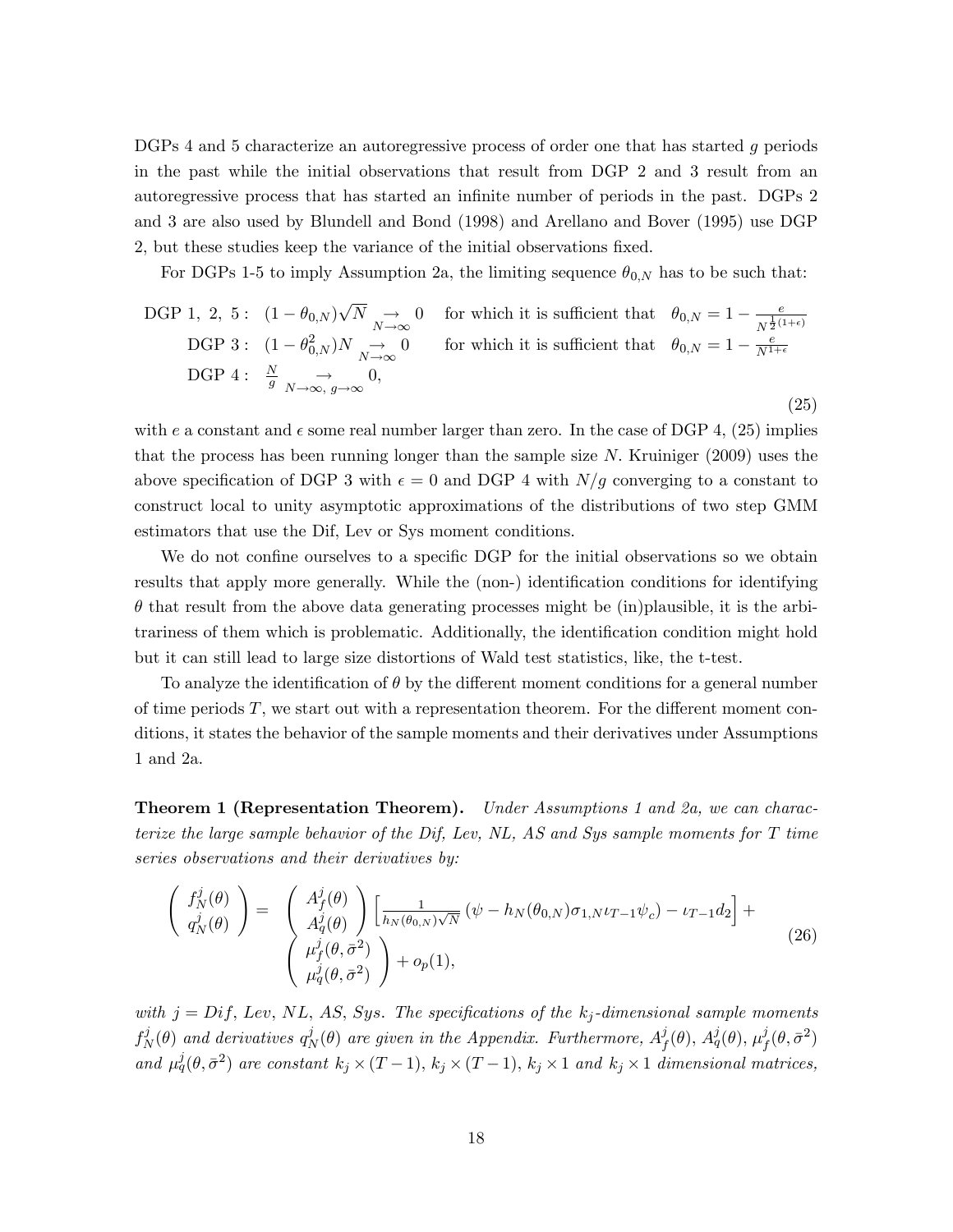DGPs 4 and 5 characterize an autoregressive process of order one that has started $g$ periods in the past while the initial observations that result from DGP 2 and 3 result from an autoregressive process that has started an infinite number of periods in the past. DGPs 2 and 3 are also used by Blundell and Bond (1998) and Arellano and Bover (1995) use DGP 2, but these studies keep the variance of the initial observations fixed.

For DGPs 1-5 to imply Assumption 2a, the limiting sequence $\theta_{0,N}$ has to be such that:

$$
\begin{array}{rlll}
\text{DGP 1, 2, 5}: & (1-\theta_{0,N})\sqrt{N} \underset{N\to\infty}{\to} 0 & \text{for which it is sufficient that} & \theta_{0,N} = 1 - \frac{e}{N^{\frac{1}{2}(1+\epsilon)}} \\
\text{DGP 3}: & (1-\theta_{0,N}^2)N \underset{N\to\infty}{\to} 0 & \text{for which it is sufficient that} & \theta_{0,N} = 1 - \frac{e}{N^{1+\epsilon}} \\
\text{DGP 4}: & \frac{N}{g} \underset{N\to\infty,\ g\to\infty}{\to} 0, & &
\end{array}
\tag{25}
$$

with $e$ a constant and $\epsilon$ some real number larger than zero. In the case of DGP 4, (25) implies that the process has been running longer than the sample size $N$. Kruiniger (2009) uses the above specification of DGP 3 with $\epsilon = 0$ and DGP 4 with $N/g$ converging to a constant to construct local to unity asymptotic approximations of the distributions of two step GMM estimators that use the Dif, Lev or Sys moment conditions.

We do not confine ourselves to a specific DGP for the initial observations so we obtain results that apply more generally. While the (non-) identification conditions for identifying $\theta$ that result from the above data generating processes might be (in)plausible, it is the arbitrariness of them which is problematic. Additionally, the identification condition might hold but it can still lead to large size distortions of Wald test statistics, like, the t-test.

To analyze the identification of $\theta$ by the different moment conditions for a general number of time periods $T$, we start out with a representation theorem. For the different moment conditions, it states the behavior of the sample moments and their derivatives under Assumptions 1 and 2a.

**Theorem 1 (Representation Theorem).** *Under Assumptions 1 and 2a, we can characterize the large sample behavior of the Dif, Lev, NL, AS and Sys sample moments for T time series observations and their derivatives by:*

$$
\begin{pmatrix} f_N^j(\theta) \\ q_N^j(\theta) \end{pmatrix} = \begin{pmatrix} A_f^j(\theta) \\ A_q^j(\theta) \end{pmatrix} \left[ \frac{1}{h_N(\theta_{0,N})\sqrt{N}} \left(\psi - h_N(\theta_{0,N})\sigma_{1,N}\iota_{T-1}\psi_c\right) - \iota_{T-1} d_2 \right] + \begin{pmatrix} \mu_f^j(\theta, \bar{\sigma}^2) \\ \mu_q^j(\theta, \bar{\sigma}^2) \end{pmatrix} + o_p(1),
\tag{26}
$$

*with $j = Dif,\ Lev,\ NL,\ AS,\ Sys$. The specifications of the $k_j$-dimensional sample moments $f_N^j(\theta)$ and derivatives $q_N^j(\theta)$ are given in the Appendix. Furthermore, $A_f^j(\theta)$, $A_q^j(\theta)$, $\mu_f^j(\theta, \bar{\sigma}^2)$ and $\mu_q^j(\theta, \bar{\sigma}^2)$ are constant $k_j \times (T-1)$, $k_j \times (T-1)$, $k_j \times 1$ and $k_j \times 1$ dimensional matrices,*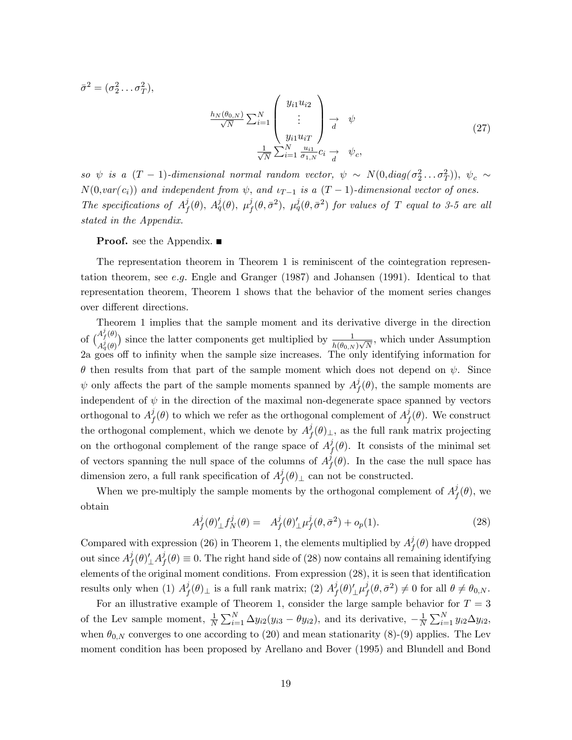$\bar{\sigma}^2 = (\sigma_2^2 \ldots \sigma_T^2)$,

$$
\begin{array}{c}
\frac{h_N(\theta_{0,N})}{\sqrt{N}} \sum_{i=1}^N \begin{pmatrix} y_{i1}u_{i2} \\ \vdots \\ y_{i1}u_{iT} \end{pmatrix} \underset{d}{\rightarrow} \quad \psi \\
\frac{1}{\sqrt{N}} \sum_{i=1}^N \frac{u_{i1}}{\sigma_{1,N}} c_i \underset{d}{\rightarrow} \quad \psi_c,
\end{array}
\tag{27}
$$

*so $\psi$ is a $(T-1)$-dimensional normal random vector, $\psi \sim N(0, diag(\sigma_2^2 \ldots \sigma_T^2))$, $\psi_c \sim N(0, var(c_i))$ and independent from $\psi$, and $\iota_{T-1}$ is a $(T-1)$-dimensional vector of ones. The specifications of $A_f^j(\theta)$, $A_q^j(\theta)$, $\mu_f^j(\theta, \bar{\sigma}^2)$, $\mu_q^j(\theta, \bar{\sigma}^2)$ for values of $T$ equal to 3-5 are all stated in the Appendix.*

**Proof.** see the Appendix. ■

The representation theorem in Theorem 1 is reminiscent of the cointegration representation theorem, see *e.g.* Engle and Granger (1987) and Johansen (1991). Identical to that representation theorem, Theorem 1 shows that the behavior of the moment series changes over different directions.

Theorem 1 implies that the sample moment and its derivative diverge in the direction of $\binom{A_f^j(\theta)}{A_q^j(\theta)}$ since the latter components get multiplied by $\frac{1}{h(\theta_{0,N})\sqrt{N}}$, which under Assumption 2a goes off to infinity when the sample size increases. The only identifying information for $\theta$ then results from that part of the sample moment which does not depend on $\psi$. Since $\psi$ only affects the part of the sample moments spanned by $A_f^j(\theta)$, the sample moments are independent of $\psi$ in the direction of the maximal non-degenerate space spanned by vectors orthogonal to $A_f^j(\theta)$ to which we refer as the orthogonal complement of $A_f^j(\theta)$. We construct the orthogonal complement, which we denote by $A_f^j(\theta)_\perp$, as the full rank matrix projecting on the orthogonal complement of the range space of $A_f^j(\theta)$. It consists of the minimal set of vectors spanning the null space of the columns of $A_f^j(\theta)$. In the case the null space has dimension zero, a full rank specification of $A_f^j(\theta)_\perp$ can not be constructed.

When we pre-multiply the sample moments by the orthogonal complement of $A_f^j(\theta)$, we obtain

$$
A_f^j(\theta)'_\perp f_N^j(\theta) = \quad A_f^j(\theta)'_\perp \mu_f^j(\theta, \bar{\sigma}^2) + o_p(1). \tag{28}
$$

Compared with expression (26) in Theorem 1, the elements multiplied by $A_f^j(\theta)$ have dropped out since $A_f^j(\theta)'_\perp A_f^j(\theta) \equiv 0$. The right hand side of (28) now contains all remaining identifying elements of the original moment conditions. From expression (28), it is seen that identification results only when (1) $A_f^j(\theta)_\perp$ is a full rank matrix; (2) $A_f^j(\theta)'_\perp \mu_f^j(\theta, \bar{\sigma}^2) \neq 0$ for all $\theta \neq \theta_{0,N}$.

For an illustrative example of Theorem 1, consider the large sample behavior for $T = 3$ of the Lev sample moment, $\frac{1}{N}\sum_{i=1}^N \Delta y_{i2}(y_{i3} - \theta y_{i2})$, and its derivative, $-\frac{1}{N}\sum_{i=1}^N y_{i2}\Delta y_{i2}$, when $\theta_{0,N}$ converges to one according to (20) and mean stationarity (8)-(9) applies. The Lev moment condition has been proposed by Arellano and Bover (1995) and Blundell and Bond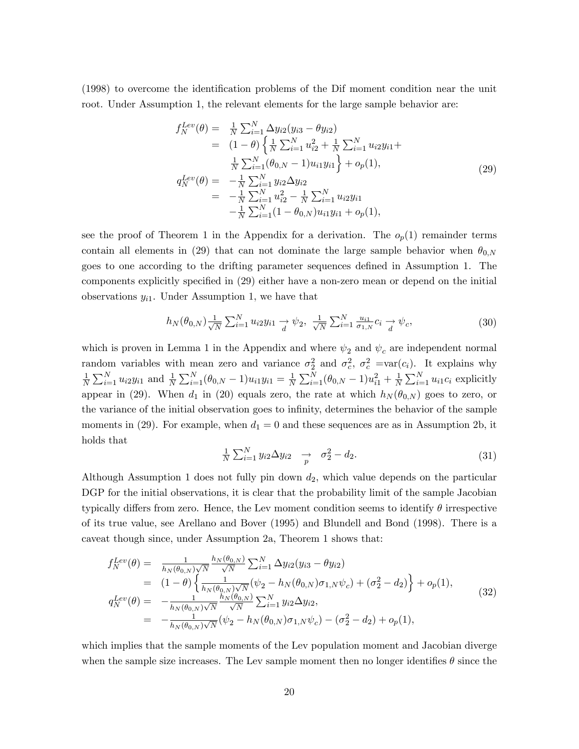(1998) to overcome the identification problems of the Dif moment condition near the unit root. Under Assumption 1, the relevant elements for the large sample behavior are:

$$
\begin{array}{rcl}
f_N^{Lev}(\theta) & = & \frac{1}{N}\sum_{i=1}^N \Delta y_{i2}(y_{i3}-\theta y_{i2}) \\
& = & (1-\theta)\left\{\frac{1}{N}\sum_{i=1}^N u_{i2}^2 + \frac{1}{N}\sum_{i=1}^N u_{i2}y_{i1} + \right. \\
& & \left. \frac{1}{N}\sum_{i=1}^N (\theta_{0,N}-1)u_{i1}y_{i1}\right\} + o_p(1), \\
q_N^{Lev}(\theta) & = & -\frac{1}{N}\sum_{i=1}^N y_{i2}\Delta y_{i2} \\
& = & -\frac{1}{N}\sum_{i=1}^N u_{i2}^2 - \frac{1}{N}\sum_{i=1}^N u_{i2}y_{i1} \\
& & -\frac{1}{N}\sum_{i=1}^N (1-\theta_{0,N})u_{i1}y_{i1} + o_p(1),
\end{array}
\tag{29}
$$

see the proof of Theorem 1 in the Appendix for a derivation. The $o_p(1)$ remainder terms contain all elements in (29) that can not dominate the large sample behavior when $\theta_{0,N}$ goes to one according to the drifting parameter sequences defined in Assumption 1. The components explicitly specified in (29) either have a non-zero mean or depend on the initial observations $y_{i1}$. Under Assumption 1, we have that

$$
h_N(\theta_{0,N})\frac{1}{\sqrt{N}}\sum_{i=1}^N u_{i2}y_{i1} \underset{d}{\rightarrow} \psi_2, \;\; \frac{1}{\sqrt{N}}\sum_{i=1}^N \frac{u_{i1}}{\sigma_{1,N}}c_i \underset{d}{\rightarrow} \psi_c, \tag{30}
$$

which is proven in Lemma 1 in the Appendix and where $\psi_2$ and $\psi_c$ are independent normal random variables with mean zero and variance $\sigma_2^2$ and $\sigma_c^2$, $\sigma_c^2$ =var$(c_i)$. It explains why $\frac{1}{N}\sum_{i=1}^N u_{i2}y_{i1}$ and $\frac{1}{N}\sum_{i=1}^N(\theta_{0,N}-1)u_{i1}y_{i1} = \frac{1}{N}\sum_{i=1}^N(\theta_{0,N}-1)u_{i1}^2 + \frac{1}{N}\sum_{i=1}^N u_{i1}c_i$ explicitly appear in (29). When $d_1$ in (20) equals zero, the rate at which $h_N(\theta_{0,N})$ goes to zero, or the variance of the initial observation goes to infinity, determines the behavior of the sample moments in (29). For example, when $d_1 = 0$ and these sequences are as in Assumption 2b, it holds that

$$
\frac{1}{N}\sum_{i=1}^N y_{i2}\Delta y_{i2} \;\; \underset{p}{\rightarrow} \;\; \sigma_2^2 - d_2. \tag{31}
$$

Although Assumption 1 does not fully pin down $d_2$, which value depends on the particular DGP for the initial observations, it is clear that the probability limit of the sample Jacobian typically differs from zero. Hence, the Lev moment condition seems to identify $\theta$ irrespective of its true value, see Arellano and Bover (1995) and Blundell and Bond (1998). There is a caveat though since, under Assumption 2a, Theorem 1 shows that:

$$
\begin{array}{rcl}
f_N^{Lev}(\theta) & = & \frac{1}{h_N(\theta_{0,N})\sqrt{N}}\frac{h_N(\theta_{0,N})}{\sqrt{N}}\sum_{i=1}^N \Delta y_{i2}(y_{i3}-\theta y_{i2}) \\
& = & (1-\theta)\left\{\frac{1}{h_N(\theta_{0,N})\sqrt{N}}(\psi_2 - h_N(\theta_{0,N})\sigma_{1,N}\psi_c) + (\sigma_2^2 - d_2)\right\} + o_p(1), \\
q_N^{Lev}(\theta) & = & -\frac{1}{h_N(\theta_{0,N})\sqrt{N}}\frac{h_N(\theta_{0,N})}{\sqrt{N}}\sum_{i=1}^N y_{i2}\Delta y_{i2}, \\
& = & -\frac{1}{h_N(\theta_{0,N})\sqrt{N}}(\psi_2 - h_N(\theta_{0,N})\sigma_{1,N}\psi_c) - (\sigma_2^2 - d_2) + o_p(1),
\end{array}
\tag{32}
$$

which implies that the sample moments of the Lev population moment and Jacobian diverge when the sample size increases. The Lev sample moment then no longer identifies $\theta$ since the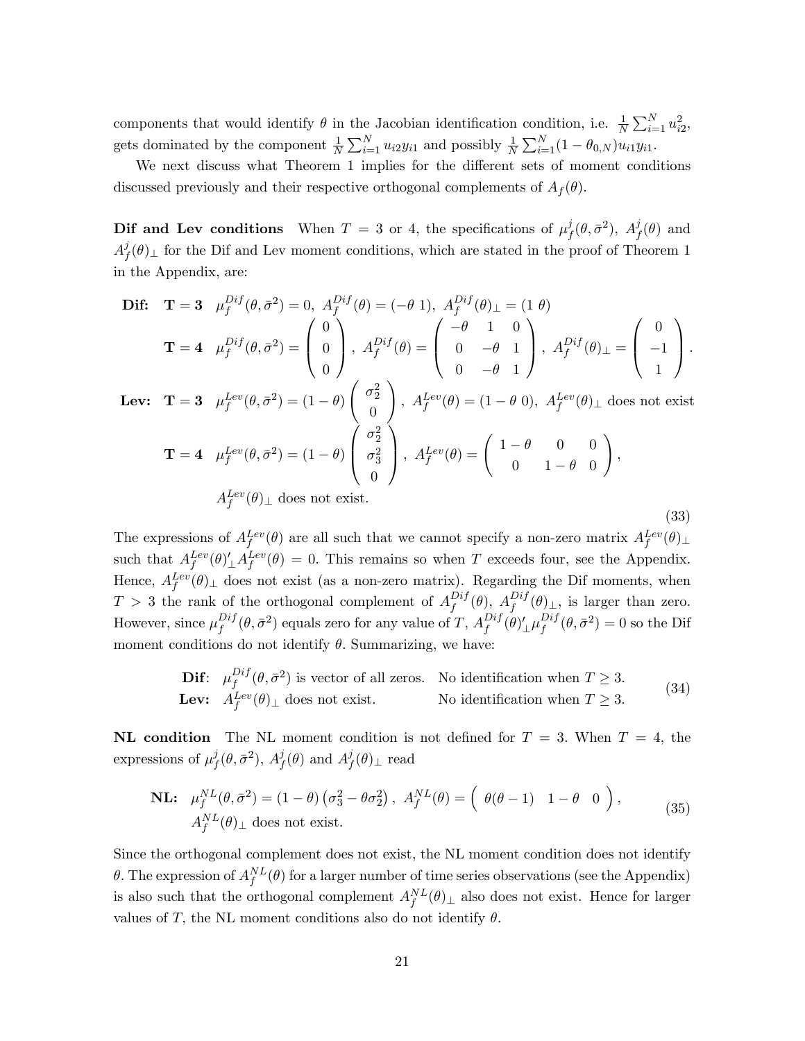components that would identify $\theta$ in the Jacobian identification condition, i.e. $\frac{1}{N}\sum_{i=1}^{N} u_{i2}^2$, gets dominated by the component $\frac{1}{N}\sum_{i=1}^{N} u_{i2}y_{i1}$ and possibly $\frac{1}{N}\sum_{i=1}^{N}(1-\theta_{0,N})u_{i1}y_{i1}$.

We next discuss what Theorem 1 implies for the different sets of moment conditions discussed previously and their respective orthogonal complements of $A_f(\theta)$.

**Dif and Lev conditions** When $T=3$ or 4, the specifications of $\mu_f^j(\theta,\bar{\sigma}^2)$, $A_f^j(\theta)$ and $A_f^j(\theta)_\perp$ for the Dif and Lev moment conditions, which are stated in the proof of Theorem 1 in the Appendix, are:

$$
\begin{array}{lll}
\textbf{Dif:} & \mathbf{T=3} & \mu_f^{Dif}(\theta,\bar{\sigma}^2)=0,\ A_f^{Dif}(\theta)=(-\theta\ 1),\ A_f^{Dif}(\theta)_\perp=(1\ \theta) \\
& \mathbf{T=4} & \mu_f^{Dif}(\theta,\bar{\sigma}^2)=\begin{pmatrix}0\\0\\0\end{pmatrix},\ A_f^{Dif}(\theta)=\begin{pmatrix}-\theta & 1 & 0\\ 0 & -\theta & 1\\ 0 & -\theta & 1\end{pmatrix},\ A_f^{Dif}(\theta)_\perp=\begin{pmatrix}0\\-1\\1\end{pmatrix}. \\
\textbf{Lev:} & \mathbf{T=3} & \mu_f^{Lev}(\theta,\bar{\sigma}^2)=(1-\theta)\begin{pmatrix}\sigma_2^2\\0\end{pmatrix},\ A_f^{Lev}(\theta)=(1-\theta\ 0),\ A_f^{Lev}(\theta)_\perp \text{ does not exist} \\
& \mathbf{T=4} & \mu_f^{Lev}(\theta,\bar{\sigma}^2)=(1-\theta)\begin{pmatrix}\sigma_2^2\\ \sigma_3^2\\0\end{pmatrix},\ A_f^{Lev}(\theta)=\begin{pmatrix}1-\theta & 0 & 0\\ 0 & 1-\theta & 0\end{pmatrix}, \\
& & A_f^{Lev}(\theta)_\perp \text{ does not exist.}
\end{array}
\tag{33}
$$

The expressions of $A_f^{Lev}(\theta)$ are all such that we cannot specify a non-zero matrix $A_f^{Lev}(\theta)_\perp$ such that $A_f^{Lev}(\theta)'_\perp A_f^{Lev}(\theta)=0$. This remains so when $T$ exceeds four, see the Appendix. Hence, $A_f^{Lev}(\theta)_\perp$ does not exist (as a non-zero matrix). Regarding the Dif moments, when $T>3$ the rank of the orthogonal complement of $A_f^{Dif}(\theta)$, $A_f^{Dif}(\theta)_\perp$, is larger than zero. However, since $\mu_f^{Dif}(\theta,\bar{\sigma}^2)$ equals zero for any value of $T$, $A_f^{Dif}(\theta)'_\perp\mu_f^{Dif}(\theta,\bar{\sigma}^2)=0$ so the Dif moment conditions do not identify $\theta$. Summarizing, we have:

$$
\begin{array}{lll}
\textbf{Dif}: & \mu_f^{Dif}(\theta,\bar{\sigma}^2) \text{ is vector of all zeros.} & \text{No identification when } T\geq 3.\\
\textbf{Lev:} & A_f^{Lev}(\theta)_\perp \text{ does not exist.} & \text{No identification when } T\geq 3.
\end{array}
\tag{34}
$$

**NL condition** The NL moment condition is not defined for $T=3$. When $T=4$, the expressions of $\mu_f^j(\theta,\bar{\sigma}^2)$, $A_f^j(\theta)$ and $A_f^j(\theta)_\perp$ read

$$
\begin{array}{ll}
\textbf{NL:} & \mu_f^{NL}(\theta,\bar{\sigma}^2)=(1-\theta)\left(\sigma_3^2-\theta\sigma_2^2\right),\ A_f^{NL}(\theta)=\begin{pmatrix}\theta(\theta-1) & 1-\theta & 0\end{pmatrix},\\
& A_f^{NL}(\theta)_\perp \text{ does not exist.}
\end{array}
\tag{35}
$$

Since the orthogonal complement does not exist, the NL moment condition does not identify $\theta$. The expression of $A_f^{NL}(\theta)$ for a larger number of time series observations (see the Appendix) is also such that the orthogonal complement $A_f^{NL}(\theta)_\perp$ also does not exist. Hence for larger values of $T$, the NL moment conditions also do not identify $\theta$.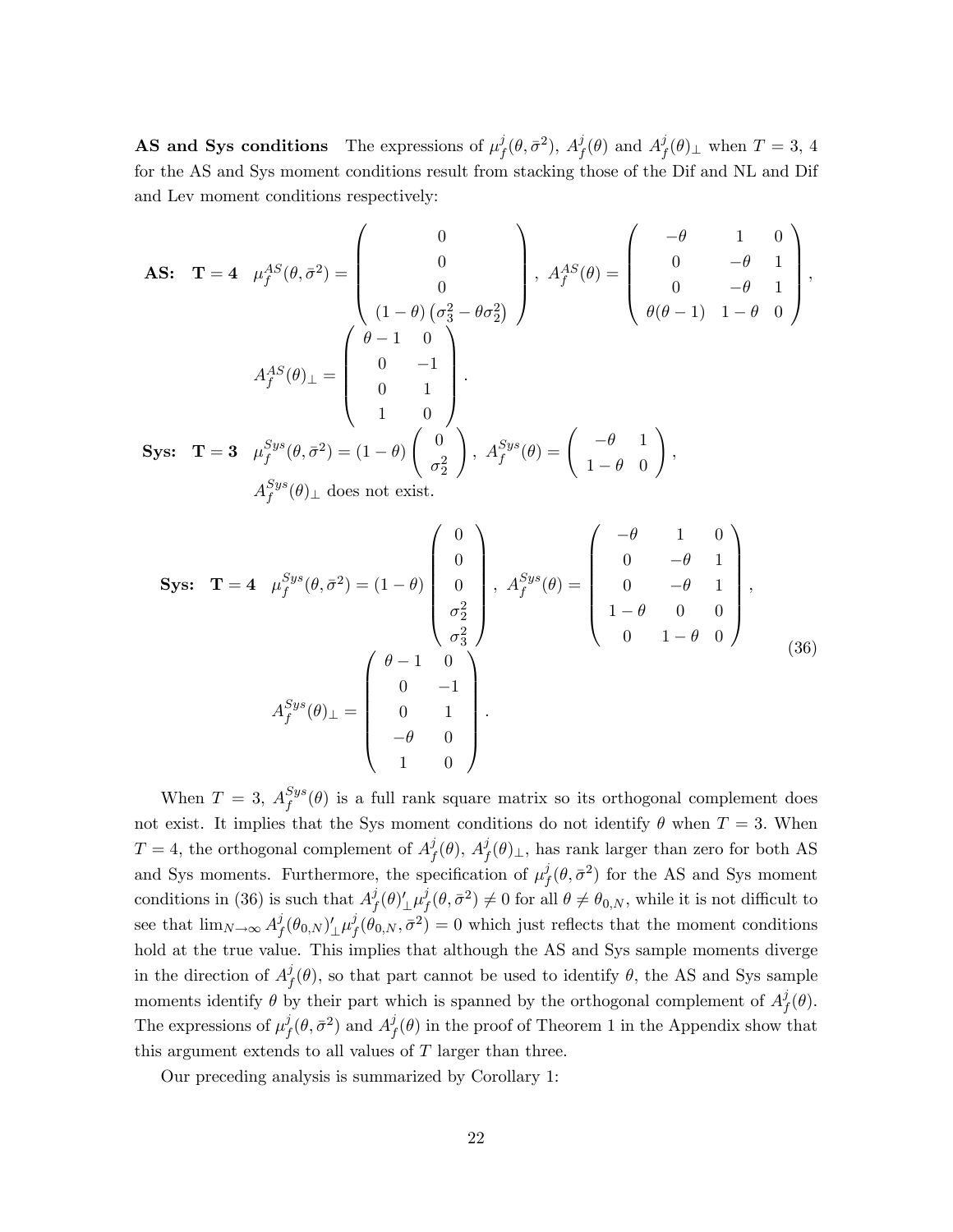**AS and Sys conditions** The expressions of $\mu_f^j(\theta, \bar{\sigma}^2)$, $A_f^j(\theta)$ and $A_f^j(\theta)_\perp$ when $T = 3$, 4 for the AS and Sys moment conditions result from stacking those of the Dif and NL and Dif and Lev moment conditions respectively:

$$
\textbf{AS:}\quad \mathbf{T=4}\quad \mu_f^{AS}(\theta, \bar{\sigma}^2) = \begin{pmatrix} 0 \\ 0 \\ 0 \\ (1-\theta)\left(\sigma_3^2 - \theta\sigma_2^2\right) \end{pmatrix},\ A_f^{AS}(\theta) = \begin{pmatrix} -\theta & 1 & 0 \\ 0 & -\theta & 1 \\ 0 & -\theta & 1 \\ \theta(\theta-1) & 1-\theta & 0 \end{pmatrix},
$$

$$
A_f^{AS}(\theta)_\perp = \begin{pmatrix} \theta-1 & 0 \\ 0 & -1 \\ 0 & 1 \\ 1 & 0 \end{pmatrix}.
$$

$$
\textbf{Sys:}\quad \mathbf{T=3}\quad \mu_f^{Sys}(\theta, \bar{\sigma}^2) = (1-\theta)\begin{pmatrix} 0 \\ \sigma_2^2 \end{pmatrix},\ A_f^{Sys}(\theta) = \begin{pmatrix} -\theta & 1 \\ 1-\theta & 0 \end{pmatrix},
$$

$A_f^{Sys}(\theta)_\perp$ does not exist.

$$
\textbf{Sys:}\quad \mathbf{T=4}\quad \mu_f^{Sys}(\theta, \bar{\sigma}^2) = (1-\theta)\begin{pmatrix} 0 \\ 0 \\ 0 \\ \sigma_2^2 \\ \sigma_3^2 \end{pmatrix},\ A_f^{Sys}(\theta) = \begin{pmatrix} -\theta & 1 & 0 \\ 0 & -\theta & 1 \\ 0 & -\theta & 1 \\ 1-\theta & 0 & 0 \\ 0 & 1-\theta & 0 \end{pmatrix},
$$

$$
A_f^{Sys}(\theta)_\perp = \begin{pmatrix} \theta-1 & 0 \\ 0 & -1 \\ 0 & 1 \\ -\theta & 0 \\ 1 & 0 \end{pmatrix}. \tag{36}
$$

When $T = 3$, $A_f^{Sys}(\theta)$ is a full rank square matrix so its orthogonal complement does not exist. It implies that the Sys moment conditions do not identify $\theta$ when $T = 3$. When $T = 4$, the orthogonal complement of $A_f^j(\theta)$, $A_f^j(\theta)_\perp$, has rank larger than zero for both AS and Sys moments. Furthermore, the specification of $\mu_f^j(\theta, \bar{\sigma}^2)$ for the AS and Sys moment conditions in (36) is such that $A_f^j(\theta)'_\perp \mu_f^j(\theta, \bar{\sigma}^2) \neq 0$ for all $\theta \neq \theta_{0,N}$, while it is not difficult to see that $\lim_{N\to\infty} A_f^j(\theta_{0,N})'_\perp \mu_f^j(\theta_{0,N}, \bar{\sigma}^2) = 0$ which just reflects that the moment conditions hold at the true value. This implies that although the AS and Sys sample moments diverge in the direction of $A_f^j(\theta)$, so that part cannot be used to identify $\theta$, the AS and Sys sample moments identify $\theta$ by their part which is spanned by the orthogonal complement of $A_f^j(\theta)$. The expressions of $\mu_f^j(\theta, \bar{\sigma}^2)$ and $A_f^j(\theta)$ in the proof of Theorem 1 in the Appendix show that this argument extends to all values of $T$ larger than three.

Our preceding analysis is summarized by Corollary 1: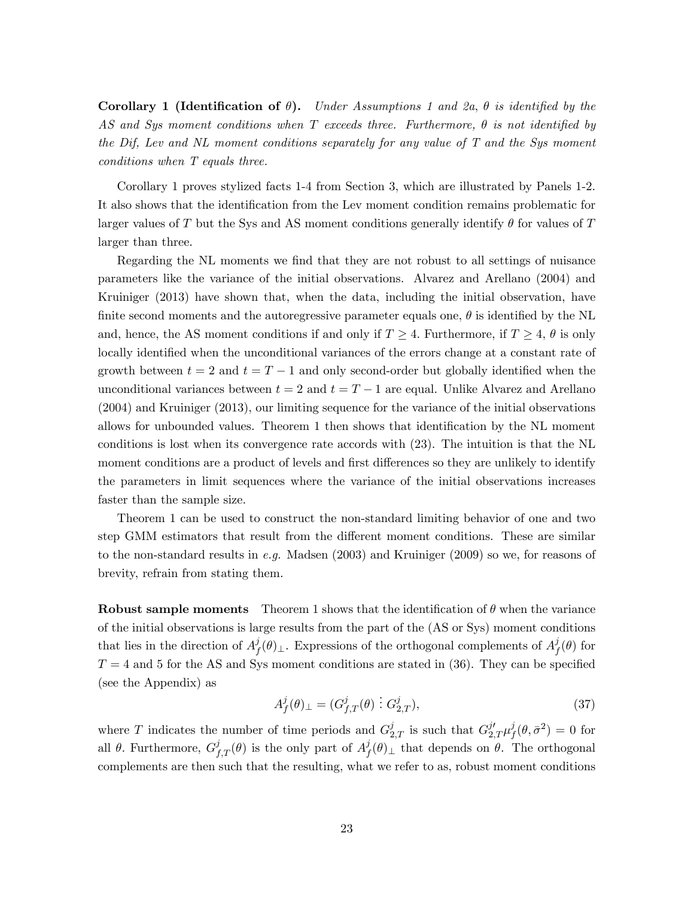**Corollary 1 (Identification of $\theta$).** *Under Assumptions 1 and 2a, $\theta$ is identified by the AS and Sys moment conditions when $T$ exceeds three. Furthermore, $\theta$ is not identified by the Dif, Lev and NL moment conditions separately for any value of $T$ and the Sys moment conditions when $T$ equals three.*

Corollary 1 proves stylized facts 1-4 from Section 3, which are illustrated by Panels 1-2. It also shows that the identification from the Lev moment condition remains problematic for larger values of $T$ but the Sys and AS moment conditions generally identify $\theta$ for values of $T$ larger than three.

Regarding the NL moments we find that they are not robust to all settings of nuisance parameters like the variance of the initial observations. Alvarez and Arellano (2004) and Kruiniger (2013) have shown that, when the data, including the initial observation, have finite second moments and the autoregressive parameter equals one, $\theta$ is identified by the NL and, hence, the AS moment conditions if and only if $T \geq 4$. Furthermore, if $T \geq 4$, $\theta$ is only locally identified when the unconditional variances of the errors change at a constant rate of growth between $t = 2$ and $t = T - 1$ and only second-order but globally identified when the unconditional variances between $t = 2$ and $t = T - 1$ are equal. Unlike Alvarez and Arellano (2004) and Kruiniger (2013), our limiting sequence for the variance of the initial observations allows for unbounded values. Theorem 1 then shows that identification by the NL moment conditions is lost when its convergence rate accords with (23). The intuition is that the NL moment conditions are a product of levels and first differences so they are unlikely to identify the parameters in limit sequences where the variance of the initial observations increases faster than the sample size.

Theorem 1 can be used to construct the non-standard limiting behavior of one and two step GMM estimators that result from the different moment conditions. These are similar to the non-standard results in *e.g.* Madsen (2003) and Kruiniger (2009) so we, for reasons of brevity, refrain from stating them.

**Robust sample moments** Theorem 1 shows that the identification of $\theta$ when the variance of the initial observations is large results from the part of the (AS or Sys) moment conditions that lies in the direction of $A_f^j(\theta)_\perp$. Expressions of the orthogonal complements of $A_f^j(\theta)$ for $T = 4$ and 5 for the AS and Sys moment conditions are stated in (36). They can be specified (see the Appendix) as

$$A_f^j(\theta)_\perp = (G_{f,T}^j(\theta) \vdots G_{2,T}^j), \tag{37}$$

where $T$ indicates the number of time periods and $G_{2,T}^j$ is such that $G_{2,T}^{j\prime}\mu_f^j(\theta, \bar{\sigma}^2) = 0$ for all $\theta$. Furthermore, $G_{f,T}^j(\theta)$ is the only part of $A_f^j(\theta)_\perp$ that depends on $\theta$. The orthogonal complements are then such that the resulting, what we refer to as, robust moment conditions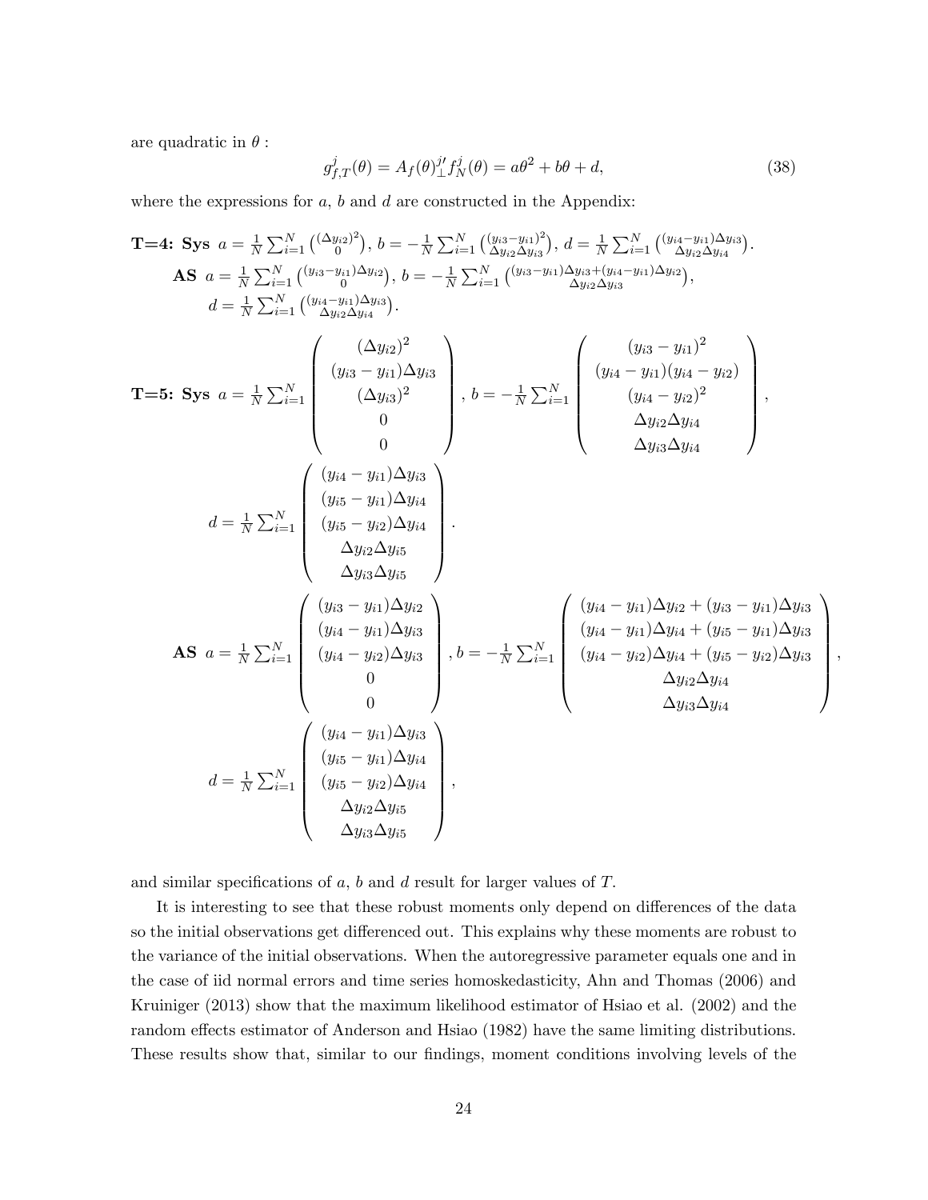are quadratic in $\theta$ :

$$g^j_{f,T}(\theta) = A_f(\theta)^{j\prime}_{\perp} f^j_N(\theta) = a\theta^2 + b\theta + d, \tag{38}$$

where the expressions for $a$, $b$ and $d$ are constructed in the Appendix:

**T=4: Sys** $a = \frac{1}{N}\sum_{i=1}^N \binom{(\Delta y_{i2})^2}{0}$, $b = -\frac{1}{N}\sum_{i=1}^N \binom{(y_{i3}-y_{i1})^2}{\Delta y_{i2}\Delta y_{i3}}$, $d = \frac{1}{N}\sum_{i=1}^N \binom{(y_{i4}-y_{i1})\Delta y_{i3}}{\Delta y_{i2}\Delta y_{i4}}$.

**AS** $a = \frac{1}{N}\sum_{i=1}^N \binom{(y_{i3}-y_{i1})\Delta y_{i2}}{0}$, $b = -\frac{1}{N}\sum_{i=1}^N \binom{(y_{i3}-y_{i1})\Delta y_{i3}+(y_{i4}-y_{i1})\Delta y_{i2}}{\Delta y_{i2}\Delta y_{i3}}$,
$d = \frac{1}{N}\sum_{i=1}^N \binom{(y_{i4}-y_{i1})\Delta y_{i3}}{\Delta y_{i2}\Delta y_{i4}}$.

**T=5: Sys** 
$$a = \frac{1}{N}\sum_{i=1}^N \begin{pmatrix} (\Delta y_{i2})^2 \\ (y_{i3}-y_{i1})\Delta y_{i3} \\ (\Delta y_{i3})^2 \\ 0 \\ 0 \end{pmatrix}, \; b = -\frac{1}{N}\sum_{i=1}^N \begin{pmatrix} (y_{i3}-y_{i1})^2 \\ (y_{i4}-y_{i1})(y_{i4}-y_{i2}) \\ (y_{i4}-y_{i2})^2 \\ \Delta y_{i2}\Delta y_{i4} \\ \Delta y_{i3}\Delta y_{i4} \end{pmatrix},$$

$$d = \frac{1}{N}\sum_{i=1}^N \begin{pmatrix} (y_{i4}-y_{i1})\Delta y_{i3} \\ (y_{i5}-y_{i1})\Delta y_{i4} \\ (y_{i5}-y_{i2})\Delta y_{i4} \\ \Delta y_{i2}\Delta y_{i5} \\ \Delta y_{i3}\Delta y_{i5} \end{pmatrix}.$$

**AS** 
$$a = \frac{1}{N}\sum_{i=1}^N \begin{pmatrix} (y_{i3}-y_{i1})\Delta y_{i2} \\ (y_{i4}-y_{i1})\Delta y_{i3} \\ (y_{i4}-y_{i2})\Delta y_{i3} \\ 0 \\ 0 \end{pmatrix}, \; b = -\frac{1}{N}\sum_{i=1}^N \begin{pmatrix} (y_{i4}-y_{i1})\Delta y_{i2} + (y_{i3}-y_{i1})\Delta y_{i3} \\ (y_{i4}-y_{i1})\Delta y_{i4} + (y_{i5}-y_{i1})\Delta y_{i3} \\ (y_{i4}-y_{i2})\Delta y_{i4} + (y_{i5}-y_{i2})\Delta y_{i3} \\ \Delta y_{i2}\Delta y_{i4} \\ \Delta y_{i3}\Delta y_{i4} \end{pmatrix},$$

$$d = \frac{1}{N}\sum_{i=1}^N \begin{pmatrix} (y_{i4}-y_{i1})\Delta y_{i3} \\ (y_{i5}-y_{i1})\Delta y_{i4} \\ (y_{i5}-y_{i2})\Delta y_{i4} \\ \Delta y_{i2}\Delta y_{i5} \\ \Delta y_{i3}\Delta y_{i5} \end{pmatrix},$$

and similar specifications of $a$, $b$ and $d$ result for larger values of $T$.

It is interesting to see that these robust moments only depend on differences of the data so the initial observations get differenced out. This explains why these moments are robust to the variance of the initial observations. When the autoregressive parameter equals one and in the case of iid normal errors and time series homoskedasticity, Ahn and Thomas (2006) and Kruiniger (2013) show that the maximum likelihood estimator of Hsiao et al. (2002) and the random effects estimator of Anderson and Hsiao (1982) have the same limiting distributions. These results show that, similar to our findings, moment conditions involving levels of the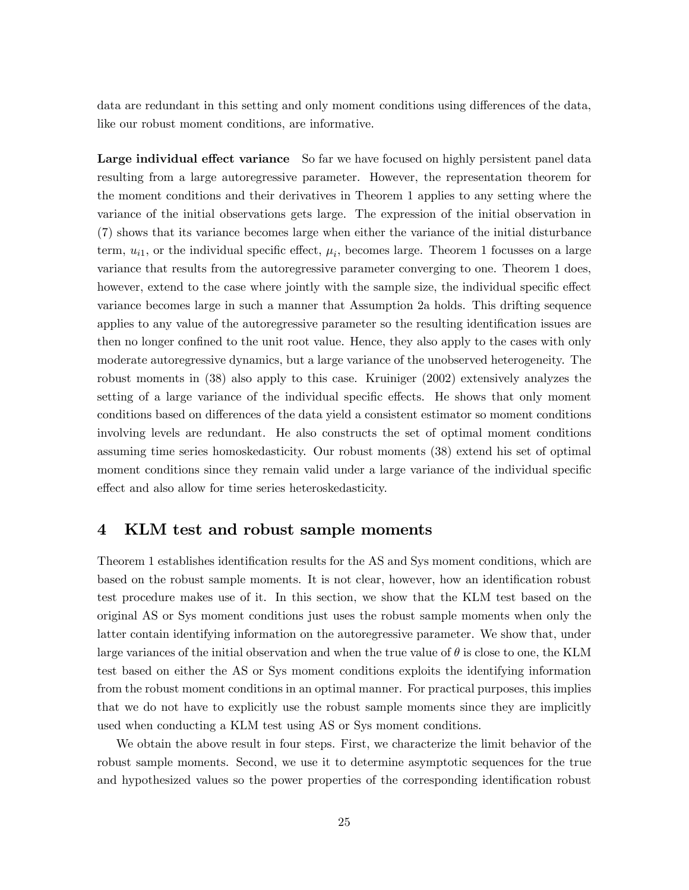data are redundant in this setting and only moment conditions using differences of the data, like our robust moment conditions, are informative.

**Large individual effect variance** So far we have focused on highly persistent panel data resulting from a large autoregressive parameter. However, the representation theorem for the moment conditions and their derivatives in Theorem 1 applies to any setting where the variance of the initial observations gets large. The expression of the initial observation in (7) shows that its variance becomes large when either the variance of the initial disturbance term, $u_{i1}$, or the individual specific effect, $\mu_i$, becomes large. Theorem 1 focusses on a large variance that results from the autoregressive parameter converging to one. Theorem 1 does, however, extend to the case where jointly with the sample size, the individual specific effect variance becomes large in such a manner that Assumption 2a holds. This drifting sequence applies to any value of the autoregressive parameter so the resulting identification issues are then no longer confined to the unit root value. Hence, they also apply to the cases with only moderate autoregressive dynamics, but a large variance of the unobserved heterogeneity. The robust moments in (38) also apply to this case. Kruiniger (2002) extensively analyzes the setting of a large variance of the individual specific effects. He shows that only moment conditions based on differences of the data yield a consistent estimator so moment conditions involving levels are redundant. He also constructs the set of optimal moment conditions assuming time series homoskedasticity. Our robust moments (38) extend his set of optimal moment conditions since they remain valid under a large variance of the individual specific effect and also allow for time series heteroskedasticity.

## 4 KLM test and robust sample moments

Theorem 1 establishes identification results for the AS and Sys moment conditions, which are based on the robust sample moments. It is not clear, however, how an identification robust test procedure makes use of it. In this section, we show that the KLM test based on the original AS or Sys moment conditions just uses the robust sample moments when only the latter contain identifying information on the autoregressive parameter. We show that, under large variances of the initial observation and when the true value of $\theta$ is close to one, the KLM test based on either the AS or Sys moment conditions exploits the identifying information from the robust moment conditions in an optimal manner. For practical purposes, this implies that we do not have to explicitly use the robust sample moments since they are implicitly used when conducting a KLM test using AS or Sys moment conditions.

We obtain the above result in four steps. First, we characterize the limit behavior of the robust sample moments. Second, we use it to determine asymptotic sequences for the true and hypothesized values so the power properties of the corresponding identification robust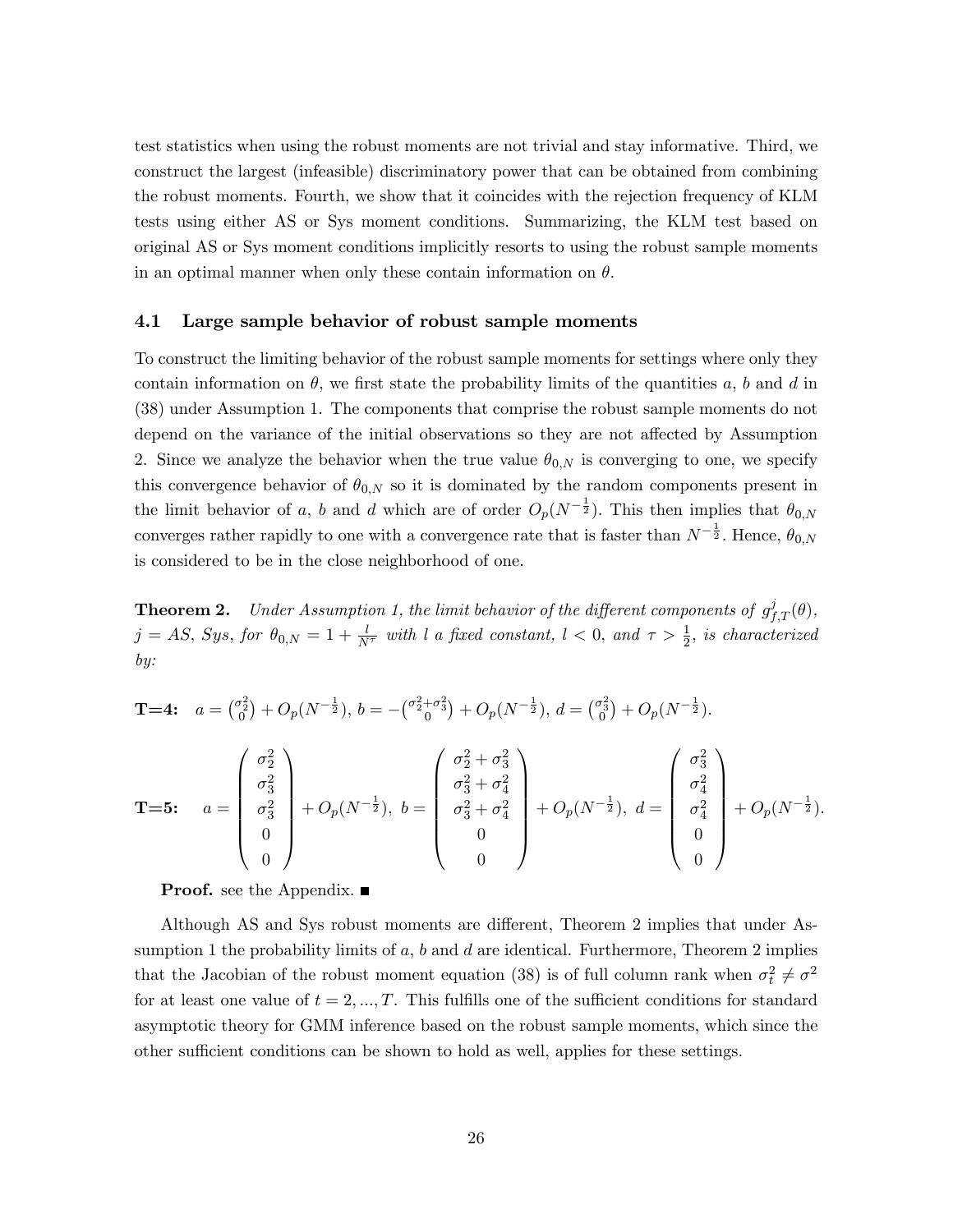test statistics when using the robust moments are not trivial and stay informative. Third, we construct the largest (infeasible) discriminatory power that can be obtained from combining the robust moments. Fourth, we show that it coincides with the rejection frequency of KLM tests using either AS or Sys moment conditions. Summarizing, the KLM test based on original AS or Sys moment conditions implicitly resorts to using the robust sample moments in an optimal manner when only these contain information on $\theta$.

### 4.1 Large sample behavior of robust sample moments

To construct the limiting behavior of the robust sample moments for settings where only they contain information on $\theta$, we first state the probability limits of the quantities $a$, $b$ and $d$ in (38) under Assumption 1. The components that comprise the robust sample moments do not depend on the variance of the initial observations so they are not affected by Assumption 2. Since we analyze the behavior when the true value $\theta_{0,N}$ is converging to one, we specify this convergence behavior of $\theta_{0,N}$ so it is dominated by the random components present in the limit behavior of $a$, $b$ and $d$ which are of order $O_p(N^{-\frac{1}{2}})$. This then implies that $\theta_{0,N}$ converges rather rapidly to one with a convergence rate that is faster than $N^{-\frac{1}{2}}$. Hence, $\theta_{0,N}$ is considered to be in the close neighborhood of one.

**Theorem 2.** *Under Assumption 1, the limit behavior of the different components of $g^j_{f,T}(\theta)$, $j$ = AS, Sys, for $\theta_{0,N} = 1 + \frac{l}{N^\tau}$ with $l$ a fixed constant, $l < 0$, and $\tau > \frac{1}{2}$, is characterized by:*

**T=4:** $a = \binom{\sigma_2^2}{0} + O_p(N^{-\frac{1}{2}})$, $b = -\binom{\sigma_2^2+\sigma_3^2}{0} + O_p(N^{-\frac{1}{2}})$, $d = \binom{\sigma_3^2}{0} + O_p(N^{-\frac{1}{2}})$.

**T=5:**
$$a = \begin{pmatrix} \sigma_2^2 \\ \sigma_3^2 \\ \sigma_3^2 \\ 0 \\ 0 \end{pmatrix} + O_p(N^{-\frac{1}{2}}),\ b = \begin{pmatrix} \sigma_2^2 + \sigma_3^2 \\ \sigma_3^2 + \sigma_4^2 \\ \sigma_3^2 + \sigma_4^2 \\ 0 \\ 0 \end{pmatrix} + O_p(N^{-\frac{1}{2}}),\ d = \begin{pmatrix} \sigma_3^2 \\ \sigma_4^2 \\ \sigma_4^2 \\ 0 \\ 0 \end{pmatrix} + O_p(N^{-\frac{1}{2}}).$$

**Proof.** see the Appendix. ■

Although AS and Sys robust moments are different, Theorem 2 implies that under Assumption 1 the probability limits of $a$, $b$ and $d$ are identical. Furthermore, Theorem 2 implies that the Jacobian of the robust moment equation (38) is of full column rank when $\sigma_t^2 \neq \sigma^2$ for at least one value of $t = 2, ..., T$. This fulfills one of the sufficient conditions for standard asymptotic theory for GMM inference based on the robust sample moments, which since the other sufficient conditions can be shown to hold as well, applies for these settings.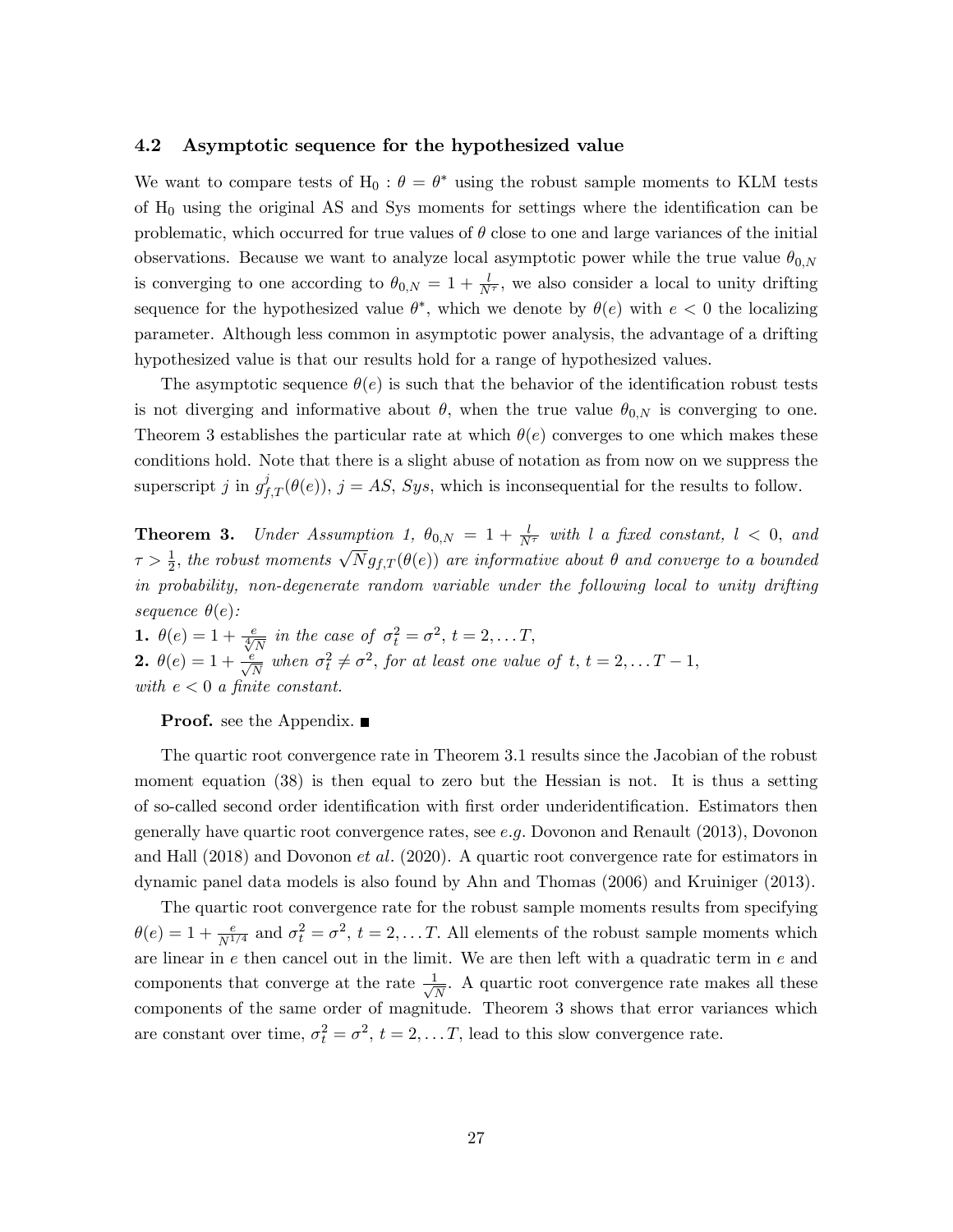### 4.2 Asymptotic sequence for the hypothesized value

We want to compare tests of $\text{H}_0 : \theta = \theta^*$ using the robust sample moments to KLM tests of $\text{H}_0$ using the original AS and Sys moments for settings where the identification can be problematic, which occurred for true values of $\theta$ close to one and large variances of the initial observations. Because we want to analyze local asymptotic power while the true value $\theta_{0,N}$ is converging to one according to $\theta_{0,N} = 1 + \frac{l}{N^\tau}$, we also consider a local to unity drifting sequence for the hypothesized value $\theta^*$, which we denote by $\theta(e)$ with $e < 0$ the localizing parameter. Although less common in asymptotic power analysis, the advantage of a drifting hypothesized value is that our results hold for a range of hypothesized values.

The asymptotic sequence $\theta(e)$ is such that the behavior of the identification robust tests is not diverging and informative about $\theta$, when the true value $\theta_{0,N}$ is converging to one. Theorem 3 establishes the particular rate at which $\theta(e)$ converges to one which makes these conditions hold. Note that there is a slight abuse of notation as from now on we suppress the superscript $j$ in $g^j_{f,T}(\theta(e))$, $j = AS$, $Sys$, which is inconsequential for the results to follow.

**Theorem 3.** *Under Assumption 1, $\theta_{0,N} = 1 + \frac{l}{N^\tau}$ with $l$ a fixed constant, $l < 0$, and $\tau > \frac{1}{2}$, the robust moments $\sqrt{N} g_{f,T}(\theta(e))$ are informative about $\theta$ and converge to a bounded in probability, non-degenerate random variable under the following local to unity drifting sequence $\theta(e)$:*
**1.** $\theta(e) = 1 + \frac{e}{\sqrt[4]{N}}$ *in the case of $\sigma_t^2 = \sigma^2$, $t = 2, \ldots T$,*
**2.** $\theta(e) = 1 + \frac{e}{\sqrt{N}}$ *when $\sigma_t^2 \neq \sigma^2$, for at least one value of $t$, $t = 2, \ldots T - 1$,*
*with $e < 0$ a finite constant.*

**Proof.** see the Appendix. ■

The quartic root convergence rate in Theorem 3.1 results since the Jacobian of the robust moment equation (38) is then equal to zero but the Hessian is not. It is thus a setting of so-called second order identification with first order underidentification. Estimators then generally have quartic root convergence rates, see *e.g.* Dovonon and Renault (2013), Dovonon and Hall (2018) and Dovonon *et al*. (2020). A quartic root convergence rate for estimators in dynamic panel data models is also found by Ahn and Thomas (2006) and Kruiniger (2013).

The quartic root convergence rate for the robust sample moments results from specifying $\theta(e) = 1 + \frac{e}{N^{1/4}}$ and $\sigma_t^2 = \sigma^2$, $t = 2, \ldots T$. All elements of the robust sample moments which are linear in $e$ then cancel out in the limit. We are then left with a quadratic term in $e$ and components that converge at the rate $\frac{1}{\sqrt{N}}$. A quartic root convergence rate makes all these components of the same order of magnitude. Theorem 3 shows that error variances which are constant over time, $\sigma_t^2 = \sigma^2$, $t = 2, \ldots T$, lead to this slow convergence rate.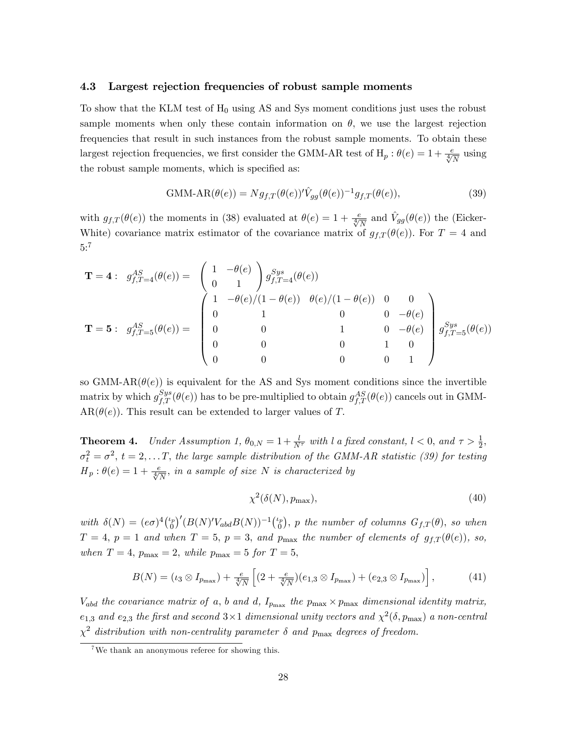### 4.3 Largest rejection frequencies of robust sample moments

To show that the KLM test of $H_0$ using AS and Sys moment conditions just uses the robust sample moments when only these contain information on $\theta$, we use the largest rejection frequencies that result in such instances from the robust sample moments. To obtain these largest rejection frequencies, we first consider the GMM-AR test of $H_p : \theta(e) = 1 + \frac{e}{\sqrt[4]{N}}$ using the robust sample moments, which is specified as:

$$\text{GMM-AR}(\theta(e)) = N g_{f,T}(\theta(e))' \hat{V}_{gg}(\theta(e))^{-1} g_{f,T}(\theta(e)), \tag{39}$$

with $g_{f,T}(\theta(e))$ the moments in (38) evaluated at $\theta(e) = 1 + \frac{e}{\sqrt[4]{N}}$ and $\hat{V}_{gg}(\theta(e))$ the (Eicker-White) covariance matrix estimator of the covariance matrix of $g_{f,T}(\theta(e))$. For $T = 4$ and 5:[7]

$$\mathbf{T=4:}\quad g^{AS}_{f,T=4}(\theta(e)) = \begin{pmatrix} 1 & -\theta(e) \\ 0 & 1 \end{pmatrix} g^{Sys}_{f,T=4}(\theta(e))$$

$$\mathbf{T=5:}\quad g^{AS}_{f,T=5}(\theta(e)) = \begin{pmatrix} 1 & -\theta(e)/(1-\theta(e)) & \theta(e)/(1-\theta(e)) & 0 & 0 \\ 0 & 1 & 0 & 0 & -\theta(e) \\ 0 & 0 & 1 & 0 & -\theta(e) \\ 0 & 0 & 0 & 1 & 0 \\ 0 & 0 & 0 & 0 & 1 \end{pmatrix} g^{Sys}_{f,T=5}(\theta(e))$$

so GMM-AR$(\theta(e))$ is equivalent for the AS and Sys moment conditions since the invertible matrix by which $g^{Sys}_{f,T}(\theta(e))$ has to be pre-multiplied to obtain $g^{AS}_{f,T}(\theta(e))$ cancels out in GMM-AR$(\theta(e))$. This result can be extended to larger values of $T$.

**Theorem 4.** *Under Assumption 1, $\theta_{0,N} = 1 + \frac{l}{N^\tau}$ with $l$ a fixed constant, $l < 0$, and $\tau > \frac{1}{2}$, $\sigma_t^2 = \sigma^2$, $t = 2, \ldots T$, the large sample distribution of the GMM-AR statistic (39) for testing $H_p : \theta(e) = 1 + \frac{e}{\sqrt[4]{N}}$, in a sample of size $N$ is characterized by*

$$\chi^2(\delta(N), p_{\max}), \tag{40}$$

*with $\delta(N) = (e\sigma)^4 \binom{\iota_p}{0}' (B(N)' V_{abd} B(N))^{-1} \binom{\iota_p}{0}$, $p$ the number of columns $G_{f,T}(\theta)$, so when $T = 4$, $p = 1$ and when $T = 5$, $p = 3$, and $p_{\max}$ the number of elements of $g_{f,T}(\theta(e))$, so, when $T = 4$, $p_{\max} = 2$, while $p_{\max} = 5$ for $T = 5$,*

$$B(N) = (\iota_3 \otimes I_{p_{\max}}) + \tfrac{e}{\sqrt[4]{N}} \left[ (2 + \tfrac{e}{\sqrt[4]{N}})(e_{1,3} \otimes I_{p_{\max}}) + (e_{2,3} \otimes I_{p_{\max}}) \right], \tag{41}$$

*$V_{abd}$ the covariance matrix of $a$, $b$ and $d$, $I_{p_{\max}}$ the $p_{\max} \times p_{\max}$ dimensional identity matrix, $e_{1,3}$ and $e_{2,3}$ the first and second $3 \times 1$ dimensional unity vectors and $\chi^2(\delta, p_{\max})$ a non-central $\chi^2$ distribution with non-centrality parameter $\delta$ and $p_{\max}$ degrees of freedom.*

[7] We thank an anonymous referee for showing this.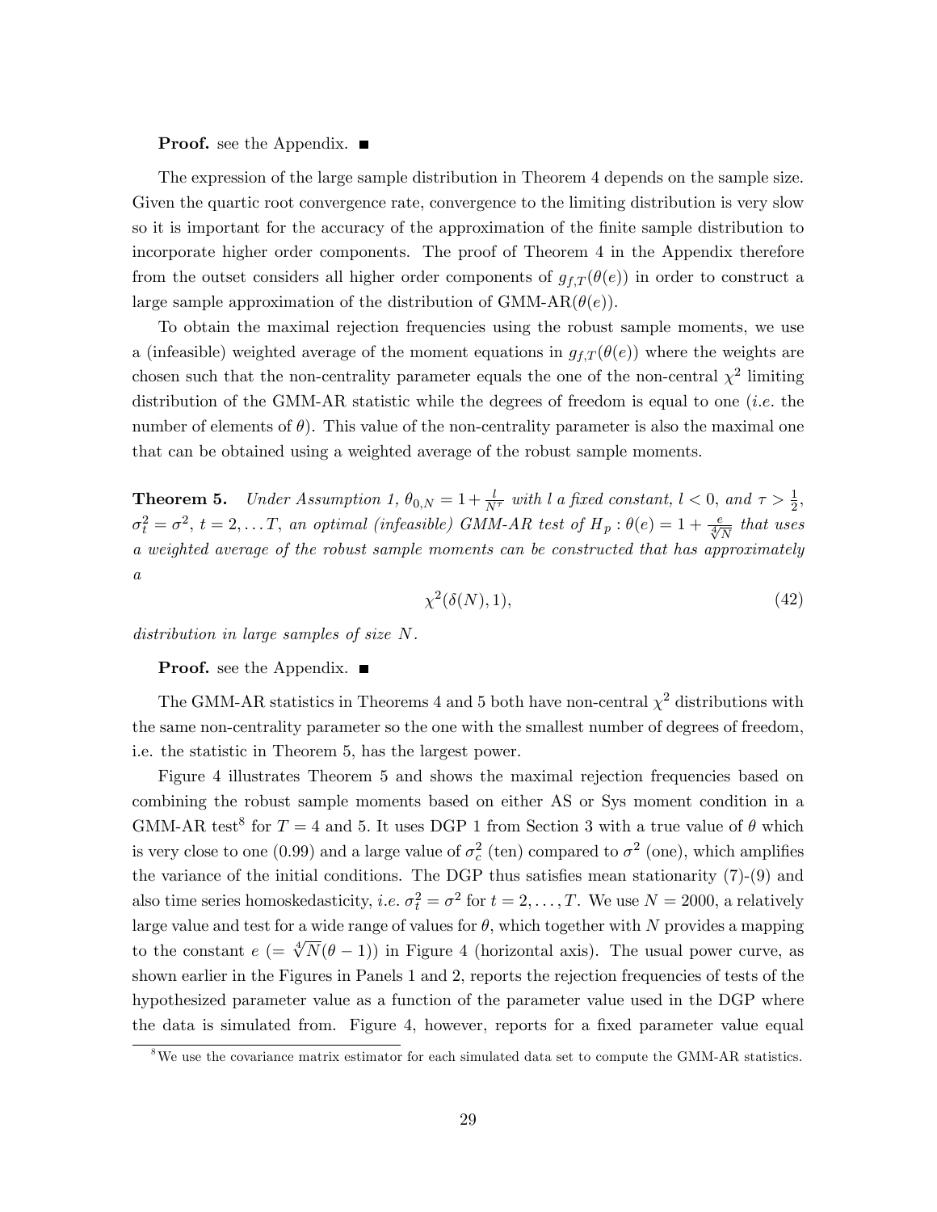**Proof.** see the Appendix. ■

The expression of the large sample distribution in Theorem 4 depends on the sample size. Given the quartic root convergence rate, convergence to the limiting distribution is very slow so it is important for the accuracy of the approximation of the finite sample distribution to incorporate higher order components. The proof of Theorem 4 in the Appendix therefore from the outset considers all higher order components of $g_{f,T}(\theta(e))$ in order to construct a large sample approximation of the distribution of GMM-AR($\theta(e)$).

To obtain the maximal rejection frequencies using the robust sample moments, we use a (infeasible) weighted average of the moment equations in $g_{f,T}(\theta(e))$ where the weights are chosen such that the non-centrality parameter equals the one of the non-central $\chi^2$ limiting distribution of the GMM-AR statistic while the degrees of freedom is equal to one (*i.e.* the number of elements of $\theta$). This value of the non-centrality parameter is also the maximal one that can be obtained using a weighted average of the robust sample moments.

**Theorem 5.** *Under Assumption 1, $\theta_{0,N} = 1 + \frac{l}{N^{\tau}}$ with $l$ a fixed constant, $l < 0$, and $\tau > \frac{1}{2}$, $\sigma_t^2 = \sigma^2$, $t = 2, \ldots T$, an optimal (infeasible) GMM-AR test of $H_p : \theta(e) = 1 + \frac{e}{\sqrt[4]{N}}$ that uses a weighted average of the robust sample moments can be constructed that has approximately a*

$$\chi^2(\delta(N), 1), \tag{42}$$

*distribution in large samples of size $N$.*

**Proof.** see the Appendix. ■

The GMM-AR statistics in Theorems 4 and 5 both have non-central $\chi^2$ distributions with the same non-centrality parameter so the one with the smallest number of degrees of freedom, i.e. the statistic in Theorem 5, has the largest power.

Figure 4 illustrates Theorem 5 and shows the maximal rejection frequencies based on combining the robust sample moments based on either AS or Sys moment condition in a GMM-AR test[8] for $T = 4$ and 5. It uses DGP 1 from Section 3 with a true value of $\theta$ which is very close to one (0.99) and a large value of $\sigma_c^2$ (ten) compared to $\sigma^2$ (one), which amplifies the variance of the initial conditions. The DGP thus satisfies mean stationarity (7)-(9) and also time series homoskedasticity, *i.e.* $\sigma_t^2 = \sigma^2$ for $t = 2, \ldots, T$. We use $N = 2000$, a relatively large value and test for a wide range of values for $\theta$, which together with $N$ provides a mapping to the constant $e$ $(= \sqrt[4]{N}(\theta - 1))$ in Figure 4 (horizontal axis). The usual power curve, as shown earlier in the Figures in Panels 1 and 2, reports the rejection frequencies of tests of the hypothesized parameter value as a function of the parameter value used in the DGP where the data is simulated from. Figure 4, however, reports for a fixed parameter value equal

[8] We use the covariance matrix estimator for each simulated data set to compute the GMM-AR statistics.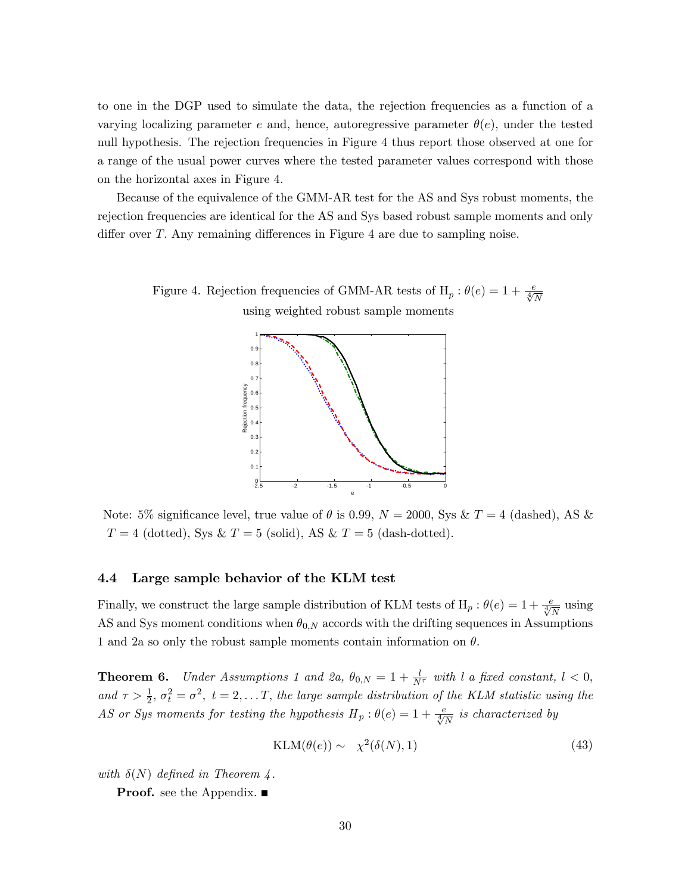to one in the DGP used to simulate the data, the rejection frequencies as a function of a varying localizing parameter $e$ and, hence, autoregressive parameter $\theta(e)$, under the tested null hypothesis. The rejection frequencies in Figure 4 thus report those observed at one for a range of the usual power curves where the tested parameter values correspond with those on the horizontal axes in Figure 4.

Because of the equivalence of the GMM-AR test for the AS and Sys robust moments, the rejection frequencies are identical for the AS and Sys based robust sample moments and only differ over $T$. Any remaining differences in Figure 4 are due to sampling noise.

Figure 4. Rejection frequencies of GMM-AR tests of $\mathrm{H}_p : \theta(e) = 1 + \frac{e}{\sqrt[4]{N}}$ using weighted robust sample moments

Note: 5% significance level, true value of $\theta$ is 0.99, $N = 2000$, Sys & $T = 4$ (dashed), AS & $T = 4$ (dotted), Sys & $T = 5$ (solid), AS & $T = 5$ (dash-dotted).

### 4.4 Large sample behavior of the KLM test

Finally, we construct the large sample distribution of KLM tests of $\mathrm{H}_p : \theta(e) = 1 + \frac{e}{\sqrt[4]{N}}$ using AS and Sys moment conditions when $\theta_{0,N}$ accords with the drifting sequences in Assumptions 1 and 2a so only the robust sample moments contain information on $\theta$.

**Theorem 6.** *Under Assumptions 1 and 2a, $\theta_{0,N} = 1 + \frac{l}{N^\tau}$ with $l$ a fixed constant, $l < 0$, and $\tau > \frac{1}{2}$, $\sigma_t^2 = \sigma^2$, $t = 2, \ldots T$, the large sample distribution of the KLM statistic using the AS or Sys moments for testing the hypothesis $H_p : \theta(e) = 1 + \frac{e}{\sqrt[4]{N}}$ is characterized by*

$$\mathrm{KLM}(\theta(e)) \sim \quad \chi^2(\delta(N), 1) \tag{43}$$

*with $\delta(N)$ defined in Theorem 4.*

**Proof.** see the Appendix. ■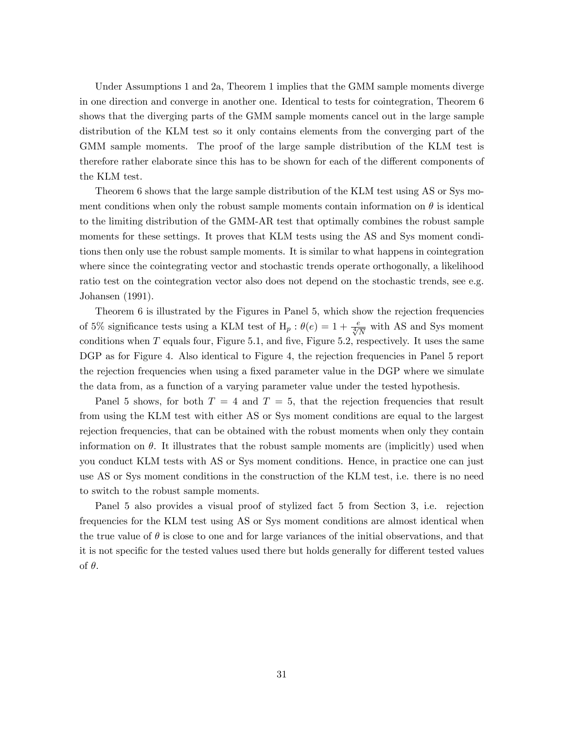Under Assumptions 1 and 2a, Theorem 1 implies that the GMM sample moments diverge in one direction and converge in another one. Identical to tests for cointegration, Theorem 6 shows that the diverging parts of the GMM sample moments cancel out in the large sample distribution of the KLM test so it only contains elements from the converging part of the GMM sample moments. The proof of the large sample distribution of the KLM test is therefore rather elaborate since this has to be shown for each of the different components of the KLM test.

Theorem 6 shows that the large sample distribution of the KLM test using AS or Sys moment conditions when only the robust sample moments contain information on $\theta$ is identical to the limiting distribution of the GMM-AR test that optimally combines the robust sample moments for these settings. It proves that KLM tests using the AS and Sys moment conditions then only use the robust sample moments. It is similar to what happens in cointegration where since the cointegrating vector and stochastic trends operate orthogonally, a likelihood ratio test on the cointegration vector also does not depend on the stochastic trends, see e.g. Johansen (1991).

Theorem 6 is illustrated by the Figures in Panel 5, which show the rejection frequencies of 5% significance tests using a KLM test of $\mathrm{H}_p : \theta(e) = 1 + \frac{e}{\sqrt[4]{N}}$ with AS and Sys moment conditions when $T$ equals four, Figure 5.1, and five, Figure 5.2, respectively. It uses the same DGP as for Figure 4. Also identical to Figure 4, the rejection frequencies in Panel 5 report the rejection frequencies when using a fixed parameter value in the DGP where we simulate the data from, as a function of a varying parameter value under the tested hypothesis.

Panel 5 shows, for both $T = 4$ and $T = 5$, that the rejection frequencies that result from using the KLM test with either AS or Sys moment conditions are equal to the largest rejection frequencies, that can be obtained with the robust moments when only they contain information on $\theta$. It illustrates that the robust sample moments are (implicitly) used when you conduct KLM tests with AS or Sys moment conditions. Hence, in practice one can just use AS or Sys moment conditions in the construction of the KLM test, i.e. there is no need to switch to the robust sample moments.

Panel 5 also provides a visual proof of stylized fact 5 from Section 3, i.e. rejection frequencies for the KLM test using AS or Sys moment conditions are almost identical when the true value of $\theta$ is close to one and for large variances of the initial observations, and that it is not specific for the tested values used there but holds generally for different tested values of $\theta$.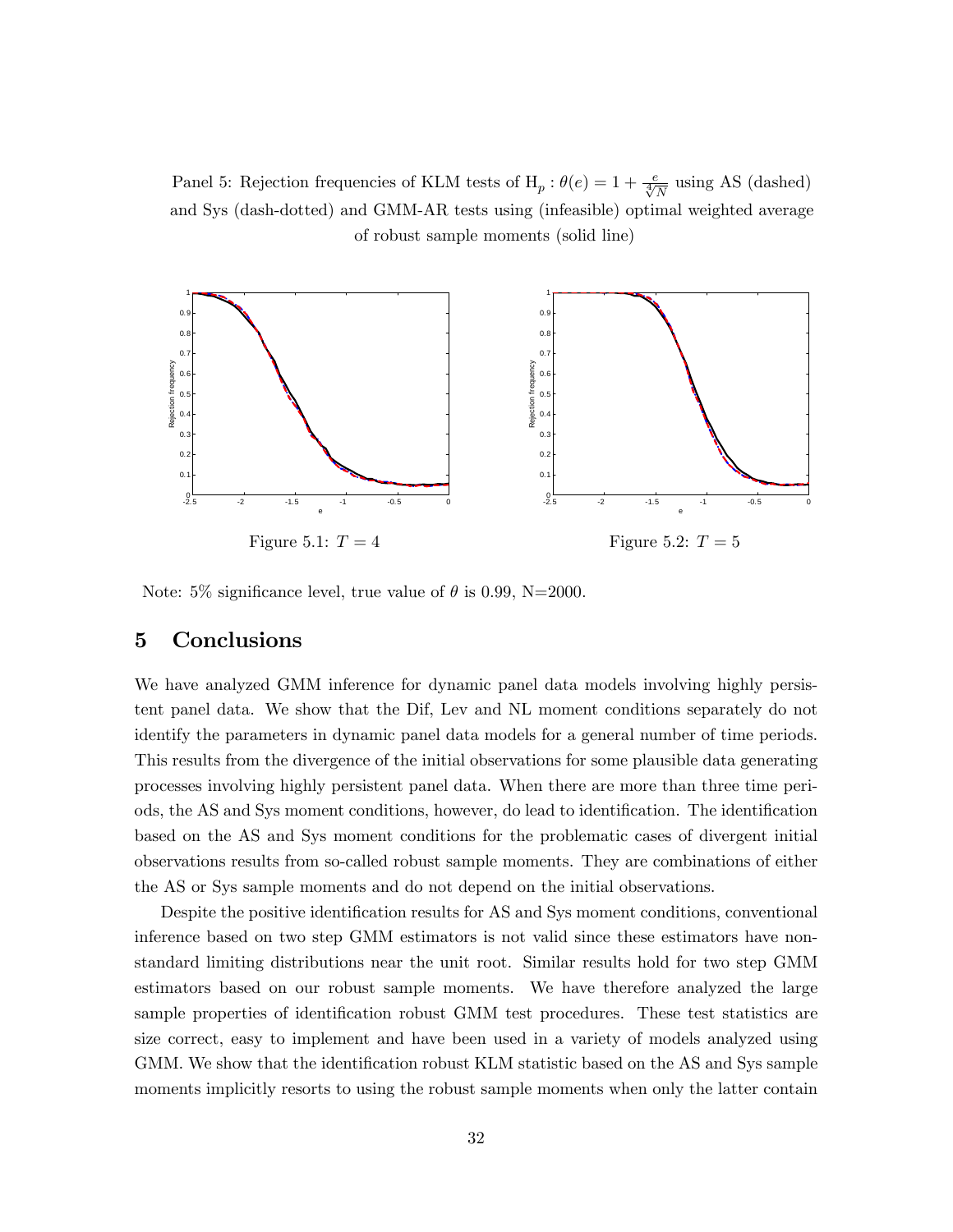Panel 5: Rejection frequencies of KLM tests of $\mathrm{H}_p : \theta(e) = 1 + \frac{e}{\sqrt[4]{N}}$ using AS (dashed) and Sys (dash-dotted) and GMM-AR tests using (infeasible) optimal weighted average of robust sample moments (solid line)

Figure 5.1: $T = 4$

Figure 5.2: $T = 5$

Note: 5% significance level, true value of $\theta$ is 0.99, N=2000.

# 5 Conclusions

We have analyzed GMM inference for dynamic panel data models involving highly persistent panel data. We show that the Dif, Lev and NL moment conditions separately do not identify the parameters in dynamic panel data models for a general number of time periods. This results from the divergence of the initial observations for some plausible data generating processes involving highly persistent panel data. When there are more than three time periods, the AS and Sys moment conditions, however, do lead to identification. The identification based on the AS and Sys moment conditions for the problematic cases of divergent initial observations results from so-called robust sample moments. They are combinations of either the AS or Sys sample moments and do not depend on the initial observations.

Despite the positive identification results for AS and Sys moment conditions, conventional inference based on two step GMM estimators is not valid since these estimators have non-standard limiting distributions near the unit root. Similar results hold for two step GMM estimators based on our robust sample moments. We have therefore analyzed the large sample properties of identification robust GMM test procedures. These test statistics are size correct, easy to implement and have been used in a variety of models analyzed using GMM. We show that the identification robust KLM statistic based on the AS and Sys sample moments implicitly resorts to using the robust sample moments when only the latter contain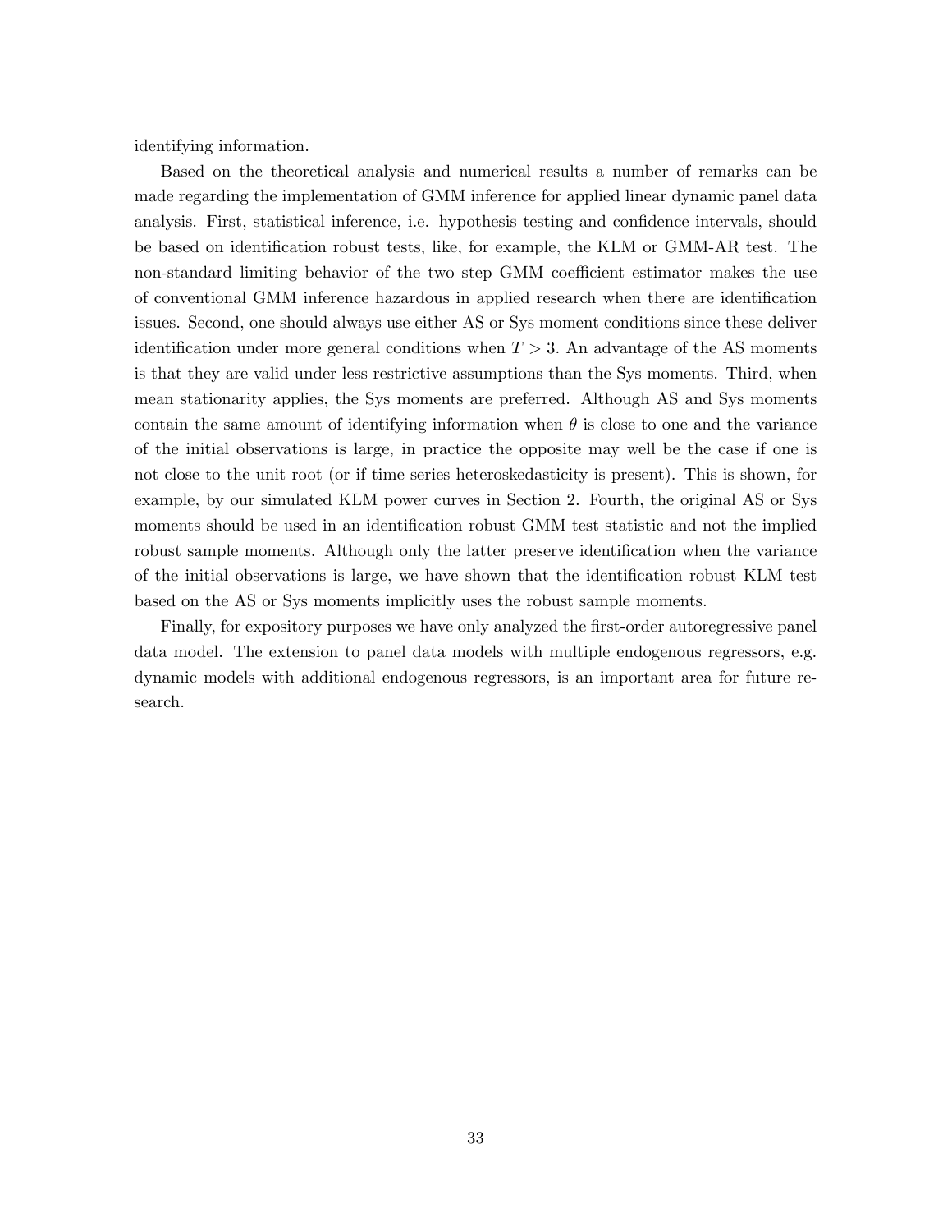identifying information.

Based on the theoretical analysis and numerical results a number of remarks can be made regarding the implementation of GMM inference for applied linear dynamic panel data analysis. First, statistical inference, i.e. hypothesis testing and confidence intervals, should be based on identification robust tests, like, for example, the KLM or GMM-AR test. The non-standard limiting behavior of the two step GMM coefficient estimator makes the use of conventional GMM inference hazardous in applied research when there are identification issues. Second, one should always use either AS or Sys moment conditions since these deliver identification under more general conditions when $T > 3$. An advantage of the AS moments is that they are valid under less restrictive assumptions than the Sys moments. Third, when mean stationarity applies, the Sys moments are preferred. Although AS and Sys moments contain the same amount of identifying information when $\theta$ is close to one and the variance of the initial observations is large, in practice the opposite may well be the case if one is not close to the unit root (or if time series heteroskedasticity is present). This is shown, for example, by our simulated KLM power curves in Section 2. Fourth, the original AS or Sys moments should be used in an identification robust GMM test statistic and not the implied robust sample moments. Although only the latter preserve identification when the variance of the initial observations is large, we have shown that the identification robust KLM test based on the AS or Sys moments implicitly uses the robust sample moments.

Finally, for expository purposes we have only analyzed the first-order autoregressive panel data model. The extension to panel data models with multiple endogenous regressors, e.g. dynamic models with additional endogenous regressors, is an important area for future research.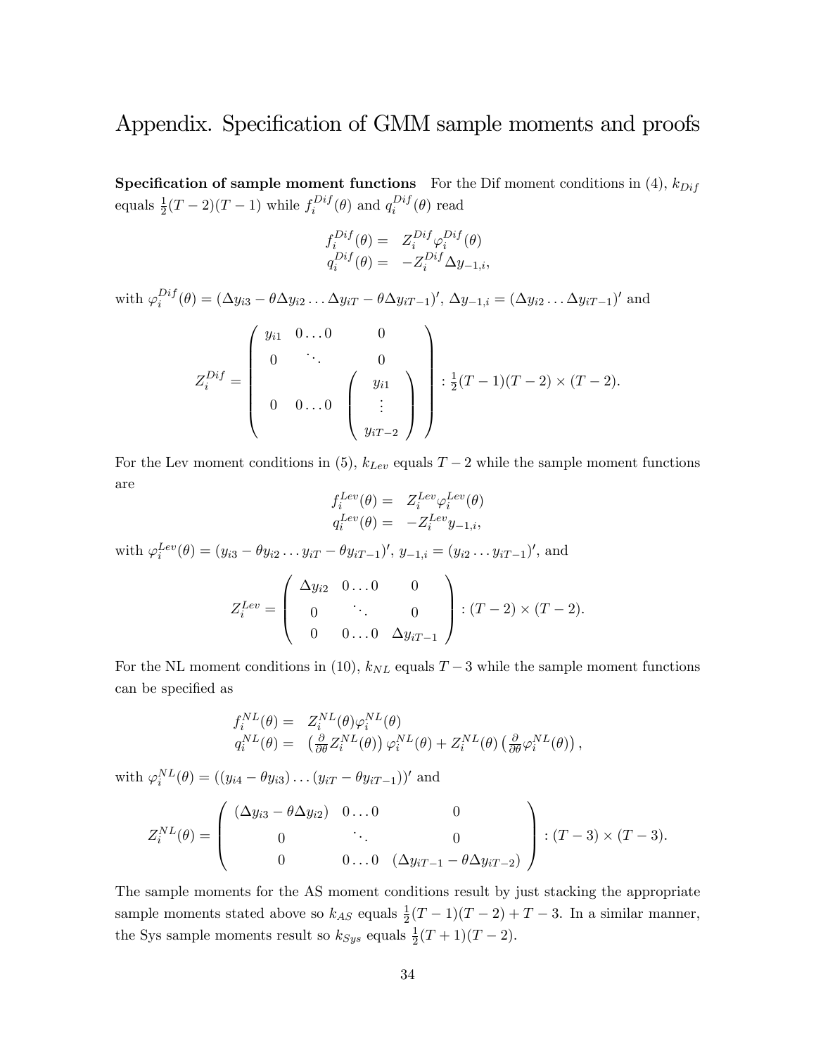# Appendix. Specification of GMM sample moments and proofs

**Specification of sample moment functions** For the Dif moment conditions in (4), $k_{Dif}$ equals $\frac{1}{2}(T-2)(T-1)$ while $f_i^{Dif}(\theta)$ and $q_i^{Dif}(\theta)$ read

$$
\begin{aligned}
f_i^{Dif}(\theta) = & \quad Z_i^{Dif} \varphi_i^{Dif}(\theta) \\
q_i^{Dif}(\theta) = & \quad -Z_i^{Dif} \Delta y_{-1,i},
\end{aligned}
$$

with $\varphi_i^{Dif}(\theta) = (\Delta y_{i3} - \theta \Delta y_{i2} \ldots \Delta y_{iT} - \theta \Delta y_{iT-1})'$, $\Delta y_{-1,i} = (\Delta y_{i2} \ldots \Delta y_{iT-1})'$ and

$$
Z_i^{Dif} = \begin{pmatrix} y_{i1} & 0 \ldots 0 & 0 \\ 0 & \ddots & 0 \\ 0 & 0 \ldots 0 & \begin{pmatrix} y_{i1} \\ \vdots \\ y_{iT-2} \end{pmatrix} \end{pmatrix} : \tfrac{1}{2}(T-1)(T-2) \times (T-2).
$$

For the Lev moment conditions in (5), $k_{Lev}$ equals $T-2$ while the sample moment functions are

$$
\begin{aligned}
f_i^{Lev}(\theta) = & \quad Z_i^{Lev} \varphi_i^{Lev}(\theta) \\
q_i^{Lev}(\theta) = & \quad -Z_i^{Lev} y_{-1,i},
\end{aligned}
$$

with $\varphi_i^{Lev}(\theta) = (y_{i3} - \theta y_{i2} \ldots y_{iT} - \theta y_{iT-1})'$, $y_{-1,i} = (y_{i2} \ldots y_{iT-1})'$, and

$$
Z_i^{Lev} = \begin{pmatrix} \Delta y_{i2} & 0 \ldots 0 & 0 \\ 0 & \ddots & 0 \\ 0 & 0 \ldots 0 & \Delta y_{iT-1} \end{pmatrix} : (T-2) \times (T-2).
$$

For the NL moment conditions in (10), $k_{NL}$ equals $T-3$ while the sample moment functions can be specified as

$$
\begin{aligned}
f_i^{NL}(\theta) = & \quad Z_i^{NL}(\theta) \varphi_i^{NL}(\theta) \\
q_i^{NL}(\theta) = & \quad \left( \tfrac{\partial}{\partial \theta} Z_i^{NL}(\theta) \right) \varphi_i^{NL}(\theta) + Z_i^{NL}(\theta) \left( \tfrac{\partial}{\partial \theta} \varphi_i^{NL}(\theta) \right),
\end{aligned}
$$

with $\varphi_i^{NL}(\theta) = ((y_{i4} - \theta y_{i3}) \ldots (y_{iT} - \theta y_{iT-1}))'$ and

$$
Z_i^{NL}(\theta) = \begin{pmatrix} (\Delta y_{i3} - \theta \Delta y_{i2}) & 0 \ldots 0 & 0 \\ 0 & \ddots & 0 \\ 0 & 0 \ldots 0 & (\Delta y_{iT-1} - \theta \Delta y_{iT-2}) \end{pmatrix} : (T-3) \times (T-3).
$$

The sample moments for the AS moment conditions result by just stacking the appropriate sample moments stated above so $k_{AS}$ equals $\frac{1}{2}(T-1)(T-2) + T - 3$. In a similar manner, the Sys sample moments result so $k_{Sys}$ equals $\frac{1}{2}(T+1)(T-2)$.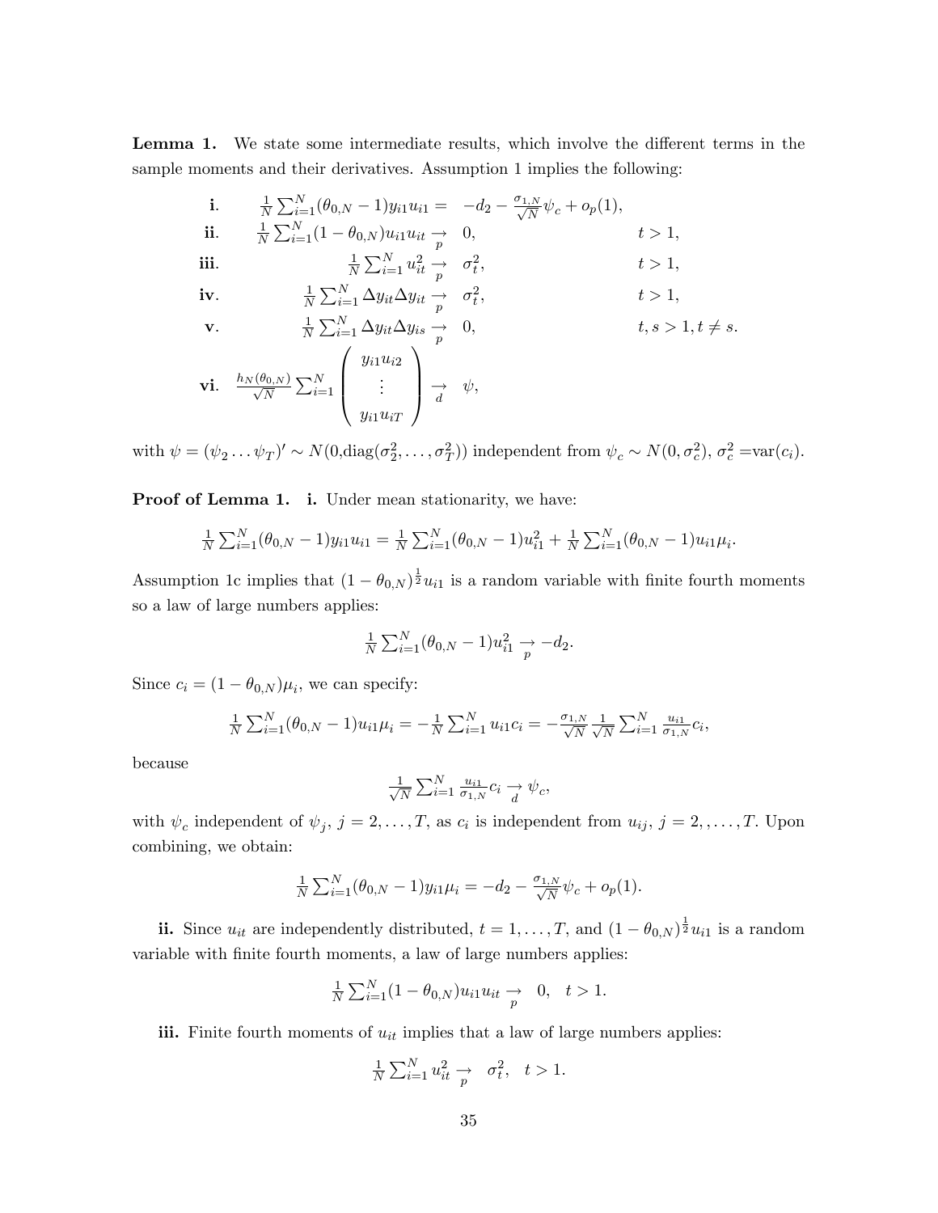**Lemma 1.** We state some intermediate results, which involve the different terms in the sample moments and their derivatives. Assumption 1 implies the following:

$$
\begin{array}{lrcll}
\textbf{i}. & \frac{1}{N}\sum_{i=1}^{N}(\theta_{0,N}-1)y_{i1}u_{i1} = & -d_2 - \frac{\sigma_{1,N}}{\sqrt{N}}\psi_c + o_p(1), & \\
\textbf{ii}. & \frac{1}{N}\sum_{i=1}^{N}(1-\theta_{0,N})u_{i1}u_{it} \underset{p}{\rightarrow} & 0, & t>1, \\
\textbf{iii}. & \frac{1}{N}\sum_{i=1}^{N}u_{it}^2 \underset{p}{\rightarrow} & \sigma_t^2, & t>1, \\
\textbf{iv}. & \frac{1}{N}\sum_{i=1}^{N}\Delta y_{it}\Delta y_{it} \underset{p}{\rightarrow} & \sigma_t^2, & t>1, \\
\textbf{v}. & \frac{1}{N}\sum_{i=1}^{N}\Delta y_{it}\Delta y_{is} \underset{p}{\rightarrow} & 0, & t,s>1, t\neq s. \\
\textbf{vi}. & \frac{h_N(\theta_{0,N})}{\sqrt{N}}\sum_{i=1}^{N}\begin{pmatrix} y_{i1}u_{i2} \\ \vdots \\ y_{i1}u_{iT}\end{pmatrix} \underset{d}{\rightarrow} & \psi, &
\end{array}
$$

with $\psi = (\psi_2 \dots \psi_T)' \sim N(0,\text{diag}(\sigma_2^2,\dots,\sigma_T^2))$ independent from $\psi_c \sim N(0,\sigma_c^2)$, $\sigma_c^2 = \text{var}(c_i)$.

**Proof of Lemma 1.** **i.** Under mean stationarity, we have:

$$\tfrac{1}{N}\sum_{i=1}^{N}(\theta_{0,N}-1)y_{i1}u_{i1} = \tfrac{1}{N}\sum_{i=1}^{N}(\theta_{0,N}-1)u_{i1}^2 + \tfrac{1}{N}\sum_{i=1}^{N}(\theta_{0,N}-1)u_{i1}\mu_i.$$

Assumption 1c implies that $(1-\theta_{0,N})^{\frac{1}{2}}u_{i1}$ is a random variable with finite fourth moments so a law of large numbers applies:

$$\tfrac{1}{N}\sum_{i=1}^{N}(\theta_{0,N}-1)u_{i1}^2 \underset{p}{\rightarrow} -d_2.$$

Since $c_i = (1-\theta_{0,N})\mu_i$, we can specify:

$$\tfrac{1}{N}\sum_{i=1}^{N}(\theta_{0,N}-1)u_{i1}\mu_i = -\tfrac{1}{N}\sum_{i=1}^{N}u_{i1}c_i = -\tfrac{\sigma_{1,N}}{\sqrt{N}}\tfrac{1}{\sqrt{N}}\sum_{i=1}^{N}\tfrac{u_{i1}}{\sigma_{1,N}}c_i,$$

because

$$\tfrac{1}{\sqrt{N}}\sum_{i=1}^{N}\tfrac{u_{i1}}{\sigma_{1,N}}c_i \underset{d}{\rightarrow} \psi_c,$$

with $\psi_c$ independent of $\psi_j$, $j=2,\dots,T$, as $c_i$ is independent from $u_{ij}$, $j=2,,\dots,T$. Upon combining, we obtain:

$$\tfrac{1}{N}\sum_{i=1}^{N}(\theta_{0,N}-1)y_{i1}\mu_i = -d_2 - \tfrac{\sigma_{1,N}}{\sqrt{N}}\psi_c + o_p(1).$$

**ii.** Since $u_{it}$ are independently distributed, $t=1,\dots,T$, and $(1-\theta_{0,N})^{\frac{1}{2}}u_{i1}$ is a random variable with finite fourth moments, a law of large numbers applies:

$$\tfrac{1}{N}\sum_{i=1}^{N}(1-\theta_{0,N})u_{i1}u_{it} \underset{p}{\rightarrow} \quad 0, \quad t>1.$$

**iii.** Finite fourth moments of $u_{it}$ implies that a law of large numbers applies:

$$\tfrac{1}{N}\sum_{i=1}^{N}u_{it}^2 \underset{p}{\rightarrow} \quad \sigma_t^2, \quad t>1.$$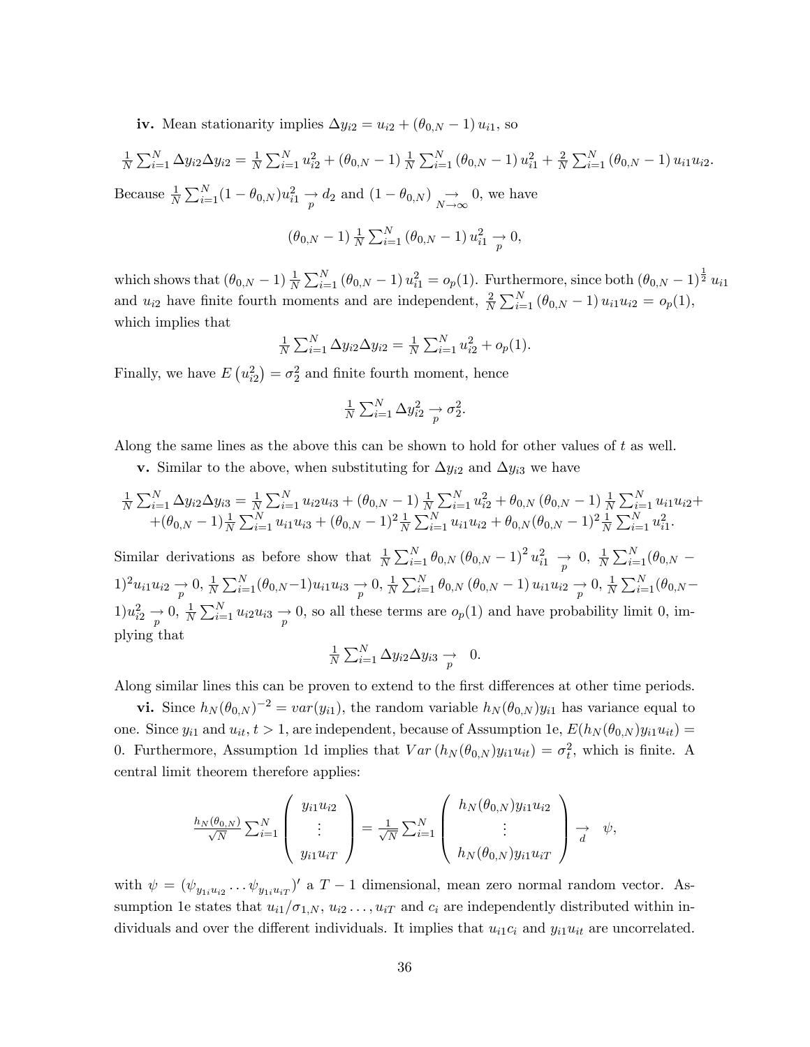**iv.** Mean stationarity implies $\Delta y_{i2} = u_{i2} + (\theta_{0,N} - 1)\, u_{i1}$, so

$$\tfrac{1}{N}\sum_{i=1}^{N} \Delta y_{i2}\Delta y_{i2} = \tfrac{1}{N}\sum_{i=1}^{N} u_{i2}^2 + (\theta_{0,N} - 1)\,\tfrac{1}{N}\sum_{i=1}^{N} (\theta_{0,N} - 1)\, u_{i1}^2 + \tfrac{2}{N}\sum_{i=1}^{N} (\theta_{0,N} - 1)\, u_{i1}u_{i2}.$$

Because $\frac{1}{N}\sum_{i=1}^{N}(1-\theta_{0,N})u_{i1}^2 \underset{p}{\to} d_2$ and $(1-\theta_{0,N}) \underset{N\to\infty}{\to} 0$, we have

$$(\theta_{0,N} - 1)\,\tfrac{1}{N}\sum_{i=1}^{N} (\theta_{0,N} - 1)\, u_{i1}^2 \underset{p}{\to} 0,$$

which shows that $(\theta_{0,N} - 1)\,\frac{1}{N}\sum_{i=1}^{N} (\theta_{0,N} - 1)\, u_{i1}^2 = o_p(1)$. Furthermore, since both $(\theta_{0,N} - 1)^{\frac{1}{2}}\, u_{i1}$ and $u_{i2}$ have finite fourth moments and are independent, $\frac{2}{N}\sum_{i=1}^{N} (\theta_{0,N} - 1)\, u_{i1}u_{i2} = o_p(1)$, which implies that

$$\tfrac{1}{N}\sum_{i=1}^{N} \Delta y_{i2}\Delta y_{i2} = \tfrac{1}{N}\sum_{i=1}^{N} u_{i2}^2 + o_p(1).$$

Finally, we have $E\left(u_{i2}^2\right) = \sigma_2^2$ and finite fourth moment, hence

$$\tfrac{1}{N}\sum_{i=1}^{N} \Delta y_{i2}^2 \underset{p}{\to} \sigma_2^2.$$

Along the same lines as the above this can be shown to hold for other values of $t$ as well.

**v.** Similar to the above, when substituting for $\Delta y_{i2}$ and $\Delta y_{i3}$ we have

$$\begin{aligned}\tfrac{1}{N}\sum_{i=1}^{N} \Delta y_{i2}\Delta y_{i3} &= \tfrac{1}{N}\sum_{i=1}^{N} u_{i2}u_{i3} + (\theta_{0,N} - 1)\,\tfrac{1}{N}\sum_{i=1}^{N} u_{i2}^2 + \theta_{0,N}\,(\theta_{0,N} - 1)\,\tfrac{1}{N}\sum_{i=1}^{N} u_{i1}u_{i2} + \\ &+ (\theta_{0,N} - 1)\tfrac{1}{N}\sum_{i=1}^{N} u_{i1}u_{i3} + (\theta_{0,N} - 1)^2\tfrac{1}{N}\sum_{i=1}^{N} u_{i1}u_{i2} + \theta_{0,N}(\theta_{0,N} - 1)^2\tfrac{1}{N}\sum_{i=1}^{N} u_{i1}^2.\end{aligned}$$

Similar derivations as before show that $\frac{1}{N}\sum_{i=1}^{N} \theta_{0,N}\,(\theta_{0,N} - 1)^2\, u_{i1}^2 \underset{p}{\to} 0$, $\frac{1}{N}\sum_{i=1}^{N}(\theta_{0,N} - 1)^2 u_{i1}u_{i2} \underset{p}{\to} 0$, $\frac{1}{N}\sum_{i=1}^{N}(\theta_{0,N} - 1)u_{i1}u_{i3} \underset{p}{\to} 0$, $\frac{1}{N}\sum_{i=1}^{N} \theta_{0,N}\,(\theta_{0,N} - 1)\, u_{i1}u_{i2} \underset{p}{\to} 0$, $\frac{1}{N}\sum_{i=1}^{N}(\theta_{0,N} - 1)u_{i2}^2 \underset{p}{\to} 0$, $\frac{1}{N}\sum_{i=1}^{N} u_{i2}u_{i3} \underset{p}{\to} 0$, so all these terms are $o_p(1)$ and have probability limit 0, implying that

$$\tfrac{1}{N}\sum_{i=1}^{N} \Delta y_{i2}\Delta y_{i3} \underset{p}{\to} \quad 0.$$

Along similar lines this can be proven to extend to the first differences at other time periods.

**vi.** Since $h_N(\theta_{0,N})^{-2} = var(y_{i1})$, the random variable $h_N(\theta_{0,N})y_{i1}$ has variance equal to one. Since $y_{i1}$ and $u_{it}$, $t > 1$, are independent, because of Assumption 1e, $E(h_N(\theta_{0,N})y_{i1}u_{it}) = 0$. Furthermore, Assumption 1d implies that $Var\left(h_N(\theta_{0,N})y_{i1}u_{it}\right) = \sigma_t^2$, which is finite. A central limit theorem therefore applies:

$$\tfrac{h_N(\theta_{0,N})}{\sqrt{N}}\sum_{i=1}^{N} \begin{pmatrix} y_{i1}u_{i2} \\ \vdots \\ y_{i1}u_{iT} \end{pmatrix} = \tfrac{1}{\sqrt{N}}\sum_{i=1}^{N} \begin{pmatrix} h_N(\theta_{0,N})y_{i1}u_{i2} \\ \vdots \\ h_N(\theta_{0,N})y_{i1}u_{iT} \end{pmatrix} \underset{d}{\to} \quad \psi,$$

with $\psi = (\psi_{y_{1i}u_{i2}} \ldots \psi_{y_{1i}u_{iT}})'$ a $T-1$ dimensional, mean zero normal random vector. Assumption 1e states that $u_{i1}/\sigma_{1,N}$, $u_{i2} \ldots, u_{iT}$ and $c_i$ are independently distributed within individuals and over the different individuals. It implies that $u_{i1}c_i$ and $y_{i1}u_{it}$ are uncorrelated.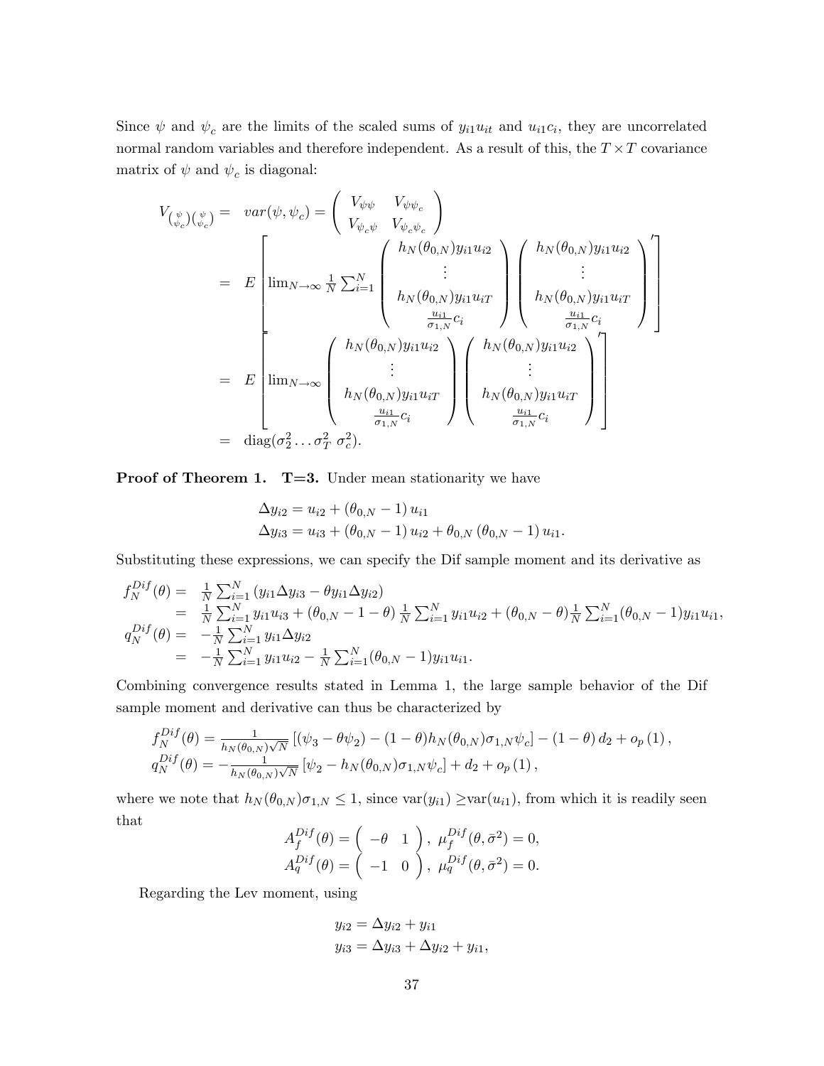Since $\psi$ and $\psi_c$ are the limits of the scaled sums of $y_{i1}u_{it}$ and $u_{i1}c_i$, they are uncorrelated normal random variables and therefore independent. As a result of this, the $T \times T$ covariance matrix of $\psi$ and $\psi_c$ is diagonal:

$$
\begin{aligned}
V_{\binom{\psi}{\psi_c}\binom{\psi}{\psi_c}} &= var(\psi, \psi_c) = \begin{pmatrix} V_{\psi\psi} & V_{\psi\psi_c} \\ V_{\psi_c\psi} & V_{\psi_c\psi_c} \end{pmatrix} \\
&= E\left[ \lim_{N\to\infty} \frac{1}{N}\sum_{i=1}^{N} \begin{pmatrix} h_N(\theta_{0,N}) y_{i1}u_{i2} \\ \vdots \\ h_N(\theta_{0,N}) y_{i1}u_{iT} \\ \frac{u_{i1}}{\sigma_{1,N}} c_i \end{pmatrix} \begin{pmatrix} h_N(\theta_{0,N}) y_{i1}u_{i2} \\ \vdots \\ h_N(\theta_{0,N}) y_{i1}u_{iT} \\ \frac{u_{i1}}{\sigma_{1,N}} c_i \end{pmatrix}' \right] \\
&= E\left[ \lim_{N\to\infty} \begin{pmatrix} h_N(\theta_{0,N}) y_{i1}u_{i2} \\ \vdots \\ h_N(\theta_{0,N}) y_{i1}u_{iT} \\ \frac{u_{i1}}{\sigma_{1,N}} c_i \end{pmatrix} \begin{pmatrix} h_N(\theta_{0,N}) y_{i1}u_{i2} \\ \vdots \\ h_N(\theta_{0,N}) y_{i1}u_{iT} \\ \frac{u_{i1}}{\sigma_{1,N}} c_i \end{pmatrix}' \right] \\
&= \text{diag}(\sigma_2^2 \ldots \sigma_T^2 \ \sigma_c^2).
\end{aligned}
$$

**Proof of Theorem 1. T=3.** Under mean stationarity we have

$$
\begin{aligned}
\Delta y_{i2} &= u_{i2} + (\theta_{0,N} - 1)\, u_{i1} \\
\Delta y_{i3} &= u_{i3} + (\theta_{0,N} - 1)\, u_{i2} + \theta_{0,N}\,(\theta_{0,N} - 1)\, u_{i1}.
\end{aligned}
$$

Substituting these expressions, we can specify the Dif sample moment and its derivative as

$$
\begin{aligned}
f_N^{Dif}(\theta) &= \tfrac{1}{N}\sum_{i=1}^{N} (y_{i1}\Delta y_{i3} - \theta y_{i1}\Delta y_{i2}) \\
&= \tfrac{1}{N}\sum_{i=1}^{N} y_{i1}u_{i3} + (\theta_{0,N} - 1 - \theta)\, \tfrac{1}{N}\sum_{i=1}^{N} y_{i1}u_{i2} + (\theta_{0,N} - \theta)\tfrac{1}{N}\sum_{i=1}^{N}(\theta_{0,N} - 1) y_{i1}u_{i1}, \\
q_N^{Dif}(\theta) &= -\tfrac{1}{N}\sum_{i=1}^{N} y_{i1}\Delta y_{i2} \\
&= -\tfrac{1}{N}\sum_{i=1}^{N} y_{i1}u_{i2} - \tfrac{1}{N}\sum_{i=1}^{N}(\theta_{0,N} - 1) y_{i1}u_{i1}.
\end{aligned}
$$

Combining convergence results stated in Lemma 1, the large sample behavior of the Dif sample moment and derivative can thus be characterized by

$$
\begin{aligned}
f_N^{Dif}(\theta) &= \tfrac{1}{h_N(\theta_{0,N})\sqrt{N}} \left[ (\psi_3 - \theta\psi_2) - (1-\theta) h_N(\theta_{0,N}) \sigma_{1,N} \psi_c \right] - (1-\theta)\, d_2 + o_p(1), \\
q_N^{Dif}(\theta) &= -\tfrac{1}{h_N(\theta_{0,N})\sqrt{N}} \left[ \psi_2 - h_N(\theta_{0,N}) \sigma_{1,N} \psi_c \right] + d_2 + o_p(1),
\end{aligned}
$$

where we note that $h_N(\theta_{0,N})\sigma_{1,N} \leq 1$, since var$(y_{i1}) \geq$var$(u_{i1})$, from which it is readily seen that

$$
\begin{aligned}
A_f^{Dif}(\theta) &= \begin{pmatrix} -\theta & 1 \end{pmatrix}, \ \mu_f^{Dif}(\theta, \bar{\sigma}^2) = 0, \\
A_q^{Dif}(\theta) &= \begin{pmatrix} -1 & 0 \end{pmatrix}, \ \mu_q^{Dif}(\theta, \bar{\sigma}^2) = 0.
\end{aligned}
$$

Regarding the Lev moment, using

$$
\begin{aligned}
y_{i2} &= \Delta y_{i2} + y_{i1} \\
y_{i3} &= \Delta y_{i3} + \Delta y_{i2} + y_{i1},
\end{aligned}
$$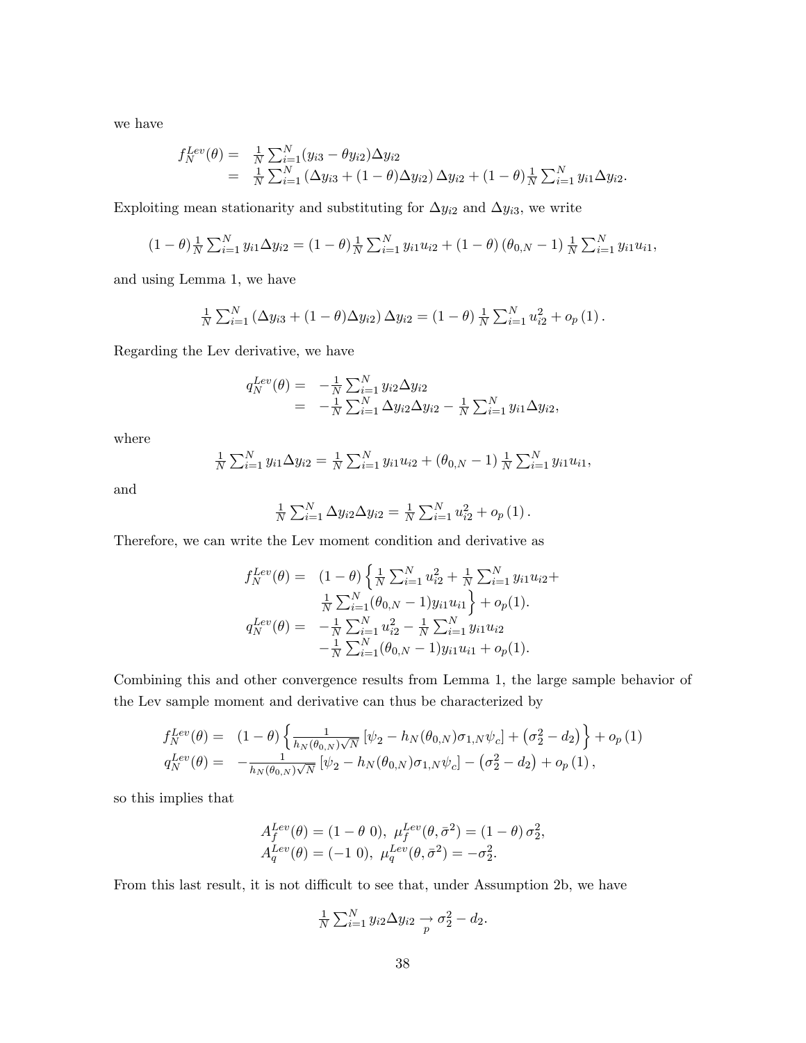we have

$$
\begin{aligned}
f_N^{Lev}(\theta) = & \ \tfrac{1}{N}\sum_{i=1}^N (y_{i3} - \theta y_{i2})\Delta y_{i2} \\
= & \ \tfrac{1}{N}\sum_{i=1}^N \left(\Delta y_{i3} + (1-\theta)\Delta y_{i2}\right)\Delta y_{i2} + (1-\theta)\tfrac{1}{N}\sum_{i=1}^N y_{i1}\Delta y_{i2}.
\end{aligned}
$$

Exploiting mean stationarity and substituting for $\Delta y_{i2}$ and $\Delta y_{i3}$, we write

$$
(1-\theta)\tfrac{1}{N}\sum_{i=1}^N y_{i1}\Delta y_{i2} = (1-\theta)\tfrac{1}{N}\sum_{i=1}^N y_{i1}u_{i2} + (1-\theta)\left(\theta_{0,N}-1\right)\tfrac{1}{N}\sum_{i=1}^N y_{i1}u_{i1},
$$

and using Lemma 1, we have

$$
\tfrac{1}{N}\sum_{i=1}^N \left(\Delta y_{i3} + (1-\theta)\Delta y_{i2}\right)\Delta y_{i2} = (1-\theta)\,\tfrac{1}{N}\sum_{i=1}^N u_{i2}^2 + o_p\left(1\right).
$$

Regarding the Lev derivative, we have

$$
\begin{aligned}
q_N^{Lev}(\theta) = & \ -\tfrac{1}{N}\sum_{i=1}^N y_{i2}\Delta y_{i2} \\
= & \ -\tfrac{1}{N}\sum_{i=1}^N \Delta y_{i2}\Delta y_{i2} - \tfrac{1}{N}\sum_{i=1}^N y_{i1}\Delta y_{i2},
\end{aligned}
$$

where

$$
\tfrac{1}{N}\sum_{i=1}^N y_{i1}\Delta y_{i2} = \tfrac{1}{N}\sum_{i=1}^N y_{i1}u_{i2} + \left(\theta_{0,N}-1\right)\tfrac{1}{N}\sum_{i=1}^N y_{i1}u_{i1},
$$

and

$$
\tfrac{1}{N}\sum_{i=1}^N \Delta y_{i2}\Delta y_{i2} = \tfrac{1}{N}\sum_{i=1}^N u_{i2}^2 + o_p\left(1\right).
$$

Therefore, we can write the Lev moment condition and derivative as

$$
\begin{aligned}
f_N^{Lev}(\theta) = & \ (1-\theta)\left\{\tfrac{1}{N}\sum_{i=1}^N u_{i2}^2 + \tfrac{1}{N}\sum_{i=1}^N y_{i1}u_{i2} + \right. \\
& \left. \tfrac{1}{N}\sum_{i=1}^N (\theta_{0,N}-1)y_{i1}u_{i1}\right\} + o_p(1). \\
q_N^{Lev}(\theta) = & \ -\tfrac{1}{N}\sum_{i=1}^N u_{i2}^2 - \tfrac{1}{N}\sum_{i=1}^N y_{i1}u_{i2} \\
& -\tfrac{1}{N}\sum_{i=1}^N (\theta_{0,N}-1)y_{i1}u_{i1} + o_p(1).
\end{aligned}
$$

Combining this and other convergence results from Lemma 1, the large sample behavior of the Lev sample moment and derivative can thus be characterized by

$$
\begin{aligned}
f_N^{Lev}(\theta) = & \ (1-\theta)\left\{\tfrac{1}{h_N(\theta_{0,N})\sqrt{N}}\left[\psi_2 - h_N(\theta_{0,N})\sigma_{1,N}\psi_c\right] + \left(\sigma_2^2 - d_2\right)\right\} + o_p\left(1\right) \\
q_N^{Lev}(\theta) = & \ -\tfrac{1}{h_N(\theta_{0,N})\sqrt{N}}\left[\psi_2 - h_N(\theta_{0,N})\sigma_{1,N}\psi_c\right] - \left(\sigma_2^2 - d_2\right) + o_p\left(1\right),
\end{aligned}
$$

so this implies that

$$
\begin{aligned}
& A_f^{Lev}(\theta) = (1-\theta\ \ 0),\ \mu_f^{Lev}(\theta,\bar{\sigma}^2) = \left(1-\theta\right)\sigma_2^2, \\
& A_q^{Lev}(\theta) = (-1\ \ 0),\ \mu_q^{Lev}(\theta,\bar{\sigma}^2) = -\sigma_2^2.
\end{aligned}
$$

From this last result, it is not difficult to see that, under Assumption 2b, we have

$$
\tfrac{1}{N}\sum_{i=1}^N y_{i2}\Delta y_{i2} \underset{p}{\rightarrow} \sigma_2^2 - d_2.
$$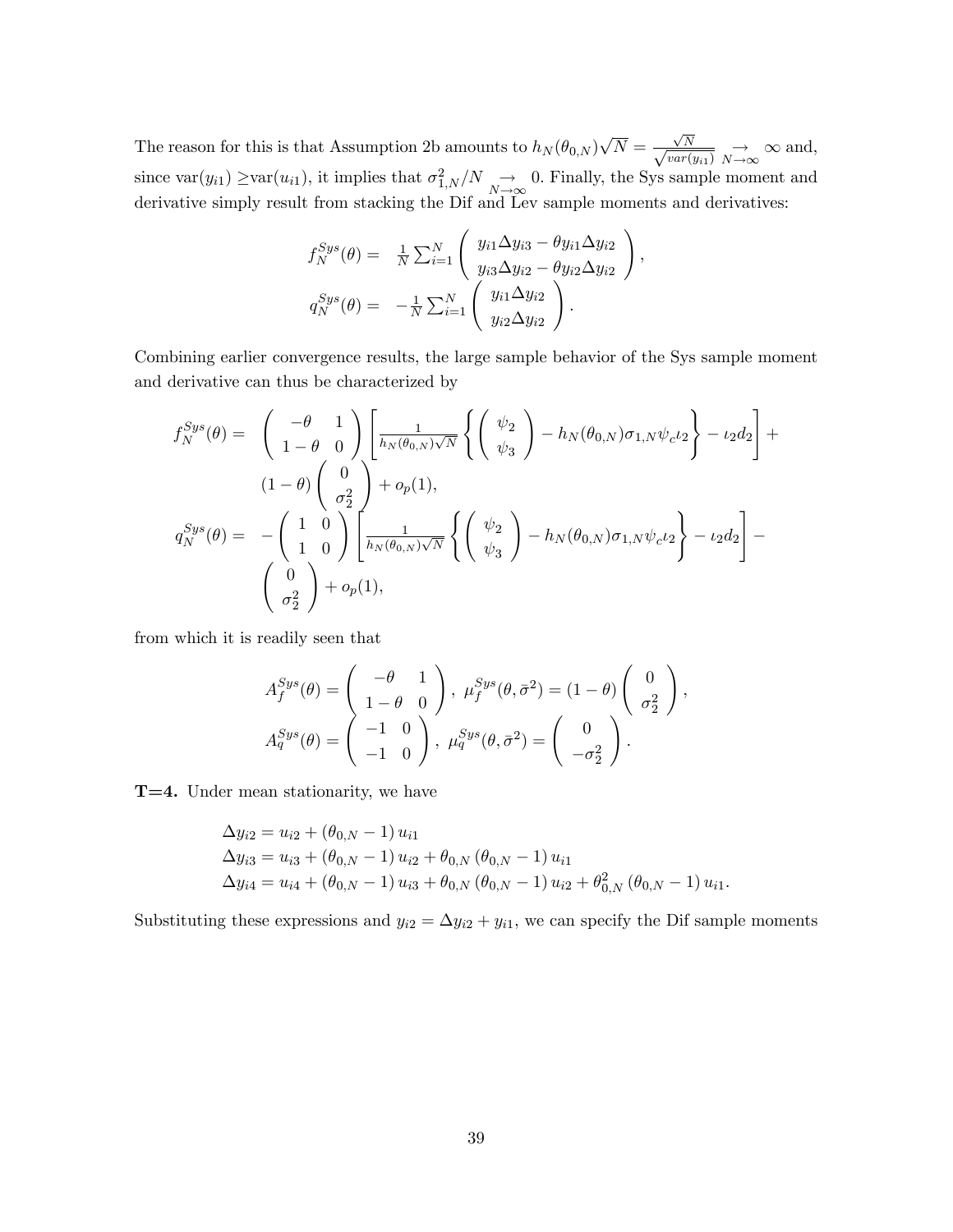The reason for this is that Assumption 2b amounts to $h_N(\theta_{0,N})\sqrt{N} = \frac{\sqrt{N}}{\sqrt{var(y_{i1})}} \underset{N\to\infty}{\to} \infty$ and, since var$(y_{i1}) \geq$var$(u_{i1})$, it implies that $\sigma^2_{1,N}/N \underset{N\to\infty}{\to} 0$. Finally, the Sys sample moment and derivative simply result from stacking the Dif and Lev sample moments and derivatives:

$$
\begin{aligned}
f_N^{Sys}(\theta) = & \ \frac{1}{N}\sum_{i=1}^N \begin{pmatrix} y_{i1}\Delta y_{i3} - \theta y_{i1}\Delta y_{i2} \\ y_{i3}\Delta y_{i2} - \theta y_{i2}\Delta y_{i2} \end{pmatrix}, \\
q_N^{Sys}(\theta) = & \ -\frac{1}{N}\sum_{i=1}^N \begin{pmatrix} y_{i1}\Delta y_{i2} \\ y_{i2}\Delta y_{i2} \end{pmatrix}.
\end{aligned}
$$

Combining earlier convergence results, the large sample behavior of the Sys sample moment and derivative can thus be characterized by

$$
\begin{aligned}
f_N^{Sys}(\theta) = & \ \begin{pmatrix} -\theta & 1 \\ 1-\theta & 0 \end{pmatrix} \left[ \frac{1}{h_N(\theta_{0,N})\sqrt{N}} \left\{ \begin{pmatrix} \psi_2 \\ \psi_3 \end{pmatrix} - h_N(\theta_{0,N})\sigma_{1,N}\psi_c\iota_2 \right\} - \iota_2 d_2 \right] + \\
& (1-\theta)\begin{pmatrix} 0 \\ \sigma_2^2 \end{pmatrix} + o_p(1), \\
q_N^{Sys}(\theta) = & \ -\begin{pmatrix} 1 & 0 \\ 1 & 0 \end{pmatrix} \left[ \frac{1}{h_N(\theta_{0,N})\sqrt{N}} \left\{ \begin{pmatrix} \psi_2 \\ \psi_3 \end{pmatrix} - h_N(\theta_{0,N})\sigma_{1,N}\psi_c\iota_2 \right\} - \iota_2 d_2 \right] - \\
& \begin{pmatrix} 0 \\ \sigma_2^2 \end{pmatrix} + o_p(1),
\end{aligned}
$$

from which it is readily seen that

$$
\begin{aligned}
A_f^{Sys}(\theta) = \begin{pmatrix} -\theta & 1 \\ 1-\theta & 0 \end{pmatrix}, \ \mu_f^{Sys}(\theta,\bar{\sigma}^2) = (1-\theta)\begin{pmatrix} 0 \\ \sigma_2^2 \end{pmatrix}, \\
A_q^{Sys}(\theta) = \begin{pmatrix} -1 & 0 \\ -1 & 0 \end{pmatrix}, \ \mu_q^{Sys}(\theta,\bar{\sigma}^2) = \begin{pmatrix} 0 \\ -\sigma_2^2 \end{pmatrix}.
\end{aligned}
$$

**T=4.** Under mean stationarity, we have

$$
\begin{aligned}
&\Delta y_{i2} = u_{i2} + (\theta_{0,N} - 1)\, u_{i1} \\
&\Delta y_{i3} = u_{i3} + (\theta_{0,N} - 1)\, u_{i2} + \theta_{0,N}\,(\theta_{0,N} - 1)\, u_{i1} \\
&\Delta y_{i4} = u_{i4} + (\theta_{0,N} - 1)\, u_{i3} + \theta_{0,N}\,(\theta_{0,N} - 1)\, u_{i2} + \theta_{0,N}^2\,(\theta_{0,N} - 1)\, u_{i1}.
\end{aligned}
$$

Substituting these expressions and $y_{i2} = \Delta y_{i2} + y_{i1}$, we can specify the Dif sample moments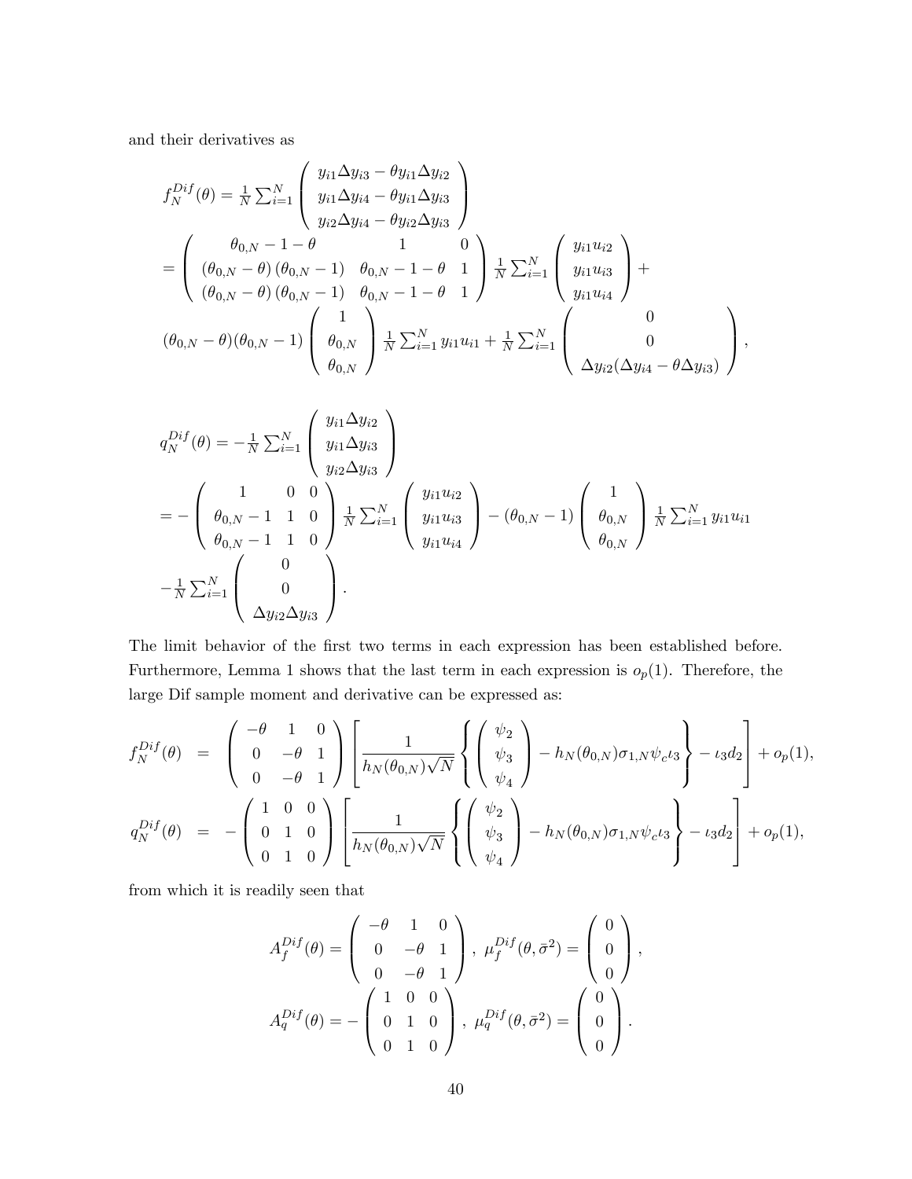and their derivatives as

$$
\begin{aligned}
f_N^{Dif}(\theta) &= \tfrac{1}{N}\sum_{i=1}^{N}\begin{pmatrix} y_{i1}\Delta y_{i3}-\theta y_{i1}\Delta y_{i2} \\ y_{i1}\Delta y_{i4}-\theta y_{i1}\Delta y_{i3} \\ y_{i2}\Delta y_{i4}-\theta y_{i2}\Delta y_{i3}\end{pmatrix} \\
&= \begin{pmatrix} \theta_{0,N}-1-\theta & 1 & 0 \\ (\theta_{0,N}-\theta)(\theta_{0,N}-1) & \theta_{0,N}-1-\theta & 1 \\ (\theta_{0,N}-\theta)(\theta_{0,N}-1) & \theta_{0,N}-1-\theta & 1 \end{pmatrix} \tfrac{1}{N}\sum_{i=1}^{N}\begin{pmatrix} y_{i1}u_{i2} \\ y_{i1}u_{i3} \\ y_{i1}u_{i4}\end{pmatrix} + \\
&\quad (\theta_{0,N}-\theta)(\theta_{0,N}-1)\begin{pmatrix} 1 \\ \theta_{0,N} \\ \theta_{0,N}\end{pmatrix} \tfrac{1}{N}\sum_{i=1}^{N} y_{i1}u_{i1} + \tfrac{1}{N}\sum_{i=1}^{N}\begin{pmatrix} 0 \\ 0 \\ \Delta y_{i2}(\Delta y_{i4}-\theta\Delta y_{i3})\end{pmatrix},
\end{aligned}
$$

$$
\begin{aligned}
q_N^{Dif}(\theta) &= -\tfrac{1}{N}\sum_{i=1}^{N}\begin{pmatrix} y_{i1}\Delta y_{i2} \\ y_{i1}\Delta y_{i3} \\ y_{i2}\Delta y_{i3}\end{pmatrix} \\
&= -\begin{pmatrix} 1 & 0 & 0 \\ \theta_{0,N}-1 & 1 & 0 \\ \theta_{0,N}-1 & 1 & 0\end{pmatrix} \tfrac{1}{N}\sum_{i=1}^{N}\begin{pmatrix} y_{i1}u_{i2} \\ y_{i1}u_{i3} \\ y_{i1}u_{i4}\end{pmatrix} - (\theta_{0,N}-1)\begin{pmatrix} 1 \\ \theta_{0,N} \\ \theta_{0,N}\end{pmatrix} \tfrac{1}{N}\sum_{i=1}^{N} y_{i1}u_{i1} \\
&\quad -\tfrac{1}{N}\sum_{i=1}^{N}\begin{pmatrix} 0 \\ 0 \\ \Delta y_{i2}\Delta y_{i3}\end{pmatrix}.
\end{aligned}
$$

The limit behavior of the first two terms in each expression has been established before. Furthermore, Lemma 1 shows that the last term in each expression is $o_p(1)$. Therefore, the large Dif sample moment and derivative can be expressed as:

$$
\begin{aligned}
f_N^{Dif}(\theta) &= \begin{pmatrix} -\theta & 1 & 0 \\ 0 & -\theta & 1 \\ 0 & -\theta & 1\end{pmatrix}\left[\frac{1}{h_N(\theta_{0,N})\sqrt{N}}\left\{\begin{pmatrix}\psi_2 \\ \psi_3 \\ \psi_4\end{pmatrix} - h_N(\theta_{0,N})\sigma_{1,N}\psi_c\iota_3\right\} - \iota_3 d_2\right] + o_p(1), \\
q_N^{Dif}(\theta) &= -\begin{pmatrix} 1 & 0 & 0 \\ 0 & 1 & 0 \\ 0 & 1 & 0\end{pmatrix}\left[\frac{1}{h_N(\theta_{0,N})\sqrt{N}}\left\{\begin{pmatrix}\psi_2 \\ \psi_3 \\ \psi_4\end{pmatrix} - h_N(\theta_{0,N})\sigma_{1,N}\psi_c\iota_3\right\} - \iota_3 d_2\right] + o_p(1),
\end{aligned}
$$

from which it is readily seen that

$$
\begin{aligned}
A_f^{Dif}(\theta) &= \begin{pmatrix} -\theta & 1 & 0 \\ 0 & -\theta & 1 \\ 0 & -\theta & 1\end{pmatrix},\ \mu_f^{Dif}(\theta,\bar{\sigma}^2) = \begin{pmatrix} 0 \\ 0 \\ 0\end{pmatrix}, \\
A_q^{Dif}(\theta) &= -\begin{pmatrix} 1 & 0 & 0 \\ 0 & 1 & 0 \\ 0 & 1 & 0\end{pmatrix},\ \mu_q^{Dif}(\theta,\bar{\sigma}^2) = \begin{pmatrix} 0 \\ 0 \\ 0\end{pmatrix}.
\end{aligned}
$$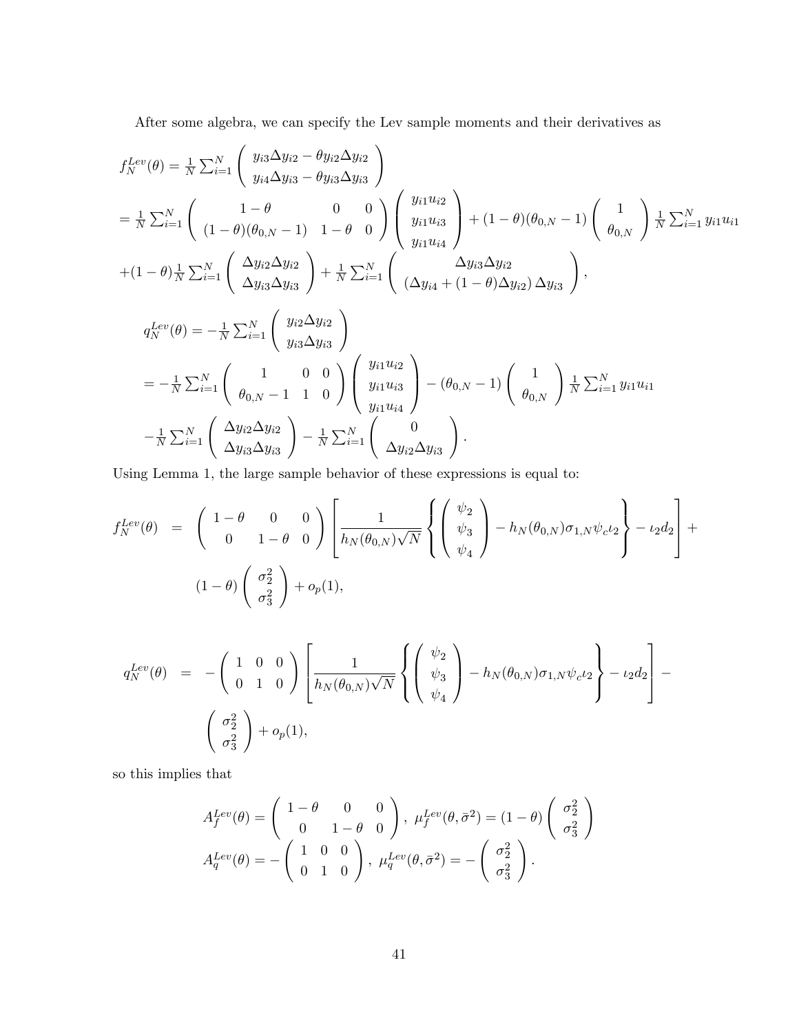After some algebra, we can specify the Lev sample moments and their derivatives as

$$
\begin{array}{l}
f_N^{Lev}(\theta) = \frac{1}{N}\sum_{i=1}^N \left( \begin{array}{c} y_{i3}\Delta y_{i2} - \theta y_{i2}\Delta y_{i2} \\ y_{i4}\Delta y_{i3} - \theta y_{i3}\Delta y_{i3} \end{array} \right) \\
= \frac{1}{N}\sum_{i=1}^N \left( \begin{array}{ccc} 1-\theta & 0 & 0 \\ (1-\theta)(\theta_{0,N}-1) & 1-\theta & 0 \end{array} \right) \left( \begin{array}{c} y_{i1}u_{i2} \\ y_{i1}u_{i3} \\ y_{i1}u_{i4} \end{array} \right) + (1-\theta)(\theta_{0,N}-1) \left( \begin{array}{c} 1 \\ \theta_{0,N} \end{array} \right) \frac{1}{N}\sum_{i=1}^N y_{i1}u_{i1} \\
+(1-\theta)\frac{1}{N}\sum_{i=1}^N \left( \begin{array}{c} \Delta y_{i2}\Delta y_{i2} \\ \Delta y_{i3}\Delta y_{i3} \end{array} \right) + \frac{1}{N}\sum_{i=1}^N \left( \begin{array}{c} \Delta y_{i3}\Delta y_{i2} \\ (\Delta y_{i4} + (1-\theta)\Delta y_{i2})\,\Delta y_{i3} \end{array} \right),
\end{array}
$$

$$
\begin{array}{l}
q_N^{Lev}(\theta) = -\frac{1}{N}\sum_{i=1}^N \left( \begin{array}{c} y_{i2}\Delta y_{i2} \\ y_{i3}\Delta y_{i3} \end{array} \right) \\
= -\frac{1}{N}\sum_{i=1}^N \left( \begin{array}{ccc} 1 & 0 & 0 \\ \theta_{0,N}-1 & 1 & 0 \end{array} \right) \left( \begin{array}{c} y_{i1}u_{i2} \\ y_{i1}u_{i3} \\ y_{i1}u_{i4} \end{array} \right) - (\theta_{0,N}-1) \left( \begin{array}{c} 1 \\ \theta_{0,N} \end{array} \right) \frac{1}{N}\sum_{i=1}^N y_{i1}u_{i1} \\
-\frac{1}{N}\sum_{i=1}^N \left( \begin{array}{c} \Delta y_{i2}\Delta y_{i2} \\ \Delta y_{i3}\Delta y_{i3} \end{array} \right) - \frac{1}{N}\sum_{i=1}^N \left( \begin{array}{c} 0 \\ \Delta y_{i2}\Delta y_{i3} \end{array} \right).
\end{array}
$$

Using Lemma 1, the large sample behavior of these expressions is equal to:

$$
\begin{array}{rcl}
f_N^{Lev}(\theta) & = & \left( \begin{array}{ccc} 1-\theta & 0 & 0 \\ 0 & 1-\theta & 0 \end{array} \right) \left[ \frac{1}{h_N(\theta_{0,N})\sqrt{N}} \left\{ \left( \begin{array}{c} \psi_2 \\ \psi_3 \\ \psi_4 \end{array} \right) - h_N(\theta_{0,N})\sigma_{1,N}\psi_c\iota_2 \right\} - \iota_2 d_2 \right] + \\
& & (1-\theta) \left( \begin{array}{c} \sigma_2^2 \\ \sigma_3^2 \end{array} \right) + o_p(1),
\end{array}
$$

$$
\begin{array}{rcl}
q_N^{Lev}(\theta) & = & -\left( \begin{array}{ccc} 1 & 0 & 0 \\ 0 & 1 & 0 \end{array} \right) \left[ \frac{1}{h_N(\theta_{0,N})\sqrt{N}} \left\{ \left( \begin{array}{c} \psi_2 \\ \psi_3 \\ \psi_4 \end{array} \right) - h_N(\theta_{0,N})\sigma_{1,N}\psi_c\iota_2 \right\} - \iota_2 d_2 \right] - \\
& & \left( \begin{array}{c} \sigma_2^2 \\ \sigma_3^2 \end{array} \right) + o_p(1),
\end{array}
$$

so this implies that

$$
\begin{array}{l}
A_f^{Lev}(\theta) = \left( \begin{array}{ccc} 1-\theta & 0 & 0 \\ 0 & 1-\theta & 0 \end{array} \right),\ \mu_f^{Lev}(\theta, \bar{\sigma}^2) = (1-\theta) \left( \begin{array}{c} \sigma_2^2 \\ \sigma_3^2 \end{array} \right) \\
A_q^{Lev}(\theta) = -\left( \begin{array}{ccc} 1 & 0 & 0 \\ 0 & 1 & 0 \end{array} \right),\ \mu_q^{Lev}(\theta, \bar{\sigma}^2) = -\left( \begin{array}{c} \sigma_2^2 \\ \sigma_3^2 \end{array} \right).
\end{array}
$$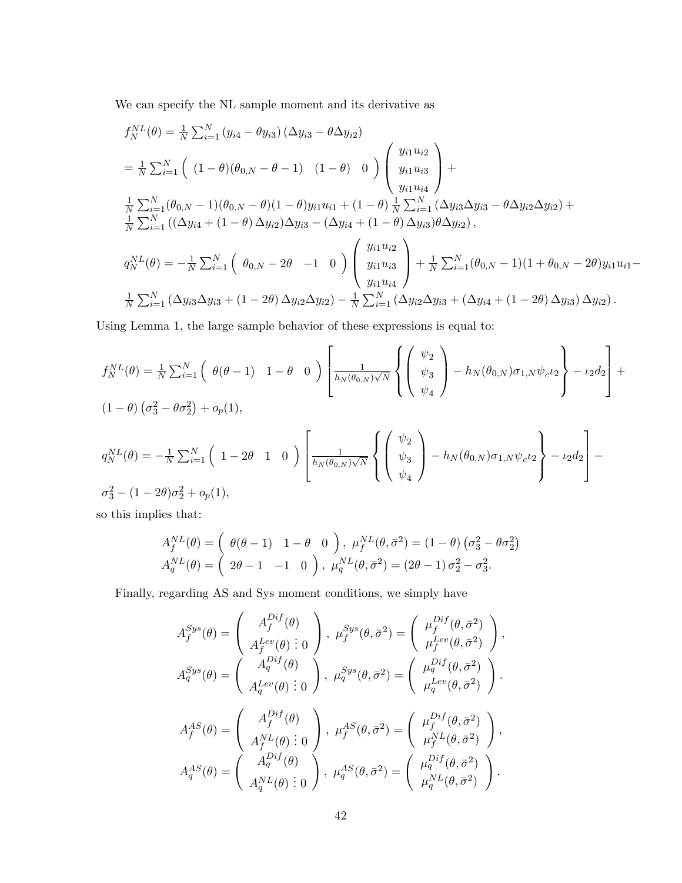We can specify the NL sample moment and its derivative as

$$
\begin{aligned}
&f_N^{NL}(\theta) = \tfrac{1}{N}\textstyle\sum_{i=1}^N \left(y_{i4} - \theta y_{i3}\right)\left(\Delta y_{i3} - \theta \Delta y_{i2}\right) \\
&= \tfrac{1}{N}\textstyle\sum_{i=1}^N \begin{pmatrix} (1-\theta)(\theta_{0,N} - \theta - 1) & (1-\theta) & 0 \end{pmatrix} \begin{pmatrix} y_{i1}u_{i2} \\ y_{i1}u_{i3} \\ y_{i1}u_{i4} \end{pmatrix} + \\
&\tfrac{1}{N}\textstyle\sum_{i=1}^N (\theta_{0,N}-1)(\theta_{0,N}-\theta)(1-\theta)y_{i1}u_{i1} + (1-\theta)\tfrac{1}{N}\sum_{i=1}^N \left(\Delta y_{i3}\Delta y_{i3} - \theta \Delta y_{i2}\Delta y_{i2}\right) + \\
&\tfrac{1}{N}\textstyle\sum_{i=1}^N \left((\Delta y_{i4} + (1-\theta)\Delta y_{i2})\Delta y_{i3} - (\Delta y_{i4} + (1-\theta)\Delta y_{i3})\theta \Delta y_{i2}\right), \\
&q_N^{NL}(\theta) = -\tfrac{1}{N}\textstyle\sum_{i=1}^N \begin{pmatrix} \theta_{0,N} - 2\theta & -1 & 0 \end{pmatrix} \begin{pmatrix} y_{i1}u_{i2} \\ y_{i1}u_{i3} \\ y_{i1}u_{i4} \end{pmatrix} + \tfrac{1}{N}\sum_{i=1}^N (\theta_{0,N}-1)(1+\theta_{0,N}-2\theta)y_{i1}u_{i1} - \\
&\tfrac{1}{N}\textstyle\sum_{i=1}^N \left(\Delta y_{i3}\Delta y_{i3} + (1-2\theta)\Delta y_{i2}\Delta y_{i2}\right) - \tfrac{1}{N}\sum_{i=1}^N \left(\Delta y_{i2}\Delta y_{i3} + (\Delta y_{i4} + (1-2\theta)\Delta y_{i3})\Delta y_{i2}\right).
\end{aligned}
$$

Using Lemma 1, the large sample behavior of these expressions is equal to:

$$
\begin{aligned}
&f_N^{NL}(\theta) = \tfrac{1}{N}\textstyle\sum_{i=1}^N \begin{pmatrix} \theta(\theta-1) & 1-\theta & 0 \end{pmatrix} \left[ \frac{1}{h_N(\theta_{0,N})\sqrt{N}} \left\{ \begin{pmatrix} \psi_2 \\ \psi_3 \\ \psi_4 \end{pmatrix} - h_N(\theta_{0,N})\sigma_{1,N}\psi_c\iota_2 \right\} - \iota_2 d_2 \right] + \\
&(1-\theta)\left(\sigma_3^2 - \theta\sigma_2^2\right) + o_p(1), \\
&q_N^{NL}(\theta) = -\tfrac{1}{N}\textstyle\sum_{i=1}^N \begin{pmatrix} 1-2\theta & 1 & 0 \end{pmatrix} \left[ \frac{1}{h_N(\theta_{0,N})\sqrt{N}} \left\{ \begin{pmatrix} \psi_2 \\ \psi_3 \\ \psi_4 \end{pmatrix} - h_N(\theta_{0,N})\sigma_{1,N}\psi_c\iota_2 \right\} - \iota_2 d_2 \right] - \\
&\sigma_3^2 - (1-2\theta)\sigma_2^2 + o_p(1),
\end{aligned}
$$

so this implies that:

$$
\begin{aligned}
A_f^{NL}(\theta) &= \begin{pmatrix} \theta(\theta-1) & 1-\theta & 0 \end{pmatrix}, \ \mu_f^{NL}(\theta, \bar{\sigma}^2) = (1-\theta)\left(\sigma_3^2 - \theta\sigma_2^2\right) \\
A_q^{NL}(\theta) &= \begin{pmatrix} 2\theta - 1 & -1 & 0 \end{pmatrix}, \ \mu_q^{NL}(\theta, \bar{\sigma}^2) = (2\theta - 1)\sigma_2^2 - \sigma_3^2.
\end{aligned}
$$

Finally, regarding AS and Sys moment conditions, we simply have

$$
\begin{aligned}
A_f^{Sys}(\theta) &= \begin{pmatrix} A_f^{Dif}(\theta) \\ A_f^{Lev}(\theta) \vdots 0 \end{pmatrix}, \ \mu_f^{Sys}(\theta, \bar{\sigma}^2) = \begin{pmatrix} \mu_f^{Dif}(\theta, \bar{\sigma}^2) \\ \mu_f^{Lev}(\theta, \bar{\sigma}^2) \end{pmatrix}, \\
A_q^{Sys}(\theta) &= \begin{pmatrix} A_q^{Dif}(\theta) \\ A_q^{Lev}(\theta) \vdots 0 \end{pmatrix}, \ \mu_q^{Sys}(\theta, \bar{\sigma}^2) = \begin{pmatrix} \mu_q^{Dif}(\theta, \bar{\sigma}^2) \\ \mu_q^{Lev}(\theta, \bar{\sigma}^2) \end{pmatrix}.
\end{aligned}
$$

$$
\begin{aligned}
A_f^{AS}(\theta) &= \begin{pmatrix} A_f^{Dif}(\theta) \\ A_f^{NL}(\theta) \vdots 0 \end{pmatrix}, \ \mu_f^{AS}(\theta, \bar{\sigma}^2) = \begin{pmatrix} \mu_f^{Dif}(\theta, \bar{\sigma}^2) \\ \mu_f^{NL}(\theta, \bar{\sigma}^2) \end{pmatrix}, \\
A_q^{AS}(\theta) &= \begin{pmatrix} A_q^{Dif}(\theta) \\ A_q^{NL}(\theta) \vdots 0 \end{pmatrix}, \ \mu_q^{AS}(\theta, \bar{\sigma}^2) = \begin{pmatrix} \mu_q^{Dif}(\theta, \bar{\sigma}^2) \\ \mu_q^{NL}(\theta, \bar{\sigma}^2) \end{pmatrix}.
\end{aligned}
$$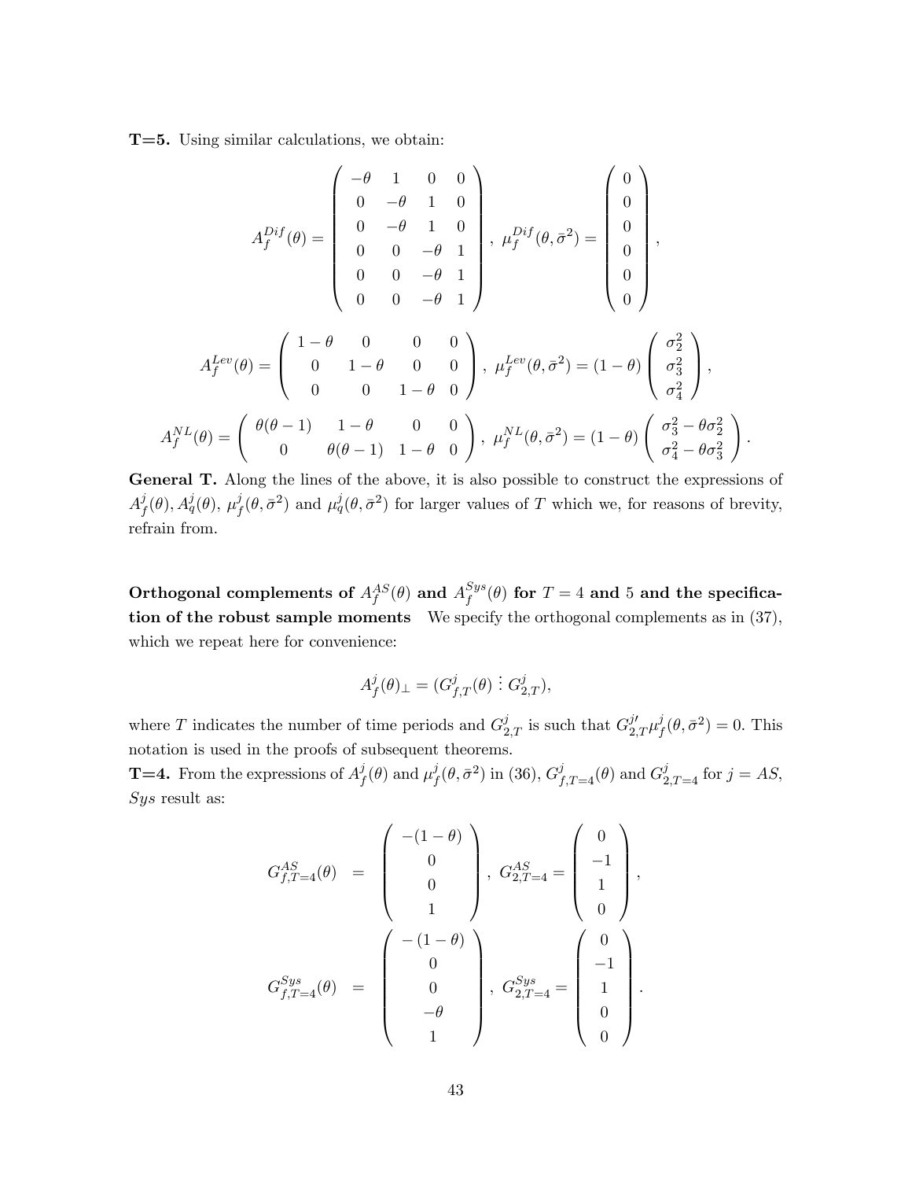**T=5.** Using similar calculations, we obtain:

$$A_f^{Dif}(\theta) = \begin{pmatrix} -\theta & 1 & 0 & 0 \\ 0 & -\theta & 1 & 0 \\ 0 & -\theta & 1 & 0 \\ 0 & 0 & -\theta & 1 \\ 0 & 0 & -\theta & 1 \\ 0 & 0 & -\theta & 1 \end{pmatrix}, \ \mu_f^{Dif}(\theta, \bar{\sigma}^2) = \begin{pmatrix} 0 \\ 0 \\ 0 \\ 0 \\ 0 \\ 0 \end{pmatrix},$$

$$A_f^{Lev}(\theta) = \begin{pmatrix} 1-\theta & 0 & 0 & 0 \\ 0 & 1-\theta & 0 & 0 \\ 0 & 0 & 1-\theta & 0 \end{pmatrix}, \ \mu_f^{Lev}(\theta, \bar{\sigma}^2) = (1-\theta) \begin{pmatrix} \sigma_2^2 \\ \sigma_3^2 \\ \sigma_4^2 \end{pmatrix},$$

$$A_f^{NL}(\theta) = \begin{pmatrix} \theta(\theta-1) & 1-\theta & 0 & 0 \\ 0 & \theta(\theta-1) & 1-\theta & 0 \end{pmatrix}, \ \mu_f^{NL}(\theta, \bar{\sigma}^2) = (1-\theta) \begin{pmatrix} \sigma_3^2 - \theta\sigma_2^2 \\ \sigma_4^2 - \theta\sigma_3^2 \end{pmatrix}.$$

**General T.** Along the lines of the above, it is also possible to construct the expressions of $A_f^j(\theta), A_q^j(\theta)$, $\mu_f^j(\theta, \bar{\sigma}^2)$ and $\mu_q^j(\theta, \bar{\sigma}^2)$ for larger values of $T$ which we, for reasons of brevity, refrain from.

**Orthogonal complements of $A_f^{AS}(\theta)$ and $A_f^{Sys}(\theta)$ for $T = 4$ and 5 and the specification of the robust sample moments** We specify the orthogonal complements as in (37), which we repeat here for convenience:

$$A_f^j(\theta)_\perp = (G_{f,T}^j(\theta) \vdots G_{2,T}^j),$$

where $T$ indicates the number of time periods and $G_{2,T}^j$ is such that $G_{2,T}^{j\prime} \mu_f^j(\theta, \bar{\sigma}^2) = 0$. This notation is used in the proofs of subsequent theorems.

**T=4.** From the expressions of $A_f^j(\theta)$ and $\mu_f^j(\theta, \bar{\sigma}^2)$ in (36), $G_{f,T=4}^j(\theta)$ and $G_{2,T=4}^j$ for $j = AS$, $Sys$ result as:

$$\begin{aligned} G_{f,T=4}^{AS}(\theta) &= \begin{pmatrix} -(1-\theta) \\ 0 \\ 0 \\ 1 \end{pmatrix}, \ G_{2,T=4}^{AS} = \begin{pmatrix} 0 \\ -1 \\ 1 \\ 0 \end{pmatrix}, \\ G_{f,T=4}^{Sys}(\theta) &= \begin{pmatrix} -(1-\theta) \\ 0 \\ 0 \\ -\theta \\ 1 \end{pmatrix}, \ G_{2,T=4}^{Sys} = \begin{pmatrix} 0 \\ -1 \\ 1 \\ 0 \\ 0 \end{pmatrix}. \end{aligned}$$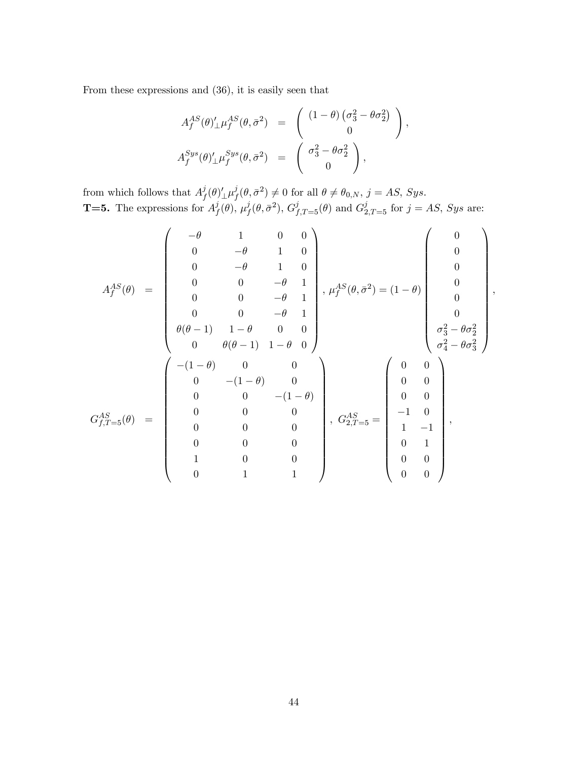From these expressions and (36), it is easily seen that

$$
\begin{aligned}
A_f^{AS}(\theta)'_{\perp}\mu_f^{AS}(\theta,\bar{\sigma}^2) &= \begin{pmatrix} (1-\theta)\left(\sigma_3^2-\theta\sigma_2^2\right) \\ 0 \end{pmatrix}, \\
A_f^{Sys}(\theta)'_{\perp}\mu_f^{Sys}(\theta,\bar{\sigma}^2) &= \begin{pmatrix} \sigma_3^2-\theta\sigma_2^2 \\ 0 \end{pmatrix},
\end{aligned}
$$

from which follows that $A_f^j(\theta)'_{\perp}\mu_f^j(\theta,\bar{\sigma}^2) \neq 0$ for all $\theta \neq \theta_{0,N}$, $j = AS$, $Sys$.

**T=5.** The expressions for $A_f^j(\theta)$, $\mu_f^j(\theta,\bar{\sigma}^2)$, $G_{f,T=5}^j(\theta)$ and $G_{2,T=5}^j$ for $j = AS$, $Sys$ are:

$$
\begin{aligned}
A_f^{AS}(\theta) &= \begin{pmatrix}
-\theta & 1 & 0 & 0 \\
0 & -\theta & 1 & 0 \\
0 & -\theta & 1 & 0 \\
0 & 0 & -\theta & 1 \\
0 & 0 & -\theta & 1 \\
0 & 0 & -\theta & 1 \\
\theta(\theta-1) & 1-\theta & 0 & 0 \\
0 & \theta(\theta-1) & 1-\theta & 0
\end{pmatrix}, \ \mu_f^{AS}(\theta,\bar{\sigma}^2) = (1-\theta)\begin{pmatrix} 0 \\ 0 \\ 0 \\ 0 \\ 0 \\ 0 \\ \sigma_3^2-\theta\sigma_2^2 \\ \sigma_4^2-\theta\sigma_3^2 \end{pmatrix}, \\
G_{f,T=5}^{AS}(\theta) &= \begin{pmatrix}
-(1-\theta) & 0 & 0 \\
0 & -(1-\theta) & 0 \\
0 & 0 & -(1-\theta) \\
0 & 0 & 0 \\
0 & 0 & 0 \\
0 & 0 & 0 \\
1 & 0 & 0 \\
0 & 1 & 1
\end{pmatrix}, \ G_{2,T=5}^{AS} = \begin{pmatrix}
0 & 0 \\
0 & 0 \\
0 & 0 \\
-1 & 0 \\
1 & -1 \\
0 & 1 \\
0 & 0 \\
0 & 0
\end{pmatrix},
\end{aligned}
$$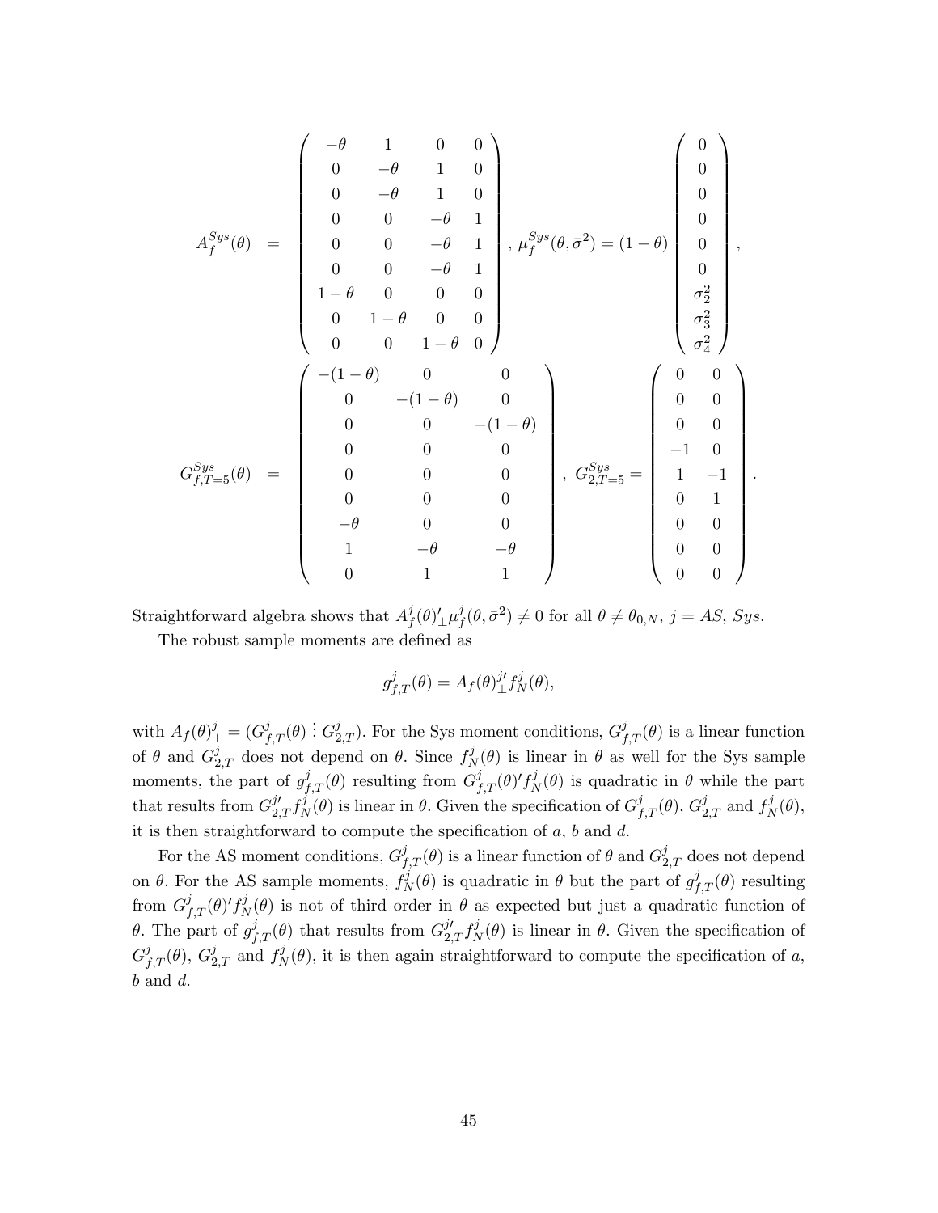$$
A_f^{Sys}(\theta) = \begin{pmatrix} -\theta & 1 & 0 & 0 \\ 0 & -\theta & 1 & 0 \\ 0 & -\theta & 1 & 0 \\ 0 & 0 & -\theta & 1 \\ 0 & 0 & -\theta & 1 \\ 0 & 0 & -\theta & 1 \\ 1-\theta & 0 & 0 & 0 \\ 0 & 1-\theta & 0 & 0 \\ 0 & 0 & 1-\theta & 0 \end{pmatrix}, \; \mu_f^{Sys}(\theta,\bar{\sigma}^2) = (1-\theta)\begin{pmatrix} 0 \\ 0 \\ 0 \\ 0 \\ 0 \\ 0 \\ \sigma_2^2 \\ \sigma_3^2 \\ \sigma_4^2 \end{pmatrix},
$$

$$
G_{f,T=5}^{Sys}(\theta) = \begin{pmatrix} -(1-\theta) & 0 & 0 \\ 0 & -(1-\theta) & 0 \\ 0 & 0 & -(1-\theta) \\ 0 & 0 & 0 \\ 0 & 0 & 0 \\ 0 & 0 & 0 \\ -\theta & 0 & 0 \\ 1 & -\theta & -\theta \\ 0 & 1 & 1 \end{pmatrix}, \; G_{2,T=5}^{Sys} = \begin{pmatrix} 0 & 0 \\ 0 & 0 \\ 0 & 0 \\ -1 & 0 \\ 1 & -1 \\ 0 & 1 \\ 0 & 0 \\ 0 & 0 \\ 0 & 0 \end{pmatrix}.
$$

Straightforward algebra shows that $A_f^j(\theta)'_\perp \mu_f^j(\theta,\bar{\sigma}^2) \neq 0$ for all $\theta \neq \theta_{0,N}$, $j = AS$, $Sys$.

The robust sample moments are defined as

$$
g_{f,T}^j(\theta) = A_f(\theta)_\perp^{j\prime} f_N^j(\theta),
$$

with $A_f(\theta)_\perp^j = (G_{f,T}^j(\theta) \vdots G_{2,T}^j)$. For the Sys moment conditions, $G_{f,T}^j(\theta)$ is a linear function of $\theta$ and $G_{2,T}^j$ does not depend on $\theta$. Since $f_N^j(\theta)$ is linear in $\theta$ as well for the Sys sample moments, the part of $g_{f,T}^j(\theta)$ resulting from $G_{f,T}^j(\theta)' f_N^j(\theta)$ is quadratic in $\theta$ while the part that results from $G_{2,T}^{j\prime} f_N^j(\theta)$ is linear in $\theta$. Given the specification of $G_{f,T}^j(\theta)$, $G_{2,T}^j$ and $f_N^j(\theta)$, it is then straightforward to compute the specification of $a$, $b$ and $d$.

For the AS moment conditions, $G_{f,T}^j(\theta)$ is a linear function of $\theta$ and $G_{2,T}^j$ does not depend on $\theta$. For the AS sample moments, $f_N^j(\theta)$ is quadratic in $\theta$ but the part of $g_{f,T}^j(\theta)$ resulting from $G_{f,T}^j(\theta)' f_N^j(\theta)$ is not of third order in $\theta$ as expected but just a quadratic function of $\theta$. The part of $g_{f,T}^j(\theta)$ that results from $G_{2,T}^{j\prime} f_N^j(\theta)$ is linear in $\theta$. Given the specification of $G_{f,T}^j(\theta)$, $G_{2,T}^j$ and $f_N^j(\theta)$, it is then again straightforward to compute the specification of $a$, $b$ and $d$.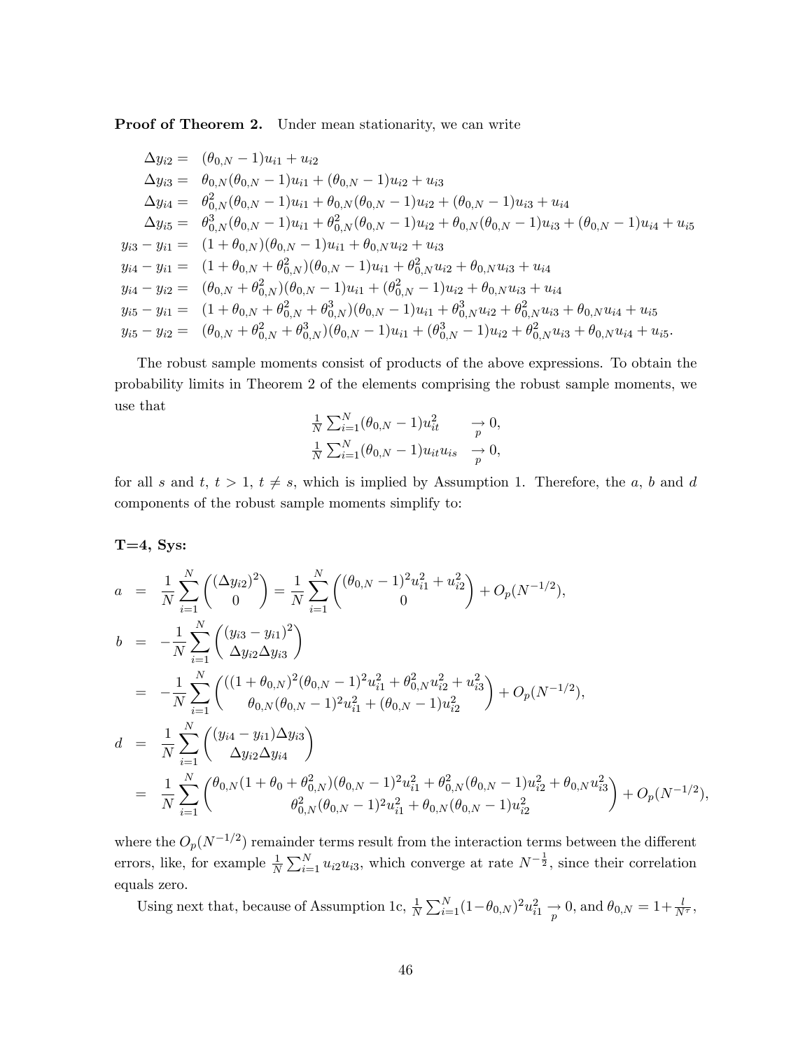**Proof of Theorem 2.** Under mean stationarity, we can write

$$
\begin{aligned}
\Delta y_{i2} &= (\theta_{0,N}-1)u_{i1}+u_{i2}\\
\Delta y_{i3} &= \theta_{0,N}(\theta_{0,N}-1)u_{i1}+(\theta_{0,N}-1)u_{i2}+u_{i3}\\
\Delta y_{i4} &= \theta_{0,N}^2(\theta_{0,N}-1)u_{i1}+\theta_{0,N}(\theta_{0,N}-1)u_{i2}+(\theta_{0,N}-1)u_{i3}+u_{i4}\\
\Delta y_{i5} &= \theta_{0,N}^3(\theta_{0,N}-1)u_{i1}+\theta_{0,N}^2(\theta_{0,N}-1)u_{i2}+\theta_{0,N}(\theta_{0,N}-1)u_{i3}+(\theta_{0,N}-1)u_{i4}+u_{i5}\\
y_{i3}-y_{i1} &= (1+\theta_{0,N})(\theta_{0,N}-1)u_{i1}+\theta_{0,N}u_{i2}+u_{i3}\\
y_{i4}-y_{i1} &= (1+\theta_{0,N}+\theta_{0,N}^2)(\theta_{0,N}-1)u_{i1}+\theta_{0,N}^2u_{i2}+\theta_{0,N}u_{i3}+u_{i4}\\
y_{i4}-y_{i2} &= (\theta_{0,N}+\theta_{0,N}^2)(\theta_{0,N}-1)u_{i1}+(\theta_{0,N}^2-1)u_{i2}+\theta_{0,N}u_{i3}+u_{i4}\\
y_{i5}-y_{i1} &= (1+\theta_{0,N}+\theta_{0,N}^2+\theta_{0,N}^3)(\theta_{0,N}-1)u_{i1}+\theta_{0,N}^3u_{i2}+\theta_{0,N}^2u_{i3}+\theta_{0,N}u_{i4}+u_{i5}\\
y_{i5}-y_{i2} &= (\theta_{0,N}+\theta_{0,N}^2+\theta_{0,N}^3)(\theta_{0,N}-1)u_{i1}+(\theta_{0,N}^3-1)u_{i2}+\theta_{0,N}^2u_{i3}+\theta_{0,N}u_{i4}+u_{i5}.
\end{aligned}
$$

The robust sample moments consist of products of the above expressions. To obtain the probability limits in Theorem 2 of the elements comprising the robust sample moments, we use that

$$
\begin{aligned}
\tfrac{1}{N}\textstyle\sum_{i=1}^N(\theta_{0,N}-1)u_{it}^2 &\underset{p}{\to} 0,\\
\tfrac{1}{N}\textstyle\sum_{i=1}^N(\theta_{0,N}-1)u_{it}u_{is} &\underset{p}{\to} 0,
\end{aligned}
$$

for all $s$ and $t$, $t>1$, $t\neq s$, which is implied by Assumption 1. Therefore, the $a$, $b$ and $d$ components of the robust sample moments simplify to:

**T=4, Sys:**

$$
\begin{aligned}
a &= \frac{1}{N}\sum_{i=1}^N\begin{pmatrix}(\Delta y_{i2})^2\\ 0\end{pmatrix}=\frac{1}{N}\sum_{i=1}^N\begin{pmatrix}(\theta_{0,N}-1)^2u_{i1}^2+u_{i2}^2\\ 0\end{pmatrix}+O_p(N^{-1/2}),\\
b &= -\frac{1}{N}\sum_{i=1}^N\begin{pmatrix}(y_{i3}-y_{i1})^2\\ \Delta y_{i2}\Delta y_{i3}\end{pmatrix}\\
&= -\frac{1}{N}\sum_{i=1}^N\begin{pmatrix}((1+\theta_{0,N})^2(\theta_{0,N}-1)^2u_{i1}^2+\theta_{0,N}^2u_{i2}^2+u_{i3}^2\\ \theta_{0,N}(\theta_{0,N}-1)^2u_{i1}^2+(\theta_{0,N}-1)u_{i2}^2\end{pmatrix}+O_p(N^{-1/2}),\\
d &= \frac{1}{N}\sum_{i=1}^N\begin{pmatrix}(y_{i4}-y_{i1})\Delta y_{i3}\\ \Delta y_{i2}\Delta y_{i4}\end{pmatrix}\\
&= \frac{1}{N}\sum_{i=1}^N\begin{pmatrix}\theta_{0,N}(1+\theta_0+\theta_{0,N}^2)(\theta_{0,N}-1)^2u_{i1}^2+\theta_{0,N}^2(\theta_{0,N}-1)u_{i2}^2+\theta_{0,N}u_{i3}^2\\ \theta_{0,N}^2(\theta_{0,N}-1)^2u_{i1}^2+\theta_{0,N}(\theta_{0,N}-1)u_{i2}^2\end{pmatrix}+O_p(N^{-1/2}),
\end{aligned}
$$

where the $O_p(N^{-1/2})$ remainder terms result from the interaction terms between the different errors, like, for example $\frac{1}{N}\sum_{i=1}^N u_{i2}u_{i3}$, which converge at rate $N^{-\frac{1}{2}}$, since their correlation equals zero.

Using next that, because of Assumption 1c, $\frac{1}{N}\sum_{i=1}^N(1-\theta_{0,N})^2u_{i1}^2 \underset{p}{\to} 0$, and $\theta_{0,N}=1+\frac{l}{N^\tau}$,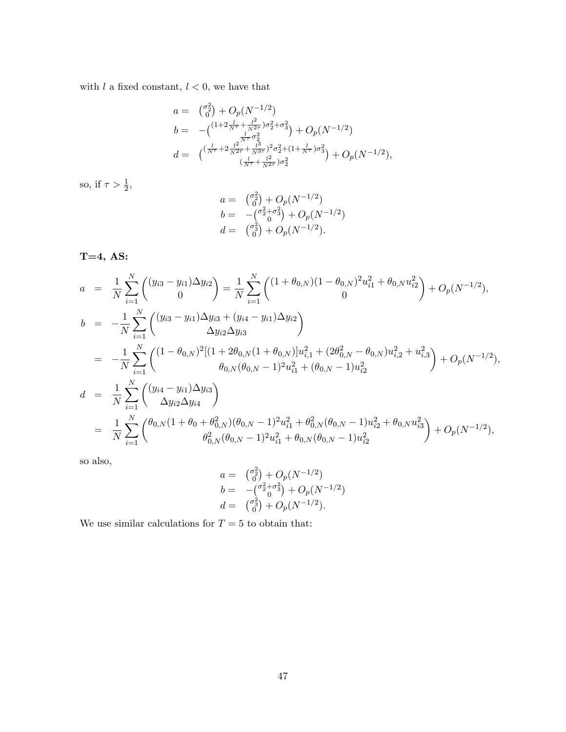with $l$ a fixed constant, $l < 0$, we have that

$$
\begin{aligned}
a = &\ \binom{\sigma_2^2}{0} + O_p(N^{-1/2}) \\
b = &\ -\binom{(1+2\frac{l}{N^\tau}+\frac{l^2}{N^{2\tau}})\sigma_2^2+\sigma_3^2}{\frac{l}{N^\tau}\sigma_2^2} + O_p(N^{-1/2}) \\
d = &\ \binom{(\frac{l}{N^\tau}+2\frac{l^2}{N^{2\tau}}+\frac{l^3}{N^{3\tau}})^2\sigma_2^2+(1+\frac{l}{N^\tau})\sigma_3^2}{(\frac{l}{N^\tau}+\frac{l^2}{N^{2\tau}})\sigma_2^2} + O_p(N^{-1/2}),
\end{aligned}
$$

so, if $\tau > \frac{1}{2}$,

$$
\begin{aligned}
a = &\ \binom{\sigma_2^2}{0} + O_p(N^{-1/2}) \\
b = &\ -\binom{\sigma_2^2+\sigma_3^2}{0} + O_p(N^{-1/2}) \\
d = &\ \binom{\sigma_3^2}{0} + O_p(N^{-1/2}).
\end{aligned}
$$

**T=4, AS:**

$$
\begin{aligned}
a &= \frac{1}{N}\sum_{i=1}^{N}\begin{pmatrix}(y_{i3}-y_{i1})\Delta y_{i2}\\ 0\end{pmatrix} = \frac{1}{N}\sum_{i=1}^{N}\begin{pmatrix}(1+\theta_{0,N})(1-\theta_{0,N})^2u_{i1}^2+\theta_{0,N}u_{i2}^2\\ 0\end{pmatrix} + O_p(N^{-1/2}), \\
b &= -\frac{1}{N}\sum_{i=1}^{N}\begin{pmatrix}(y_{i3}-y_{i1})\Delta y_{i3}+(y_{i4}-y_{i1})\Delta y_{i2}\\ \Delta y_{i2}\Delta y_{i3}\end{pmatrix} \\
&= -\frac{1}{N}\sum_{i=1}^{N}\begin{pmatrix}(1-\theta_{0,N})^2[(1+2\theta_{0,N}(1+\theta_{0,N})]u_{i,1}^2+(2\theta_{0,N}^2-\theta_{0,N})u_{i,2}^2+u_{i,3}^2\\ \theta_{0,N}(\theta_{0,N}-1)^2u_{i1}^2+(\theta_{0,N}-1)u_{i2}^2\end{pmatrix} + O_p(N^{-1/2}), \\
d &= \frac{1}{N}\sum_{i=1}^{N}\begin{pmatrix}(y_{i4}-y_{i1})\Delta y_{i3}\\ \Delta y_{i2}\Delta y_{i4}\end{pmatrix} \\
&= \frac{1}{N}\sum_{i=1}^{N}\begin{pmatrix}\theta_{0,N}(1+\theta_0+\theta_{0,N}^2)(\theta_{0,N}-1)^2u_{i1}^2+\theta_{0,N}^2(\theta_{0,N}-1)u_{i2}^2+\theta_{0,N}u_{i3}^2\\ \theta_{0,N}^2(\theta_{0,N}-1)^2u_{i1}^2+\theta_{0,N}(\theta_{0,N}-1)u_{i2}^2\end{pmatrix} + O_p(N^{-1/2}),
\end{aligned}
$$

so also,

$$
\begin{aligned}
a = &\ \binom{\sigma_2^2}{0} + O_p(N^{-1/2}) \\
b = &\ -\binom{\sigma_2^2+\sigma_3^2}{0} + O_p(N^{-1/2}) \\
d = &\ \binom{\sigma_3^2}{0} + O_p(N^{-1/2}).
\end{aligned}
$$

We use similar calculations for $T = 5$ to obtain that: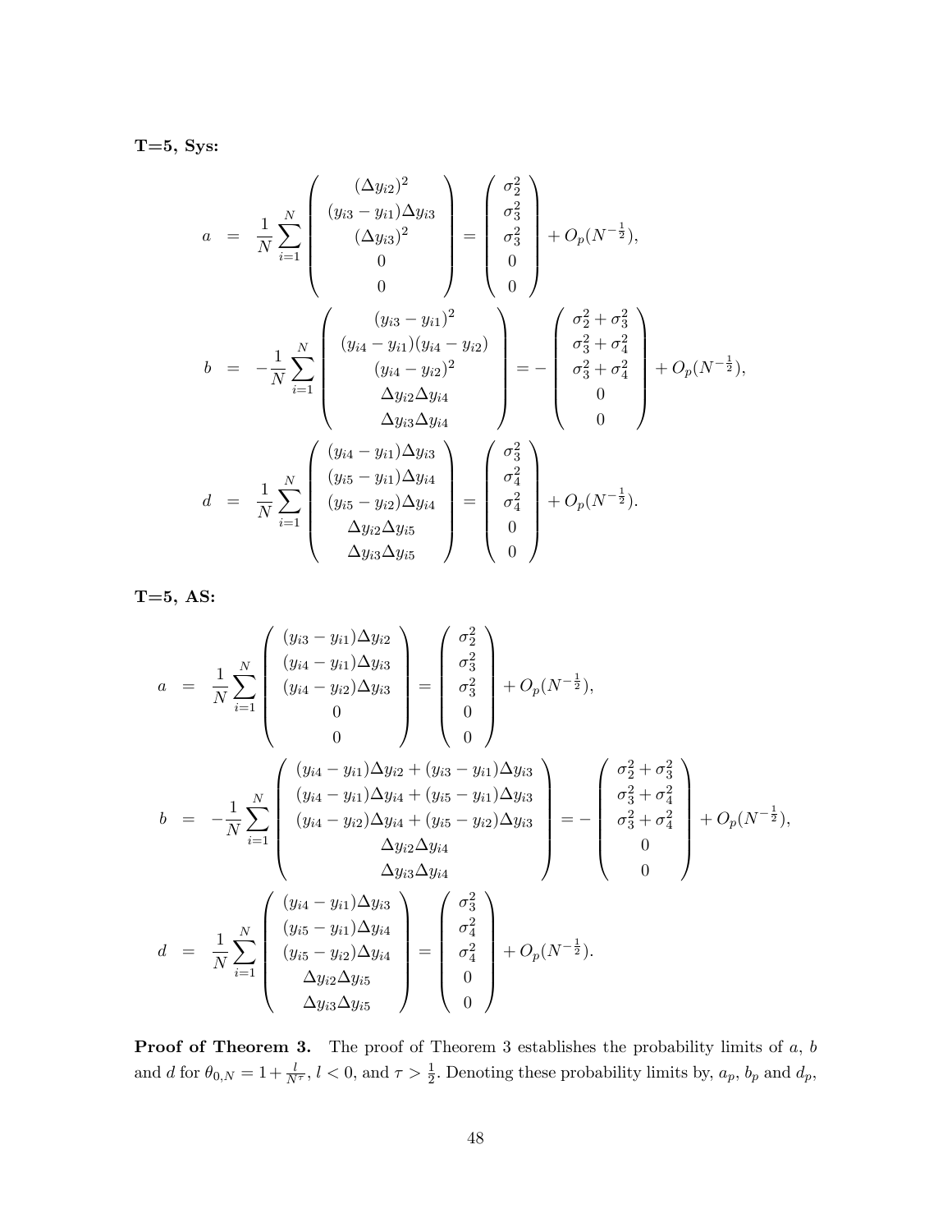**T=5, Sys:**

$$
\begin{aligned}
a &= \frac{1}{N}\sum_{i=1}^{N}\begin{pmatrix} (\Delta y_{i2})^2 \\ (y_{i3}-y_{i1})\Delta y_{i3} \\ (\Delta y_{i3})^2 \\ 0 \\ 0 \end{pmatrix} = \begin{pmatrix} \sigma_2^2 \\ \sigma_3^2 \\ \sigma_3^2 \\ 0 \\ 0 \end{pmatrix} + O_p(N^{-\frac{1}{2}}), \\
b &= -\frac{1}{N}\sum_{i=1}^{N}\begin{pmatrix} (y_{i3}-y_{i1})^2 \\ (y_{i4}-y_{i1})(y_{i4}-y_{i2}) \\ (y_{i4}-y_{i2})^2 \\ \Delta y_{i2}\Delta y_{i4} \\ \Delta y_{i3}\Delta y_{i4} \end{pmatrix} = -\begin{pmatrix} \sigma_2^2+\sigma_3^2 \\ \sigma_3^2+\sigma_4^2 \\ \sigma_3^2+\sigma_4^2 \\ 0 \\ 0 \end{pmatrix} + O_p(N^{-\frac{1}{2}}), \\
d &= \frac{1}{N}\sum_{i=1}^{N}\begin{pmatrix} (y_{i4}-y_{i1})\Delta y_{i3} \\ (y_{i5}-y_{i1})\Delta y_{i4} \\ (y_{i5}-y_{i2})\Delta y_{i4} \\ \Delta y_{i2}\Delta y_{i5} \\ \Delta y_{i3}\Delta y_{i5} \end{pmatrix} = \begin{pmatrix} \sigma_3^2 \\ \sigma_4^2 \\ \sigma_4^2 \\ 0 \\ 0 \end{pmatrix} + O_p(N^{-\frac{1}{2}}).
\end{aligned}
$$

**T=5, AS:**

$$
\begin{aligned}
a &= \frac{1}{N}\sum_{i=1}^{N}\begin{pmatrix} (y_{i3}-y_{i1})\Delta y_{i2} \\ (y_{i4}-y_{i1})\Delta y_{i3} \\ (y_{i4}-y_{i2})\Delta y_{i3} \\ 0 \\ 0 \end{pmatrix} = \begin{pmatrix} \sigma_2^2 \\ \sigma_3^2 \\ \sigma_3^2 \\ 0 \\ 0 \end{pmatrix} + O_p(N^{-\frac{1}{2}}), \\
b &= -\frac{1}{N}\sum_{i=1}^{N}\begin{pmatrix} (y_{i4}-y_{i1})\Delta y_{i2} + (y_{i3}-y_{i1})\Delta y_{i3} \\ (y_{i4}-y_{i1})\Delta y_{i4} + (y_{i5}-y_{i1})\Delta y_{i3} \\ (y_{i4}-y_{i2})\Delta y_{i4} + (y_{i5}-y_{i2})\Delta y_{i3} \\ \Delta y_{i2}\Delta y_{i4} \\ \Delta y_{i3}\Delta y_{i4} \end{pmatrix} = -\begin{pmatrix} \sigma_2^2+\sigma_3^2 \\ \sigma_3^2+\sigma_4^2 \\ \sigma_3^2+\sigma_4^2 \\ 0 \\ 0 \end{pmatrix} + O_p(N^{-\frac{1}{2}}), \\
d &= \frac{1}{N}\sum_{i=1}^{N}\begin{pmatrix} (y_{i4}-y_{i1})\Delta y_{i3} \\ (y_{i5}-y_{i1})\Delta y_{i4} \\ (y_{i5}-y_{i2})\Delta y_{i4} \\ \Delta y_{i2}\Delta y_{i5} \\ \Delta y_{i3}\Delta y_{i5} \end{pmatrix} = \begin{pmatrix} \sigma_3^2 \\ \sigma_4^2 \\ \sigma_4^2 \\ 0 \\ 0 \end{pmatrix} + O_p(N^{-\frac{1}{2}}).
\end{aligned}
$$

**Proof of Theorem 3.** The proof of Theorem 3 establishes the probability limits of $a$, $b$ and $d$ for $\theta_{0,N} = 1 + \frac{l}{N^{\tau}}$, $l < 0$, and $\tau > \frac{1}{2}$. Denoting these probability limits by, $a_p$, $b_p$ and $d_p$,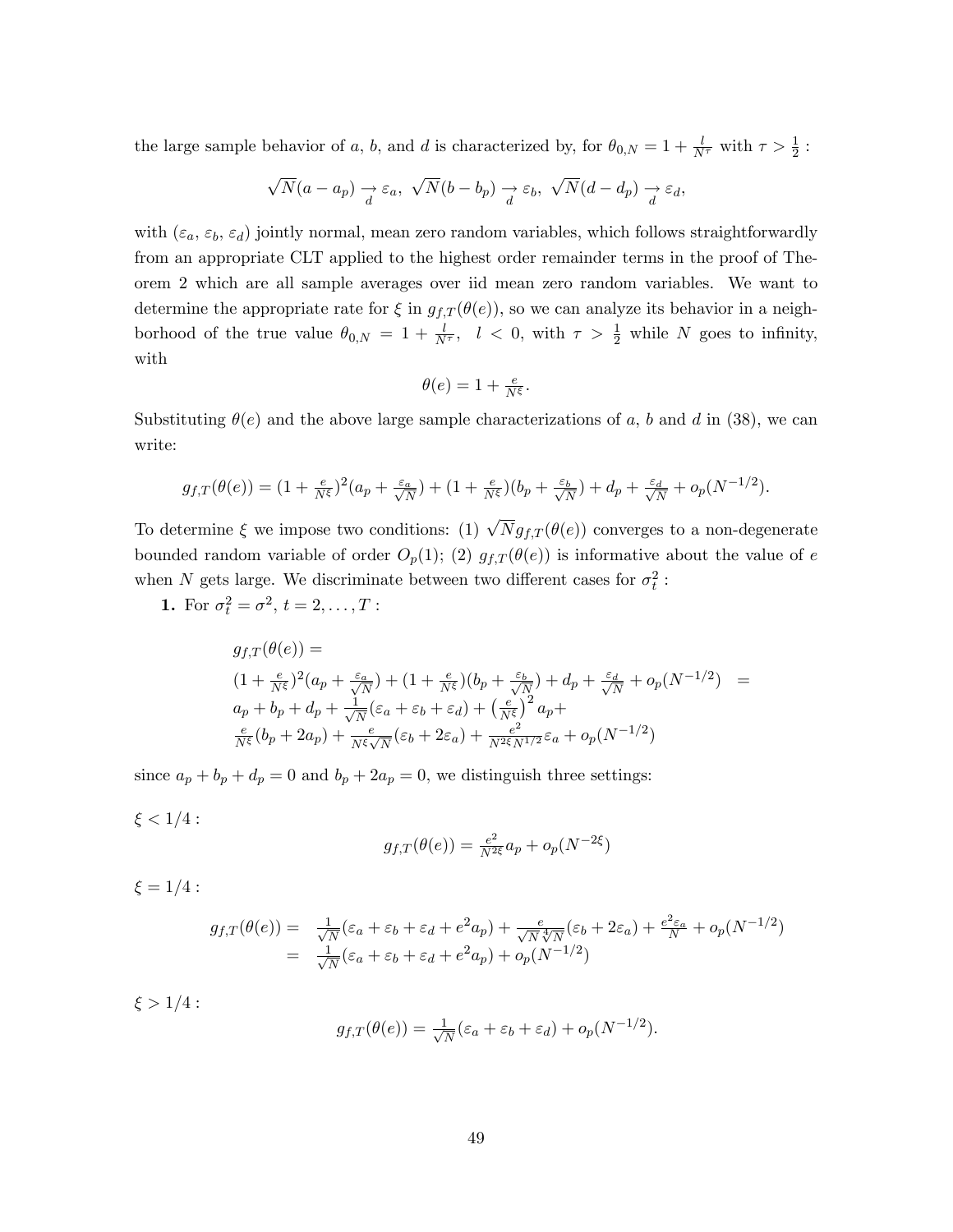the large sample behavior of $a$, $b$, and $d$ is characterized by, for $\theta_{0,N} = 1 + \frac{l}{N^\tau}$ with $\tau > \frac{1}{2}$ :

$$\sqrt{N}(a - a_p) \underset{d}{\rightarrow} \varepsilon_a,\ \sqrt{N}(b - b_p) \underset{d}{\rightarrow} \varepsilon_b,\ \sqrt{N}(d - d_p) \underset{d}{\rightarrow} \varepsilon_d,$$

with $(\varepsilon_a, \varepsilon_b, \varepsilon_d)$ jointly normal, mean zero random variables, which follows straightforwardly from an appropriate CLT applied to the highest order remainder terms in the proof of Theorem 2 which are all sample averages over iid mean zero random variables. We want to determine the appropriate rate for $\xi$ in $g_{f,T}(\theta(e))$, so we can analyze its behavior in a neighborhood of the true value $\theta_{0,N} = 1 + \frac{l}{N^\tau},\ \ l < 0$, with $\tau > \frac{1}{2}$ while $N$ goes to infinity, with

$$\theta(e) = 1 + \tfrac{e}{N^\xi}.$$

Substituting $\theta(e)$ and the above large sample characterizations of $a$, $b$ and $d$ in (38), we can write:

$$g_{f,T}(\theta(e)) = (1 + \tfrac{e}{N^\xi})^2(a_p + \tfrac{\varepsilon_a}{\sqrt{N}}) + (1 + \tfrac{e}{N^\xi})(b_p + \tfrac{\varepsilon_b}{\sqrt{N}}) + d_p + \tfrac{\varepsilon_d}{\sqrt{N}} + o_p(N^{-1/2}).$$

To determine $\xi$ we impose two conditions: (1) $\sqrt{N} g_{f,T}(\theta(e))$ converges to a non-degenerate bounded random variable of order $O_p(1)$; (2) $g_{f,T}(\theta(e))$ is informative about the value of $e$ when $N$ gets large. We discriminate between two different cases for $\sigma_t^2$ :

**1.** For $\sigma_t^2 = \sigma^2$, $t = 2, \ldots, T$ :

$$\begin{array}{l} g_{f,T}(\theta(e)) = \\ (1 + \tfrac{e}{N^\xi})^2(a_p + \tfrac{\varepsilon_a}{\sqrt{N}}) + (1 + \tfrac{e}{N^\xi})(b_p + \tfrac{\varepsilon_b}{\sqrt{N}}) + d_p + \tfrac{\varepsilon_d}{\sqrt{N}} + o_p(N^{-1/2}) \quad = \\ a_p + b_p + d_p + \tfrac{1}{\sqrt{N}}(\varepsilon_a + \varepsilon_b + \varepsilon_d) + \left(\tfrac{e}{N^\xi}\right)^2 a_p + \\ \tfrac{e}{N^\xi}(b_p + 2a_p) + \tfrac{e}{N^\xi \sqrt{N}}(\varepsilon_b + 2\varepsilon_a) + \tfrac{e^2}{N^{2\xi} N^{1/2}}\varepsilon_a + o_p(N^{-1/2}) \end{array}$$

since $a_p + b_p + d_p = 0$ and $b_p + 2a_p = 0$, we distinguish three settings:

$\xi < 1/4$ :

$$g_{f,T}(\theta(e)) = \tfrac{e^2}{N^{2\xi}} a_p + o_p(N^{-2\xi})$$

$\xi = 1/4$ :

$$\begin{array}{rcl} g_{f,T}(\theta(e)) & = & \tfrac{1}{\sqrt{N}}(\varepsilon_a + \varepsilon_b + \varepsilon_d + e^2 a_p) + \tfrac{e}{\sqrt{N}\sqrt[4]{N}}(\varepsilon_b + 2\varepsilon_a) + \tfrac{e^2 \varepsilon_a}{N} + o_p(N^{-1/2}) \\ & = & \tfrac{1}{\sqrt{N}}(\varepsilon_a + \varepsilon_b + \varepsilon_d + e^2 a_p) + o_p(N^{-1/2}) \end{array}$$

$\xi > 1/4$ :

$$g_{f,T}(\theta(e)) = \tfrac{1}{\sqrt{N}}(\varepsilon_a + \varepsilon_b + \varepsilon_d) + o_p(N^{-1/2}).$$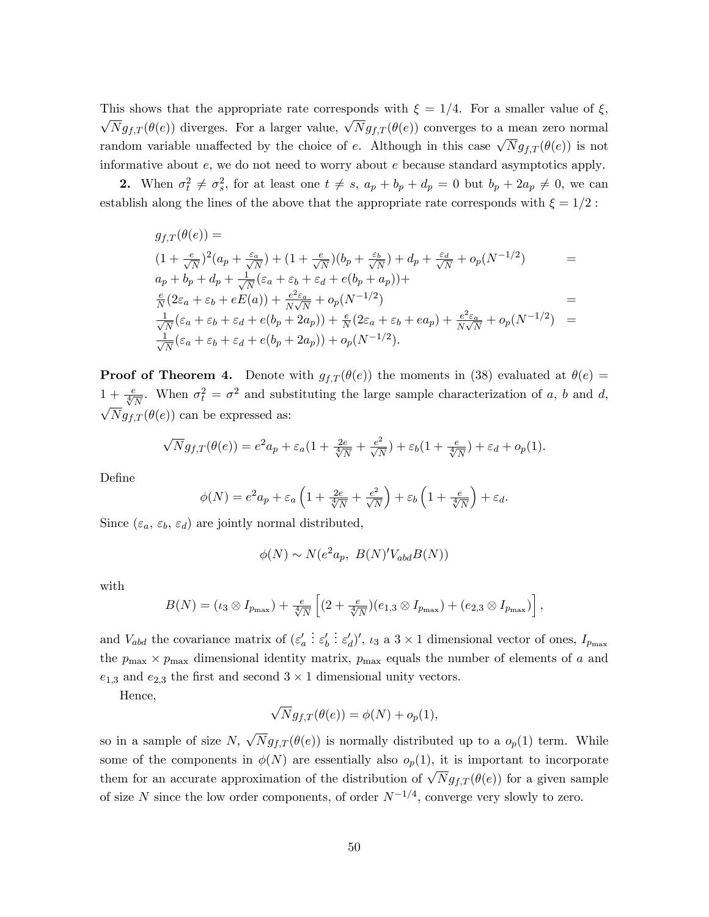This shows that the appropriate rate corresponds with $\xi = 1/4$. For a smaller value of $\xi$, $\sqrt{N}g_{f,T}(\theta(e))$ diverges. For a larger value, $\sqrt{N}g_{f,T}(\theta(e))$ converges to a mean zero normal random variable unaffected by the choice of $e$. Although in this case $\sqrt{N}g_{f,T}(\theta(e))$ is not informative about $e$, we do not need to worry about $e$ because standard asymptotics apply.

**2.** When $\sigma_t^2 \neq \sigma_s^2$, for at least one $t \neq s$, $a_p + b_p + d_p = 0$ but $b_p + 2a_p \neq 0$, we can establish along the lines of the above that the appropriate rate corresponds with $\xi = 1/2$ :

$$
\begin{aligned}
&g_{f,T}(\theta(e)) = \\
&(1+\tfrac{e}{\sqrt{N}})^2(a_p + \tfrac{\varepsilon_a}{\sqrt{N}}) + (1+\tfrac{e}{\sqrt{N}})(b_p + \tfrac{\varepsilon_b}{\sqrt{N}}) + d_p + \tfrac{\varepsilon_d}{\sqrt{N}} + o_p(N^{-1/2}) &= \\
&a_p + b_p + d_p + \tfrac{1}{\sqrt{N}}(\varepsilon_a + \varepsilon_b + \varepsilon_d + e(b_p + a_p)) + \\
&\tfrac{e}{N}(2\varepsilon_a + \varepsilon_b + eE(a)) + \tfrac{e^2\varepsilon_a}{N\sqrt{N}} + o_p(N^{-1/2}) &= \\
&\tfrac{1}{\sqrt{N}}(\varepsilon_a + \varepsilon_b + \varepsilon_d + e(b_p + 2a_p)) + \tfrac{e}{N}(2\varepsilon_a + \varepsilon_b + ea_p) + \tfrac{e^2\varepsilon_a}{N\sqrt{N}} + o_p(N^{-1/2}) &= \\
&\tfrac{1}{\sqrt{N}}(\varepsilon_a + \varepsilon_b + \varepsilon_d + e(b_p + 2a_p)) + o_p(N^{-1/2}).
\end{aligned}
$$

**Proof of Theorem 4.** Denote with $g_{f,T}(\theta(e))$ the moments in (38) evaluated at $\theta(e) = 1 + \frac{e}{\sqrt[4]{N}}$. When $\sigma_t^2 = \sigma^2$ and substituting the large sample characterization of $a$, $b$ and $d$, $\sqrt{N}g_{f,T}(\theta(e))$ can be expressed as:

$$
\sqrt{N}g_{f,T}(\theta(e)) = e^2 a_p + \varepsilon_a(1 + \tfrac{2e}{\sqrt[4]{N}} + \tfrac{e^2}{\sqrt{N}}) + \varepsilon_b(1 + \tfrac{e}{\sqrt[4]{N}}) + \varepsilon_d + o_p(1).
$$

Define

$$
\phi(N) = e^2 a_p + \varepsilon_a\left(1 + \tfrac{2e}{\sqrt[4]{N}} + \tfrac{e^2}{\sqrt{N}}\right) + \varepsilon_b\left(1 + \tfrac{e}{\sqrt[4]{N}}\right) + \varepsilon_d.
$$

Since $(\varepsilon_a,\, \varepsilon_b,\, \varepsilon_d)$ are jointly normal distributed,

$$
\phi(N) \sim N(e^2 a_p,\; B(N)' V_{abd} B(N))
$$

with

$$
B(N) = (\iota_3 \otimes I_{p_{\max}}) + \tfrac{e}{\sqrt[4]{N}}\left[(2 + \tfrac{e}{\sqrt[4]{N}})(e_{1,3} \otimes I_{p_{\max}}) + (e_{2,3} \otimes I_{p_{\max}})\right],
$$

and $V_{abd}$ the covariance matrix of $(\varepsilon_a' \vdots \varepsilon_b' \vdots \varepsilon_d')'$, $\iota_3$ a $3 \times 1$ dimensional vector of ones, $I_{p_{\max}}$ the $p_{\max} \times p_{\max}$ dimensional identity matrix, $p_{\max}$ equals the number of elements of $a$ and $e_{1,3}$ and $e_{2,3}$ the first and second $3 \times 1$ dimensional unity vectors.

Hence,

$$
\sqrt{N}g_{f,T}(\theta(e)) = \phi(N) + o_p(1),
$$

so in a sample of size $N$, $\sqrt{N}g_{f,T}(\theta(e))$ is normally distributed up to a $o_p(1)$ term. While some of the components in $\phi(N)$ are essentially also $o_p(1)$, it is important to incorporate them for an accurate approximation of the distribution of $\sqrt{N}g_{f,T}(\theta(e))$ for a given sample of size $N$ since the low order components, of order $N^{-1/4}$, converge very slowly to zero.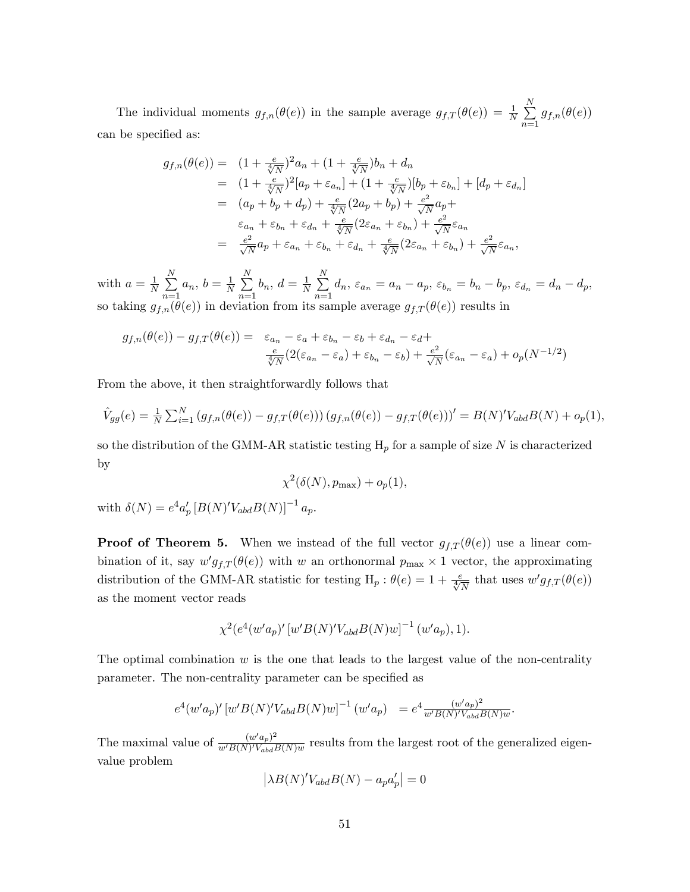The individual moments $g_{f,n}(\theta(e))$ in the sample average $g_{f,T}(\theta(e)) = \frac{1}{N}\sum_{n=1}^{N} g_{f,n}(\theta(e))$ can be specified as:

$$
\begin{aligned}
g_{f,n}(\theta(e)) =& \ (1+\tfrac{e}{\sqrt[4]{N}})^2 a_n + (1+\tfrac{e}{\sqrt[4]{N}}) b_n + d_n \\
=& \ (1+\tfrac{e}{\sqrt[4]{N}})^2 [a_p + \varepsilon_{a_n}] + (1+\tfrac{e}{\sqrt[4]{N}})[b_p + \varepsilon_{b_n}] + [d_p + \varepsilon_{d_n}] \\
=& \ (a_p + b_p + d_p) + \tfrac{e}{\sqrt[4]{N}}(2a_p + b_p) + \tfrac{e^2}{\sqrt{N}} a_p + \\
& \ \varepsilon_{a_n} + \varepsilon_{b_n} + \varepsilon_{d_n} + \tfrac{e}{\sqrt[4]{N}}(2\varepsilon_{a_n} + \varepsilon_{b_n}) + \tfrac{e^2}{\sqrt{N}}\varepsilon_{a_n} \\
=& \ \tfrac{e^2}{\sqrt{N}} a_p + \varepsilon_{a_n} + \varepsilon_{b_n} + \varepsilon_{d_n} + \tfrac{e}{\sqrt[4]{N}}(2\varepsilon_{a_n} + \varepsilon_{b_n}) + \tfrac{e^2}{\sqrt{N}}\varepsilon_{a_n},
\end{aligned}
$$

with $a = \frac{1}{N}\sum_{n=1}^{N} a_n$, $b = \frac{1}{N}\sum_{n=1}^{N} b_n$, $d = \frac{1}{N}\sum_{n=1}^{N} d_n$, $\varepsilon_{a_n} = a_n - a_p$, $\varepsilon_{b_n} = b_n - b_p$, $\varepsilon_{d_n} = d_n - d_p$, so taking $g_{f,n}(\theta(e))$ in deviation from its sample average $g_{f,T}(\theta(e))$ results in

$$
\begin{aligned}
g_{f,n}(\theta(e)) - g_{f,T}(\theta(e)) =& \ \varepsilon_{a_n} - \varepsilon_a + \varepsilon_{b_n} - \varepsilon_b + \varepsilon_{d_n} - \varepsilon_d + \\
& \ \tfrac{e}{\sqrt[4]{N}}(2(\varepsilon_{a_n} - \varepsilon_a) + \varepsilon_{b_n} - \varepsilon_b) + \tfrac{e^2}{\sqrt{N}}(\varepsilon_{a_n} - \varepsilon_a) + o_p(N^{-1/2})
\end{aligned}
$$

From the above, it then straightforwardly follows that

$$
\hat{V}_{gg}(e) = \tfrac{1}{N}\textstyle\sum_{i=1}^{N} \left(g_{f,n}(\theta(e)) - g_{f,T}(\theta(e))\right)\left(g_{f,n}(\theta(e)) - g_{f,T}(\theta(e))\right)' = B(N)' V_{abd} B(N) + o_p(1),
$$

so the distribution of the GMM-AR statistic testing $\mathrm{H}_p$ for a sample of size $N$ is characterized by

$$
\chi^2(\delta(N), p_{\max}) + o_p(1),
$$

with $\delta(N) = e^4 a_p' \left[B(N)' V_{abd} B(N)\right]^{-1} a_p$.

**Proof of Theorem 5.** When we instead of the full vector $g_{f,T}(\theta(e))$ use a linear combination of it, say $w' g_{f,T}(\theta(e))$ with $w$ an orthonormal $p_{\max} \times 1$ vector, the approximating distribution of the GMM-AR statistic for testing $\mathrm{H}_p : \theta(e) = 1 + \frac{e}{\sqrt[4]{N}}$ that uses $w' g_{f,T}(\theta(e))$ as the moment vector reads

$$
\chi^2(e^4 (w' a_p)' \left[w' B(N)' V_{abd} B(N) w\right]^{-1} (w' a_p), 1).
$$

The optimal combination $w$ is the one that leads to the largest value of the non-centrality parameter. The non-centrality parameter can be specified as

$$
e^4 (w' a_p)' \left[w' B(N)' V_{abd} B(N) w\right]^{-1} (w' a_p) \quad = e^4 \frac{(w' a_p)^2}{w' B(N)' V_{abd} B(N) w}.
$$

The maximal value of $\frac{(w' a_p)^2}{w' B(N)' V_{abd} B(N) w}$ results from the largest root of the generalized eigenvalue problem

$$
\left|\lambda B(N)' V_{abd} B(N) - a_p a_p'\right| = 0
$$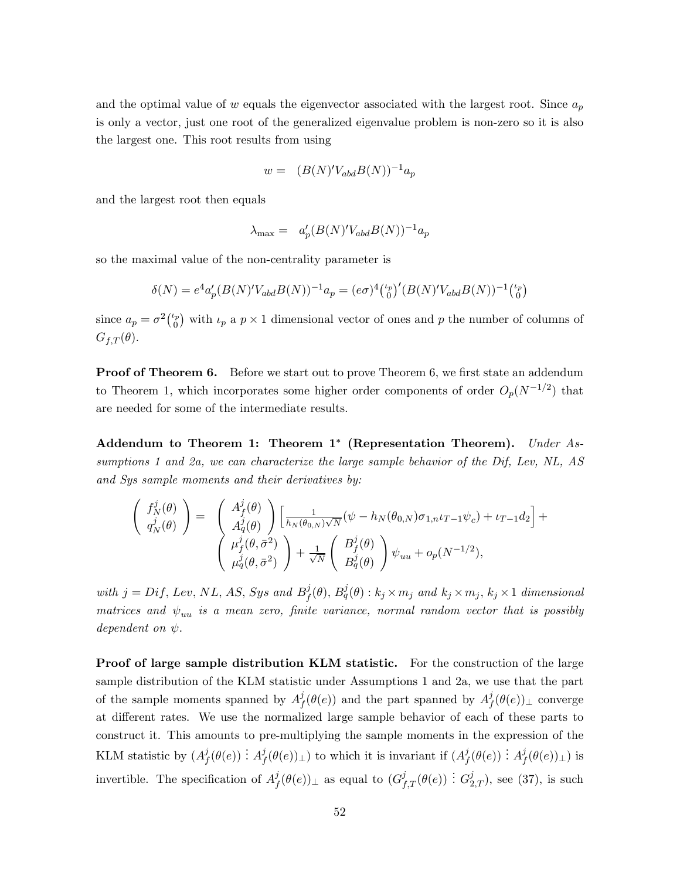and the optimal value of $w$ equals the eigenvector associated with the largest root. Since $a_p$ is only a vector, just one root of the generalized eigenvalue problem is non-zero so it is also the largest one. This root results from using

$$w = \ (B(N)'V_{abd}B(N))^{-1}a_p$$

and the largest root then equals

$$\lambda_{\max} = \ a_p'(B(N)'V_{abd}B(N))^{-1}a_p$$

so the maximal value of the non-centrality parameter is

$$\delta(N) = e^4 a_p'(B(N)'V_{abd}B(N))^{-1}a_p = (e\sigma)^4 \binom{\iota_p}{0}'(B(N)'V_{abd}B(N))^{-1}\binom{\iota_p}{0}$$

since $a_p = \sigma^2\binom{\iota_p}{0}$ with $\iota_p$ a $p\times 1$ dimensional vector of ones and $p$ the number of columns of $G_{f,T}(\theta)$.

**Proof of Theorem 6.** Before we start out to prove Theorem 6, we first state an addendum to Theorem 1, which incorporates some higher order components of order $O_p(N^{-1/2})$ that are needed for some of the intermediate results.

**Addendum to Theorem 1: Theorem 1$^*$ (Representation Theorem).** *Under Assumptions 1 and 2a, we can characterize the large sample behavior of the Dif, Lev, NL, AS and Sys sample moments and their derivatives by:*

$$\begin{pmatrix} f_N^j(\theta) \\ q_N^j(\theta) \end{pmatrix} = \begin{pmatrix} A_f^j(\theta) \\ A_q^j(\theta) \end{pmatrix}\left[\tfrac{1}{h_N(\theta_{0,N})\sqrt{N}}(\psi - h_N(\theta_{0,N})\sigma_{1,n}\iota_{T-1}\psi_c) + \iota_{T-1}d_2\right] + \\ \begin{pmatrix} \mu_f^j(\theta,\bar{\sigma}^2) \\ \mu_q^j(\theta,\bar{\sigma}^2) \end{pmatrix} + \tfrac{1}{\sqrt{N}}\begin{pmatrix} B_f^j(\theta) \\ B_q^j(\theta) \end{pmatrix}\psi_{uu} + o_p(N^{-1/2}),$$

*with $j = Dif$, $Lev$, $NL$, $AS$, $Sys$ and $B_f^j(\theta)$, $B_q^j(\theta) : k_j \times m_j$ and $k_j\times m_j$, $k_j \times 1$ dimensional matrices and $\psi_{uu}$ is a mean zero, finite variance, normal random vector that is possibly dependent on $\psi$.*

**Proof of large sample distribution KLM statistic.** For the construction of the large sample distribution of the KLM statistic under Assumptions 1 and 2a, we use that the part of the sample moments spanned by $A_f^j(\theta(e))$ and the part spanned by $A_f^j(\theta(e))_\perp$ converge at different rates. We use the normalized large sample behavior of each of these parts to construct it. This amounts to pre-multiplying the sample moments in the expression of the KLM statistic by $(A_f^j(\theta(e)) \vdots A_f^j(\theta(e))_\perp)$ to which it is invariant if $(A_f^j(\theta(e)) \vdots A_f^j(\theta(e))_\perp)$ is invertible. The specification of $A_f^j(\theta(e))_\perp$ as equal to $(G_{f,T}^j(\theta(e)) \vdots G_{2,T}^j)$, see (37), is such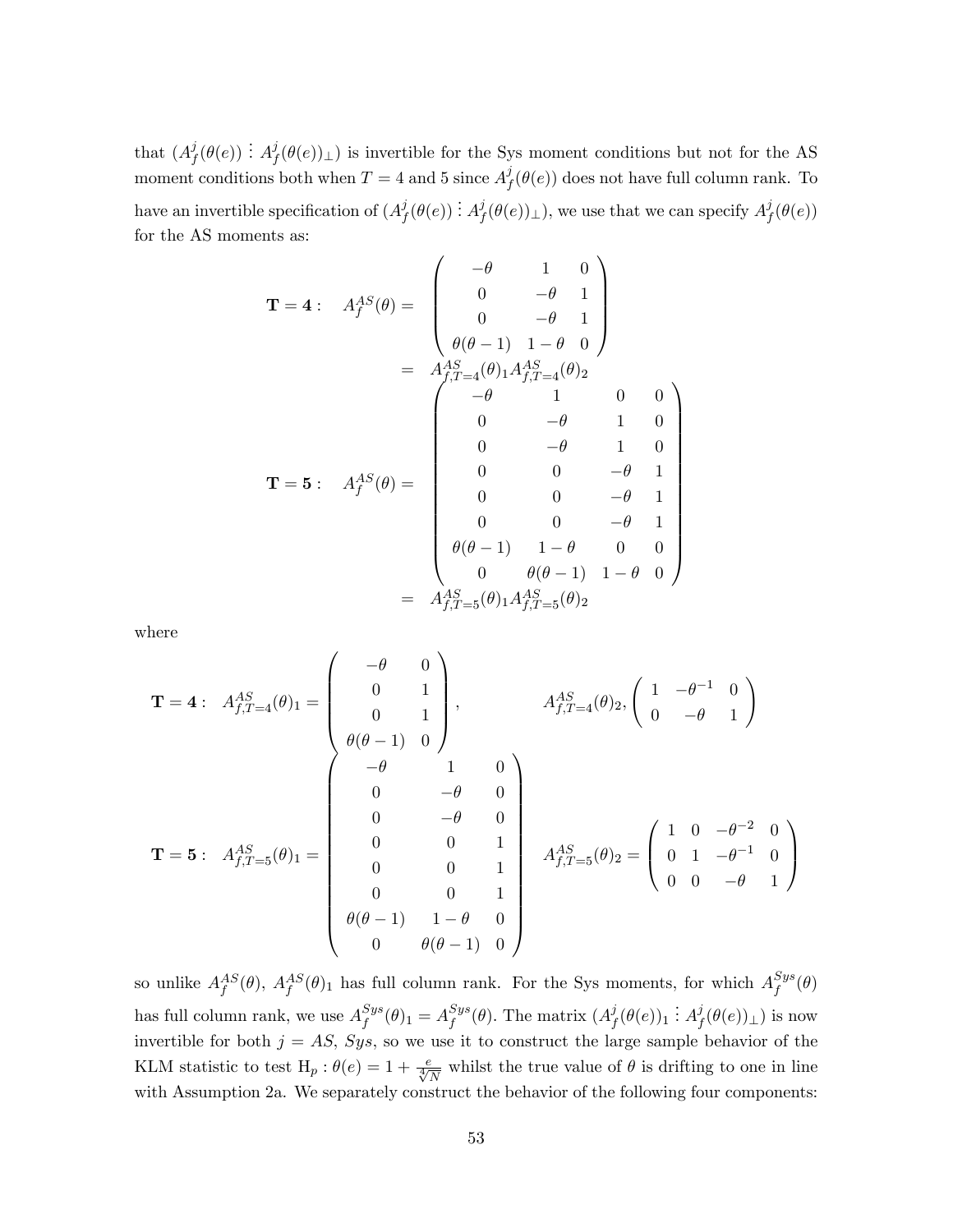that $(A_f^j(\theta(e)) \vdots A_f^j(\theta(e))_\perp)$ is invertible for the Sys moment conditions but not for the AS moment conditions both when $T = 4$ and 5 since $A_f^j(\theta(e))$ does not have full column rank. To have an invertible specification of $(A_f^j(\theta(e)) \vdots A_f^j(\theta(e))_\perp)$, we use that we can specify $A_f^j(\theta(e))$ for the AS moments as:

$$
\begin{aligned}
\mathbf{T=4}: \quad A_f^{AS}(\theta) &= \begin{pmatrix} -\theta & 1 & 0 \\ 0 & -\theta & 1 \\ 0 & -\theta & 1 \\ \theta(\theta-1) & 1-\theta & 0 \end{pmatrix} \\
&= A_{f,T=4}^{AS}(\theta)_1 A_{f,T=4}^{AS}(\theta)_2 \\
\mathbf{T=5}: \quad A_f^{AS}(\theta) &= \begin{pmatrix} -\theta & 1 & 0 & 0 \\ 0 & -\theta & 1 & 0 \\ 0 & -\theta & 1 & 0 \\ 0 & 0 & -\theta & 1 \\ 0 & 0 & -\theta & 1 \\ 0 & 0 & -\theta & 1 \\ \theta(\theta-1) & 1-\theta & 0 & 0 \\ 0 & \theta(\theta-1) & 1-\theta & 0 \end{pmatrix} \\
&= A_{f,T=5}^{AS}(\theta)_1 A_{f,T=5}^{AS}(\theta)_2
\end{aligned}
$$

where

$$
\mathbf{T=4}: \quad A_{f,T=4}^{AS}(\theta)_1 = \begin{pmatrix} -\theta & 0 \\ 0 & 1 \\ 0 & 1 \\ \theta(\theta-1) & 0 \end{pmatrix}, \qquad A_{f,T=4}^{AS}(\theta)_2, \begin{pmatrix} 1 & -\theta^{-1} & 0 \\ 0 & -\theta & 1 \end{pmatrix}
$$

$$
\mathbf{T=5}: \quad A_{f,T=5}^{AS}(\theta)_1 = \begin{pmatrix} -\theta & 1 & 0 \\ 0 & -\theta & 0 \\ 0 & -\theta & 0 \\ 0 & 0 & 1 \\ 0 & 0 & 1 \\ 0 & 0 & 1 \\ \theta(\theta-1) & 1-\theta & 0 \\ 0 & \theta(\theta-1) & 0 \end{pmatrix} \quad A_{f,T=5}^{AS}(\theta)_2 = \begin{pmatrix} 1 & 0 & -\theta^{-2} & 0 \\ 0 & 1 & -\theta^{-1} & 0 \\ 0 & 0 & -\theta & 1 \end{pmatrix}
$$

so unlike $A_f^{AS}(\theta)$, $A_f^{AS}(\theta)_1$ has full column rank. For the Sys moments, for which $A_f^{Sys}(\theta)$ has full column rank, we use $A_f^{Sys}(\theta)_1 = A_f^{Sys}(\theta)$. The matrix $(A_f^j(\theta(e))_1 \vdots A_f^j(\theta(e))_\perp)$ is now invertible for both $j = AS$, $Sys$, so we use it to construct the large sample behavior of the KLM statistic to test $\mathrm{H}_p : \theta(e) = 1 + \frac{e}{\sqrt[4]{N}}$ whilst the true value of $\theta$ is drifting to one in line with Assumption 2a. We separately construct the behavior of the following four components: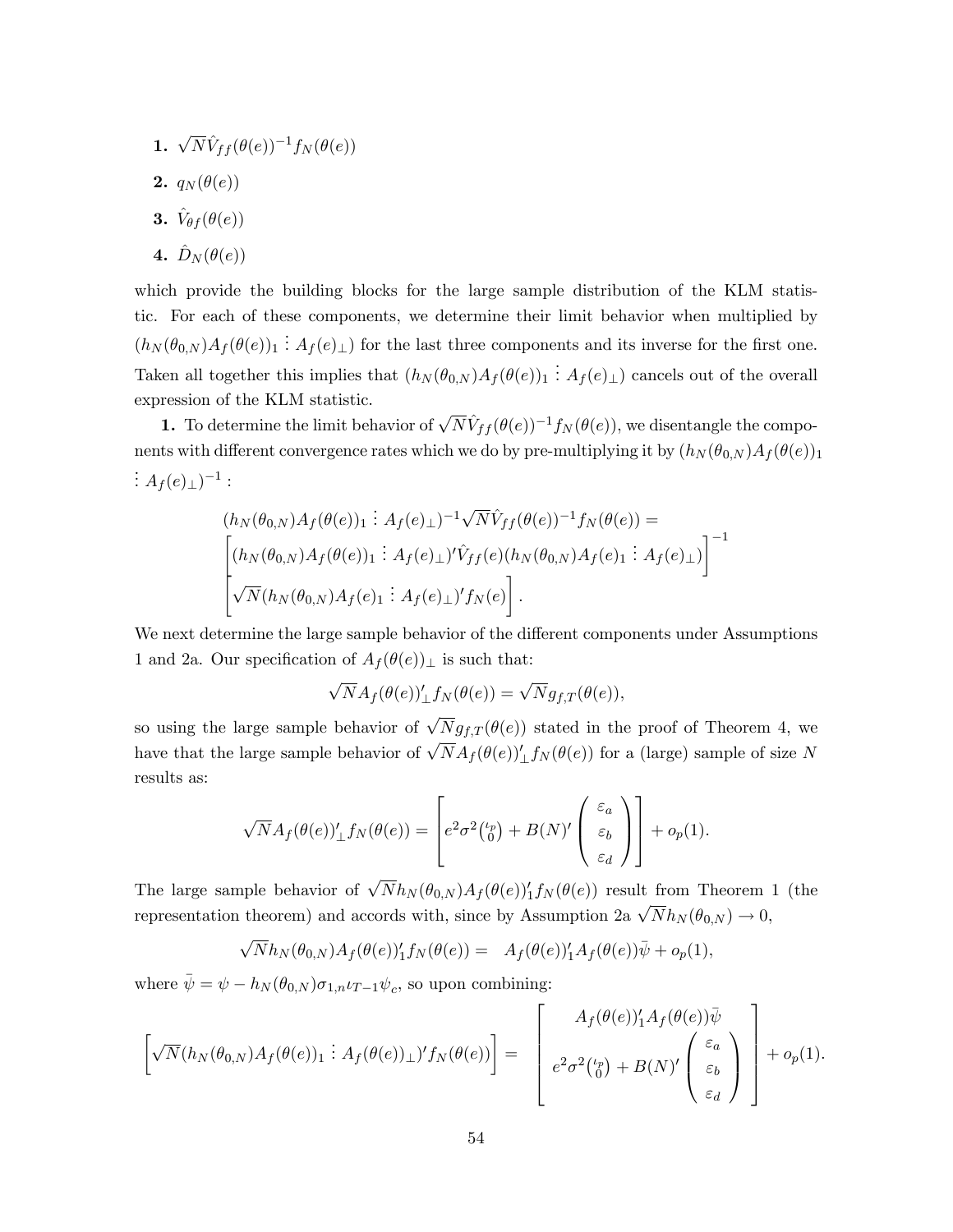**1.** $\sqrt{N}\hat{V}_{ff}(\theta(e))^{-1}f_N(\theta(e))$

**2.** $q_N(\theta(e))$

**3.** $\hat{V}_{\theta f}(\theta(e))$

**4.** $\hat{D}_N(\theta(e))$

which provide the building blocks for the large sample distribution of the KLM statistic. For each of these components, we determine their limit behavior when multiplied by $(h_N(\theta_{0,N})A_f(\theta(e))_1 \vdots A_f(e)_\perp)$ for the last three components and its inverse for the first one. Taken all together this implies that $(h_N(\theta_{0,N})A_f(\theta(e))_1 \vdots A_f(e)_\perp)$ cancels out of the overall expression of the KLM statistic.

**1.** To determine the limit behavior of $\sqrt{N}\hat{V}_{ff}(\theta(e))^{-1}f_N(\theta(e))$, we disentangle the components with different convergence rates which we do by pre-multiplying it by $(h_N(\theta_{0,N})A_f(\theta(e))_1 \vdots A_f(e)_\perp)^{-1}$ :

$$
\begin{array}{l}
(h_N(\theta_{0,N})A_f(\theta(e))_1 \vdots A_f(e)_\perp)^{-1}\sqrt{N}\hat{V}_{ff}(\theta(e))^{-1}f_N(\theta(e)) = \\
\left[(h_N(\theta_{0,N})A_f(\theta(e))_1 \vdots A_f(e)_\perp)'\hat{V}_{ff}(e)(h_N(\theta_{0,N})A_f(e)_1 \vdots A_f(e)_\perp)\right]^{-1} \\
\left[\sqrt{N}(h_N(\theta_{0,N})A_f(e)_1 \vdots A_f(e)_\perp)'f_N(e)\right].
\end{array}
$$

We next determine the large sample behavior of the different components under Assumptions 1 and 2a. Our specification of $A_f(\theta(e))_\perp$ is such that:

$$\sqrt{N}A_f(\theta(e))_\perp' f_N(\theta(e)) = \sqrt{N}g_{f,T}(\theta(e)),$$

so using the large sample behavior of $\sqrt{N}g_{f,T}(\theta(e))$ stated in the proof of Theorem 4, we have that the large sample behavior of $\sqrt{N}A_f(\theta(e))_\perp' f_N(\theta(e))$ for a (large) sample of size $N$ results as:

$$\sqrt{N}A_f(\theta(e))_\perp' f_N(\theta(e)) = \left[e^2\sigma^2\binom{\iota_p}{0} + B(N)'\begin{pmatrix}\varepsilon_a \\ \varepsilon_b \\ \varepsilon_d\end{pmatrix}\right] + o_p(1).$$

The large sample behavior of $\sqrt{N}h_N(\theta_{0,N})A_f(\theta(e))_1' f_N(\theta(e))$ result from Theorem 1 (the representation theorem) and accords with, since by Assumption 2a $\sqrt{N}h_N(\theta_{0,N}) \to 0$,

$$\sqrt{N}h_N(\theta_{0,N})A_f(\theta(e))_1' f_N(\theta(e)) = \quad A_f(\theta(e))_1' A_f(\theta(e))\bar{\psi} + o_p(1),$$

where $\bar{\psi} = \psi - h_N(\theta_{0,N})\sigma_{1,n}\iota_{T-1}\psi_c$, so upon combining:

$$\left[\sqrt{N}(h_N(\theta_{0,N})A_f(\theta(e))_1 \vdots A_f(\theta(e))_\perp)' f_N(\theta(e))\right] = \left[\begin{array}{c} A_f(\theta(e))_1' A_f(\theta(e))\bar{\psi} \\ e^2\sigma^2\binom{\iota_p}{0} + B(N)'\begin{pmatrix}\varepsilon_a \\ \varepsilon_b \\ \varepsilon_d\end{pmatrix}\end{array}\right] + o_p(1).$$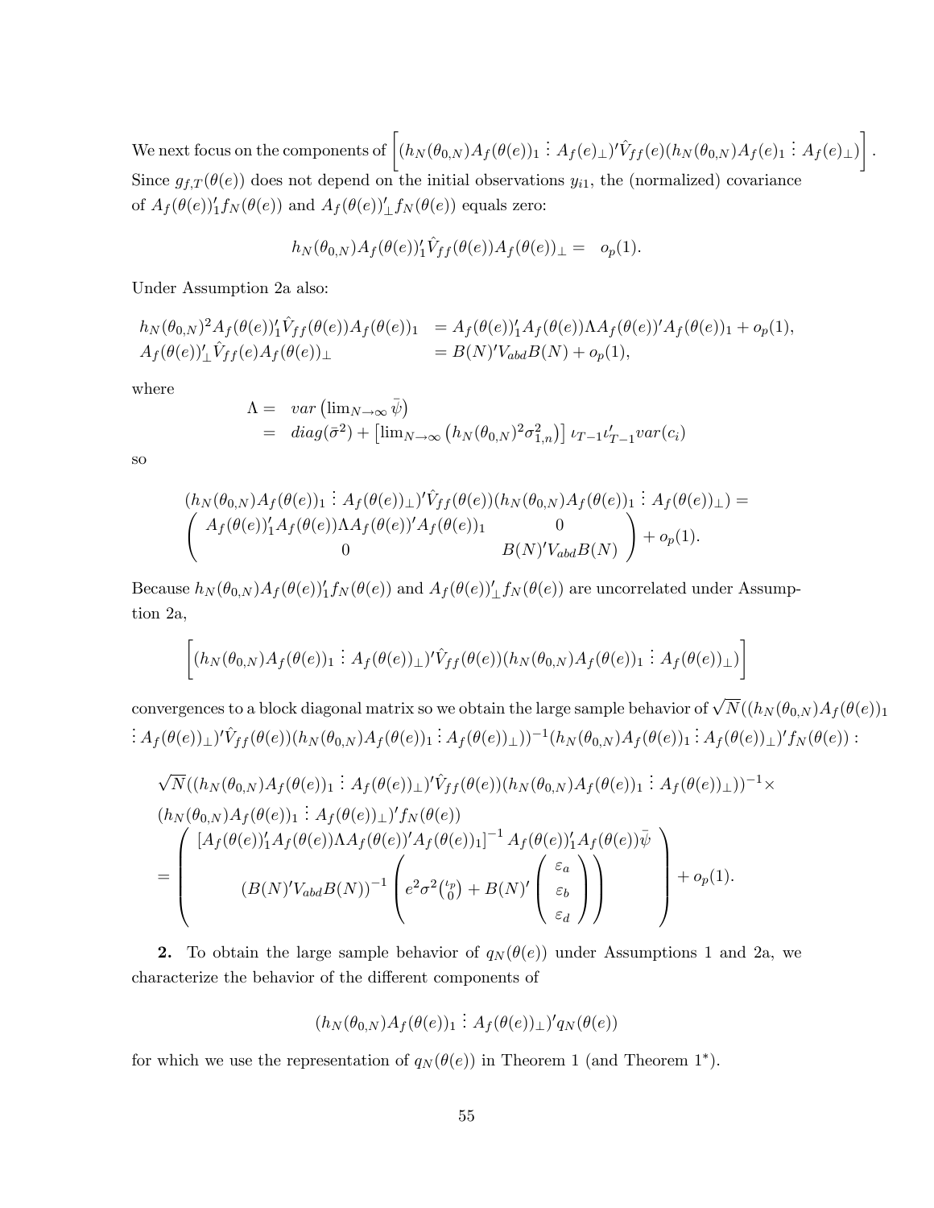We next focus on the components of $\left[(h_N(\theta_{0,N})A_f(\theta(e))_1 \vdots A_f(e)_\perp)'\hat{V}_{ff}(e)(h_N(\theta_{0,N})A_f(e)_1 \vdots A_f(e)_\perp)\right]$. Since $g_{f,T}(\theta(e))$ does not depend on the initial observations $y_{i1}$, the (normalized) covariance of $A_f(\theta(e))_1' f_N(\theta(e))$ and $A_f(\theta(e))_\perp' f_N(\theta(e))$ equals zero:

$$h_N(\theta_{0,N})A_f(\theta(e))_1'\hat{V}_{ff}(\theta(e))A_f(\theta(e))_\perp = \quad o_p(1).$$

Under Assumption 2a also:

$$\begin{array}{ll} h_N(\theta_{0,N})^2 A_f(\theta(e))_1'\hat{V}_{ff}(\theta(e))A_f(\theta(e))_1 & = A_f(\theta(e))_1' A_f(\theta(e))\Lambda A_f(\theta(e))' A_f(\theta(e))_1 + o_p(1), \\ A_f(\theta(e))_\perp'\hat{V}_{ff}(e)A_f(\theta(e))_\perp & = B(N)'V_{abd}B(N) + o_p(1), \end{array}$$

where

$$\begin{array}{rl} \Lambda = & var\left(\lim_{N\to\infty}\bar{\psi}\right) \\ = & diag(\bar{\sigma}^2) + \left[\lim_{N\to\infty}\left(h_N(\theta_{0,N})^2\sigma_{1,n}^2\right)\right]\iota_{T-1}\iota_{T-1}' var(c_i) \end{array}$$

so

$$\begin{array}{l} (h_N(\theta_{0,N})A_f(\theta(e))_1 \vdots A_f(\theta(e))_\perp)'\hat{V}_{ff}(\theta(e))(h_N(\theta_{0,N})A_f(\theta(e))_1 \vdots A_f(\theta(e))_\perp) = \\ \left(\begin{array}{cc} A_f(\theta(e))_1' A_f(\theta(e))\Lambda A_f(\theta(e))' A_f(\theta(e))_1 & 0 \\ 0 & B(N)'V_{abd}B(N) \end{array}\right) + o_p(1). \end{array}$$

Because $h_N(\theta_{0,N})A_f(\theta(e))_1' f_N(\theta(e))$ and $A_f(\theta(e))_\perp' f_N(\theta(e))$ are uncorrelated under Assumption 2a,

$$\left[(h_N(\theta_{0,N})A_f(\theta(e))_1 \vdots A_f(\theta(e))_\perp)'\hat{V}_{ff}(\theta(e))(h_N(\theta_{0,N})A_f(\theta(e))_1 \vdots A_f(\theta(e))_\perp)\right]$$

convergences to a block diagonal matrix so we obtain the large sample behavior of $\sqrt{N}((h_N(\theta_{0,N})A_f(\theta(e))_1 \vdots A_f(\theta(e))_\perp)'\hat{V}_{ff}(\theta(e))(h_N(\theta_{0,N})A_f(\theta(e))_1 \vdots A_f(\theta(e))_\perp))^{-1}(h_N(\theta_{0,N})A_f(\theta(e))_1 \vdots A_f(\theta(e))_\perp)' f_N(\theta(e))$:

$$\begin{array}{l} \sqrt{N}((h_N(\theta_{0,N})A_f(\theta(e))_1 \vdots A_f(\theta(e))_\perp)'\hat{V}_{ff}(\theta(e))(h_N(\theta_{0,N})A_f(\theta(e))_1 \vdots A_f(\theta(e))_\perp))^{-1}\times \\ (h_N(\theta_{0,N})A_f(\theta(e))_1 \vdots A_f(\theta(e))_\perp)' f_N(\theta(e)) \\ = \left(\begin{array}{c} \left[A_f(\theta(e))_1' A_f(\theta(e))\Lambda A_f(\theta(e))' A_f(\theta(e))_1\right]^{-1} A_f(\theta(e))_1' A_f(\theta(e))\bar{\psi} \\ (B(N)'V_{abd}B(N))^{-1}\left(e^2\sigma^2\binom{\iota_p}{0} + B(N)'\left(\begin{array}{c}\varepsilon_a \\ \varepsilon_b \\ \varepsilon_d\end{array}\right)\right) \end{array}\right) + o_p(1). \end{array}$$

**2.** To obtain the large sample behavior of $q_N(\theta(e))$ under Assumptions 1 and 2a, we characterize the behavior of the different components of

$$(h_N(\theta_{0,N})A_f(\theta(e))_1 \vdots A_f(\theta(e))_\perp)' q_N(\theta(e))$$

for which we use the representation of $q_N(\theta(e))$ in Theorem 1 (and Theorem 1*).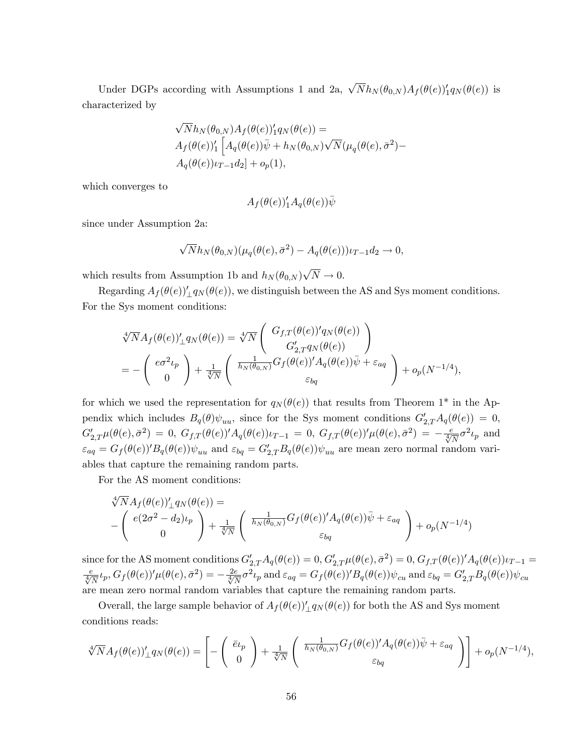Under DGPs according with Assumptions 1 and 2a, $\sqrt{N}h_N(\theta_{0,N})A_f(\theta(e))'_1 q_N(\theta(e))$ is characterized by

$$
\begin{aligned}
&\sqrt{N}h_N(\theta_{0,N})A_f(\theta(e))'_1 q_N(\theta(e)) = \\
&A_f(\theta(e))'_1\left[A_q(\theta(e))\bar{\psi} + h_N(\theta_{0,N})\sqrt{N}(\mu_q(\theta(e),\bar{\sigma}^2) - \right.\\
&\left. A_q(\theta(e))\iota_{T-1}d_2\right] + o_p(1),
\end{aligned}
$$

which converges to

$$
A_f(\theta(e))'_1 A_q(\theta(e))\bar{\psi}
$$

since under Assumption 2a:

$$
\sqrt{N}h_N(\theta_{0,N})(\mu_q(\theta(e),\bar{\sigma}^2) - A_q(\theta(e)))\iota_{T-1}d_2 \to 0,
$$

which results from Assumption 1b and $h_N(\theta_{0,N})\sqrt{N} \to 0$.

Regarding $A_f(\theta(e))'_\perp q_N(\theta(e))$, we distinguish between the AS and Sys moment conditions. For the Sys moment conditions:

$$
\begin{aligned}
\sqrt[4]{N}A_f(\theta(e))'_\perp q_N(\theta(e)) &= \sqrt[4]{N}\begin{pmatrix} G_{f,T}(\theta(e))'q_N(\theta(e)) \\ G'_{2,T}q_N(\theta(e)) \end{pmatrix} \\
&= -\begin{pmatrix} e\sigma^2\iota_p \\ 0 \end{pmatrix} + \frac{1}{\sqrt[4]{N}}\begin{pmatrix} \frac{1}{h_N(\theta_{0,N})}G_f(\theta(e))'A_q(\theta(e))\bar{\psi} + \varepsilon_{aq} \\ \varepsilon_{bq} \end{pmatrix} + o_p(N^{-1/4}),
\end{aligned}
$$

for which we used the representation for $q_N(\theta(e))$ that results from Theorem 1* in the Appendix which includes $B_q(\theta)\psi_{uu}$, since for the Sys moment conditions $G'_{2,T}A_q(\theta(e)) = 0$, $G'_{2,T}\mu(\theta(e),\bar{\sigma}^2) = 0$, $G_{f,T}(\theta(e))'A_q(\theta(e))\iota_{T-1} = 0$, $G_{f,T}(\theta(e))'\mu(\theta(e),\bar{\sigma}^2) = -\frac{e}{\sqrt[4]{N}}\sigma^2\iota_p$ and $\varepsilon_{aq} = G_f(\theta(e))'B_q(\theta(e))\psi_{uu}$ and $\varepsilon_{bq} = G'_{2,T}B_q(\theta(e))\psi_{uu}$ are mean zero normal random variables that capture the remaining random parts.

For the AS moment conditions:

$$
\begin{aligned}
&\sqrt[4]{N}A_f(\theta(e))'_\perp q_N(\theta(e)) = \\
&-\begin{pmatrix} e(2\sigma^2 - d_2)\iota_p \\ 0 \end{pmatrix} + \frac{1}{\sqrt[4]{N}}\begin{pmatrix} \frac{1}{h_N(\theta_{0,N})}G_f(\theta(e))'A_q(\theta(e))\bar{\psi} + \varepsilon_{aq} \\ \varepsilon_{bq} \end{pmatrix} + o_p(N^{-1/4})
\end{aligned}
$$

since for the AS moment conditions $G'_{2,T}A_q(\theta(e)) = 0$, $G'_{2,T}\mu(\theta(e),\bar{\sigma}^2) = 0$, $G_{f,T}(\theta(e))'A_q(\theta(e))\iota_{T-1} = \frac{e}{\sqrt[4]{N}}\iota_p$, $G_f(\theta(e))'\mu(\theta(e),\bar{\sigma}^2) = -\frac{2e}{\sqrt[4]{N}}\sigma^2\iota_p$ and $\varepsilon_{aq} = G_f(\theta(e))'B_q(\theta(e))\psi_{cu}$ and $\varepsilon_{bq} = G'_{2,T}B_q(\theta(e))\psi_{cu}$ are mean zero normal random variables that capture the remaining random parts.

Overall, the large sample behavior of $A_f(\theta(e))'_\perp q_N(\theta(e))$ for both the AS and Sys moment conditions reads:

$$
\sqrt[4]{N}A_f(\theta(e))'_\perp q_N(\theta(e)) = \left[-\begin{pmatrix} \bar{e}\iota_p \\ 0 \end{pmatrix} + \frac{1}{\sqrt[4]{N}}\begin{pmatrix} \frac{1}{h_N(\theta_{0,N})}G_f(\theta(e))'A_q(\theta(e))\bar{\psi} + \varepsilon_{aq} \\ \varepsilon_{bq} \end{pmatrix}\right] + o_p(N^{-1/4}),
$$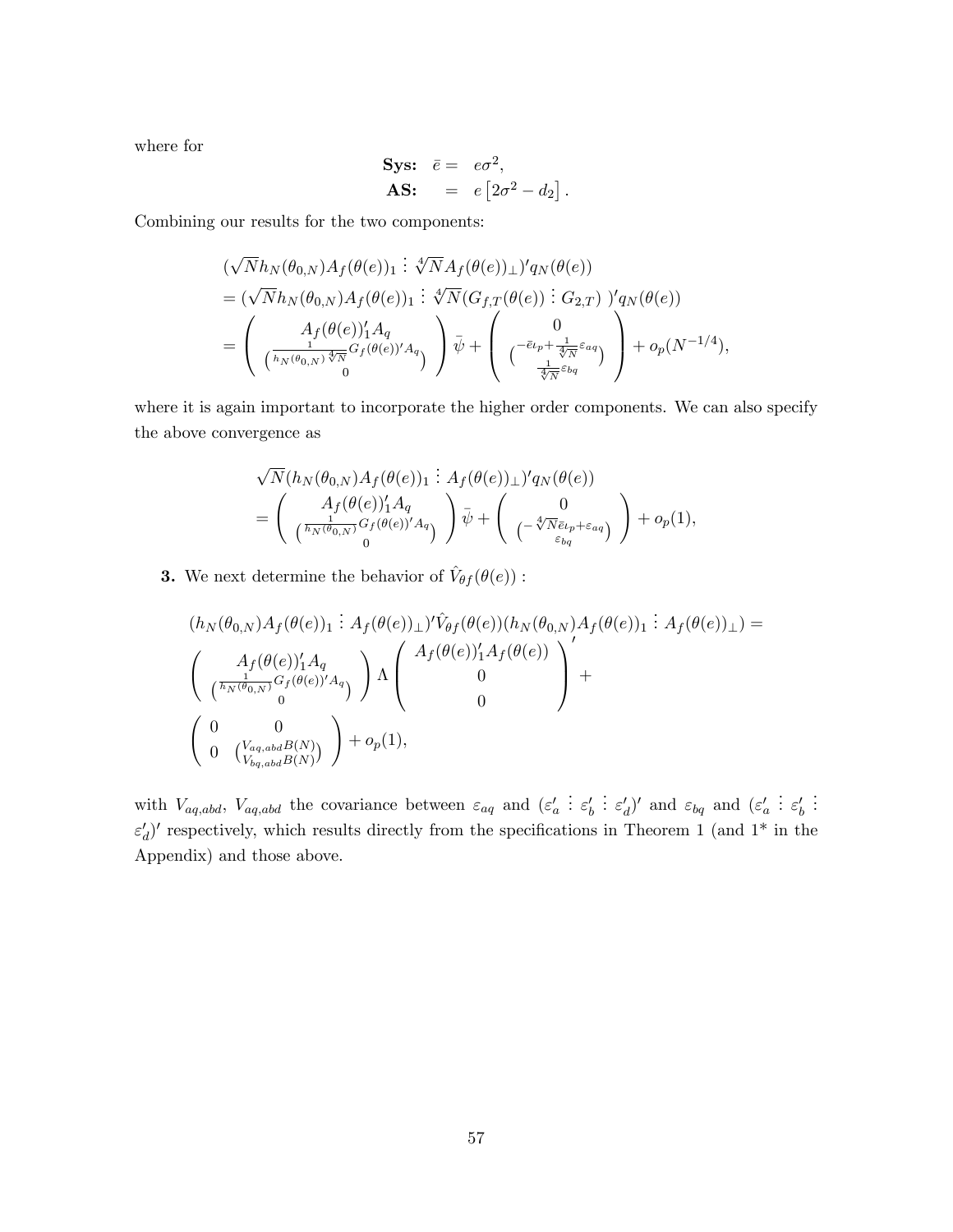where for

$$
\begin{aligned}
\textbf{Sys:}\quad \bar{e} &= \; e\sigma^2, \\
\textbf{AS:}\quad &= \; e\left[2\sigma^2 - d_2\right].
\end{aligned}
$$

Combining our results for the two components:

$$
\begin{aligned}
&(\sqrt{N} h_N(\theta_{0,N}) A_f(\theta(e))_1 \vdots \sqrt[4]{N} A_f(\theta(e))_\perp)' q_N(\theta(e)) \\
&= (\sqrt{N} h_N(\theta_{0,N}) A_f(\theta(e))_1 \vdots \sqrt[4]{N} (G_{f,T}(\theta(e)) \vdots G_{2,T})\ )' q_N(\theta(e)) \\
&= \begin{pmatrix} A_f(\theta(e))_1' A_q \\ \binom{\frac{1}{h_N(\theta_{0,N})\sqrt[4]{N}} G_f(\theta(e))' A_q}{0} \end{pmatrix} \bar{\psi} + \begin{pmatrix} 0 \\ \binom{-\bar{e}\iota_p + \frac{1}{\sqrt[4]{N}} \varepsilon_{aq}}{\frac{1}{\sqrt[4]{N}} \varepsilon_{bq}} \end{pmatrix} + o_p(N^{-1/4}),
\end{aligned}
$$

where it is again important to incorporate the higher order components. We can also specify the above convergence as

$$
\begin{aligned}
&\sqrt{N}(h_N(\theta_{0,N}) A_f(\theta(e))_1 \vdots A_f(\theta(e))_\perp)' q_N(\theta(e)) \\
&= \begin{pmatrix} A_f(\theta(e))_1' A_q \\ \binom{\frac{1}{h_N(\theta_{0,N})} G_f(\theta(e))' A_q}{0} \end{pmatrix} \bar{\psi} + \begin{pmatrix} 0 \\ \binom{-\sqrt[4]{N}\bar{e}\iota_p + \varepsilon_{aq}}{\varepsilon_{bq}} \end{pmatrix} + o_p(1),
\end{aligned}
$$

**3.** We next determine the behavior of $\hat{V}_{\theta f}(\theta(e))$ :

$$
\begin{aligned}
&(h_N(\theta_{0,N}) A_f(\theta(e))_1 \vdots A_f(\theta(e))_\perp)' \hat{V}_{\theta f}(\theta(e)) (h_N(\theta_{0,N}) A_f(\theta(e))_1 \vdots A_f(\theta(e))_\perp) = \\
&\begin{pmatrix} A_f(\theta(e))_1' A_q \\ \binom{\frac{1}{h_N(\theta_{0,N})} G_f(\theta(e))' A_q}{0} \end{pmatrix} \Lambda \begin{pmatrix} A_f(\theta(e))_1' A_f(\theta(e)) \\ 0 \\ 0 \end{pmatrix}' + \\
&\begin{pmatrix} 0 & 0 \\ 0 & \binom{V_{aq,abd} B(N)}{V_{bq,abd} B(N)} \end{pmatrix} + o_p(1),
\end{aligned}
$$

with $V_{aq,abd}$, $V_{aq,abd}$ the covariance between $\varepsilon_{aq}$ and $(\varepsilon_a' \vdots \varepsilon_b' \vdots \varepsilon_d')'$ and $\varepsilon_{bq}$ and $(\varepsilon_a' \vdots \varepsilon_b' \vdots \varepsilon_d')'$ respectively, which results directly from the specifications in Theorem 1 (and 1* in the Appendix) and those above.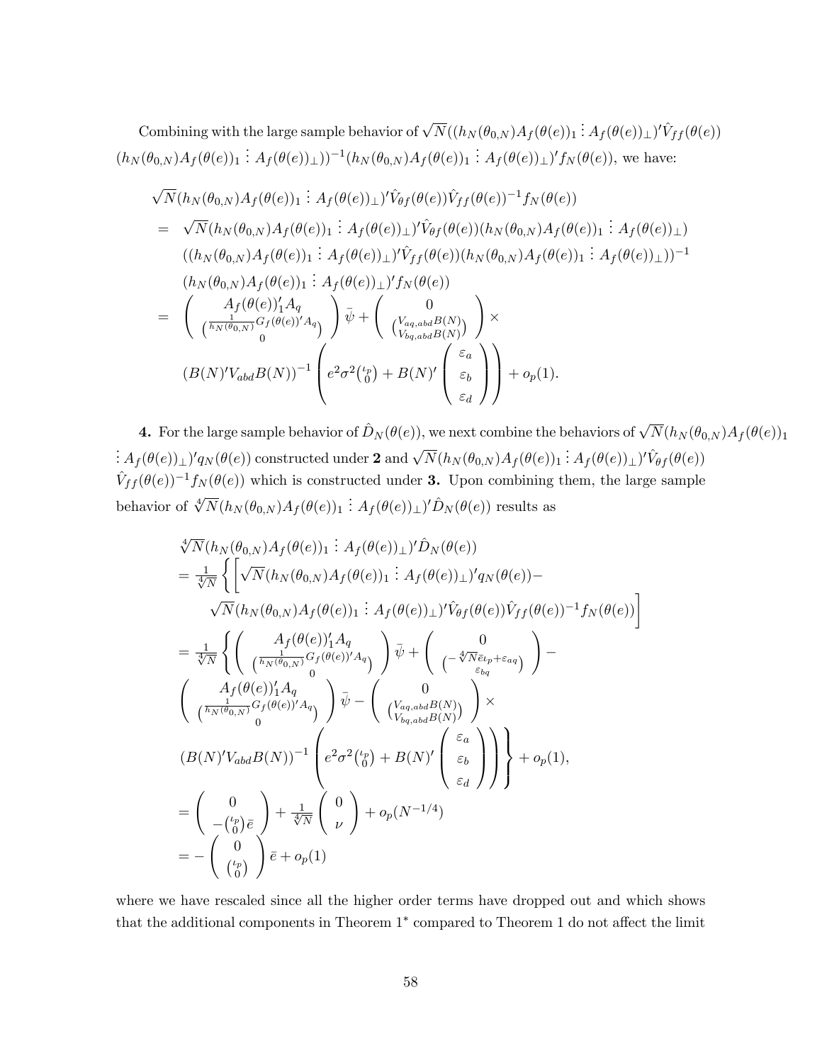Combining with the large sample behavior of $\sqrt{N}((h_N(\theta_{0,N})A_f(\theta(e))_1 \vdots A_f(\theta(e))_\perp)'\hat{V}_{ff}(\theta(e))$ $(h_N(\theta_{0,N})A_f(\theta(e))_1 \vdots A_f(\theta(e))_\perp))^{-1}(h_N(\theta_{0,N})A_f(\theta(e))_1 \vdots A_f(\theta(e))_\perp)'f_N(\theta(e))$, we have:

$$
\begin{aligned}
&\sqrt{N}(h_N(\theta_{0,N})A_f(\theta(e))_1 \vdots A_f(\theta(e))_\perp)'\hat{V}_{\theta f}(\theta(e))\hat{V}_{ff}(\theta(e))^{-1}f_N(\theta(e)) \\
=\;& \sqrt{N}(h_N(\theta_{0,N})A_f(\theta(e))_1 \vdots A_f(\theta(e))_\perp)'\hat{V}_{\theta f}(\theta(e))(h_N(\theta_{0,N})A_f(\theta(e))_1 \vdots A_f(\theta(e))_\perp) \\
& ((h_N(\theta_{0,N})A_f(\theta(e))_1 \vdots A_f(\theta(e))_\perp)'\hat{V}_{ff}(\theta(e))(h_N(\theta_{0,N})A_f(\theta(e))_1 \vdots A_f(\theta(e))_\perp))^{-1} \\
& (h_N(\theta_{0,N})A_f(\theta(e))_1 \vdots A_f(\theta(e))_\perp)'f_N(\theta(e)) \\
=\;& \begin{pmatrix} A_f(\theta(e))_1'A_q \\ \binom{\frac{1}{h_N(\theta_{0,N})}G_f(\theta(e))'A_q}{0} \end{pmatrix}\bar{\psi} + \begin{pmatrix} 0 \\ \binom{V_{aq,abd}B(N)}{V_{bq,abd}B(N)} \end{pmatrix} \times \\
& (B(N)'V_{abd}B(N))^{-1}\left(e^2\sigma^2\binom{\iota_p}{0} + B(N)'\begin{pmatrix}\varepsilon_a \\ \varepsilon_b \\ \varepsilon_d\end{pmatrix}\right) + o_p(1).
\end{aligned}
$$

**4.** For the large sample behavior of $\hat{D}_N(\theta(e))$, we next combine the behaviors of $\sqrt{N}(h_N(\theta_{0,N})A_f(\theta(e))_1$ $\vdots A_f(\theta(e))_\perp)'q_N(\theta(e))$ constructed under **2** and $\sqrt{N}(h_N(\theta_{0,N})A_f(\theta(e))_1 \vdots A_f(\theta(e))_\perp)'\hat{V}_{\theta f}(\theta(e))$ $\hat{V}_{ff}(\theta(e))^{-1}f_N(\theta(e))$ which is constructed under **3.** Upon combining them, the large sample behavior of $\sqrt[4]{N}(h_N(\theta_{0,N})A_f(\theta(e))_1 \vdots A_f(\theta(e))_\perp)'\hat{D}_N(\theta(e))$ results as

$$
\begin{aligned}
&\sqrt[4]{N}(h_N(\theta_{0,N})A_f(\theta(e))_1 \vdots A_f(\theta(e))_\perp)'\hat{D}_N(\theta(e)) \\
&= \tfrac{1}{\sqrt[4]{N}}\Big\{\Big[\sqrt{N}(h_N(\theta_{0,N})A_f(\theta(e))_1 \vdots A_f(\theta(e))_\perp)'q_N(\theta(e)) - \\
&\quad \sqrt{N}(h_N(\theta_{0,N})A_f(\theta(e))_1 \vdots A_f(\theta(e))_\perp)'\hat{V}_{\theta f}(\theta(e))\hat{V}_{ff}(\theta(e))^{-1}f_N(\theta(e))\Big] \\
&= \tfrac{1}{\sqrt[4]{N}}\left\{\begin{pmatrix} A_f(\theta(e))_1'A_q \\ \binom{\frac{1}{h_N(\theta_{0,N})}G_f(\theta(e))'A_q}{0} \end{pmatrix}\bar{\psi} + \begin{pmatrix} 0 \\ \binom{-\sqrt[4]{N}\bar{e}\iota_p + \varepsilon_{aq}}{\varepsilon_{bq}} \end{pmatrix} - \right. \\
&\begin{pmatrix} A_f(\theta(e))_1'A_q \\ \binom{\frac{1}{h_N(\theta_{0,N})}G_f(\theta(e))'A_q}{0} \end{pmatrix}\bar{\psi} - \begin{pmatrix} 0 \\ \binom{V_{aq,abd}B(N)}{V_{bq,abd}B(N)} \end{pmatrix} \times \\
&\left.(B(N)'V_{abd}B(N))^{-1}\left(e^2\sigma^2\binom{\iota_p}{0} + B(N)'\begin{pmatrix}\varepsilon_a \\ \varepsilon_b \\ \varepsilon_d\end{pmatrix}\right)\right\} + o_p(1), \\
&= \begin{pmatrix} 0 \\ -\binom{\iota_p}{0}\bar{e} \end{pmatrix} + \tfrac{1}{\sqrt[4]{N}}\begin{pmatrix} 0 \\ \nu \end{pmatrix} + o_p(N^{-1/4}) \\
&= -\begin{pmatrix} 0 \\ \binom{\iota_p}{0} \end{pmatrix}\bar{e} + o_p(1)
\end{aligned}
$$

where we have rescaled since all the higher order terms have dropped out and which shows that the additional components in Theorem 1* compared to Theorem 1 do not affect the limit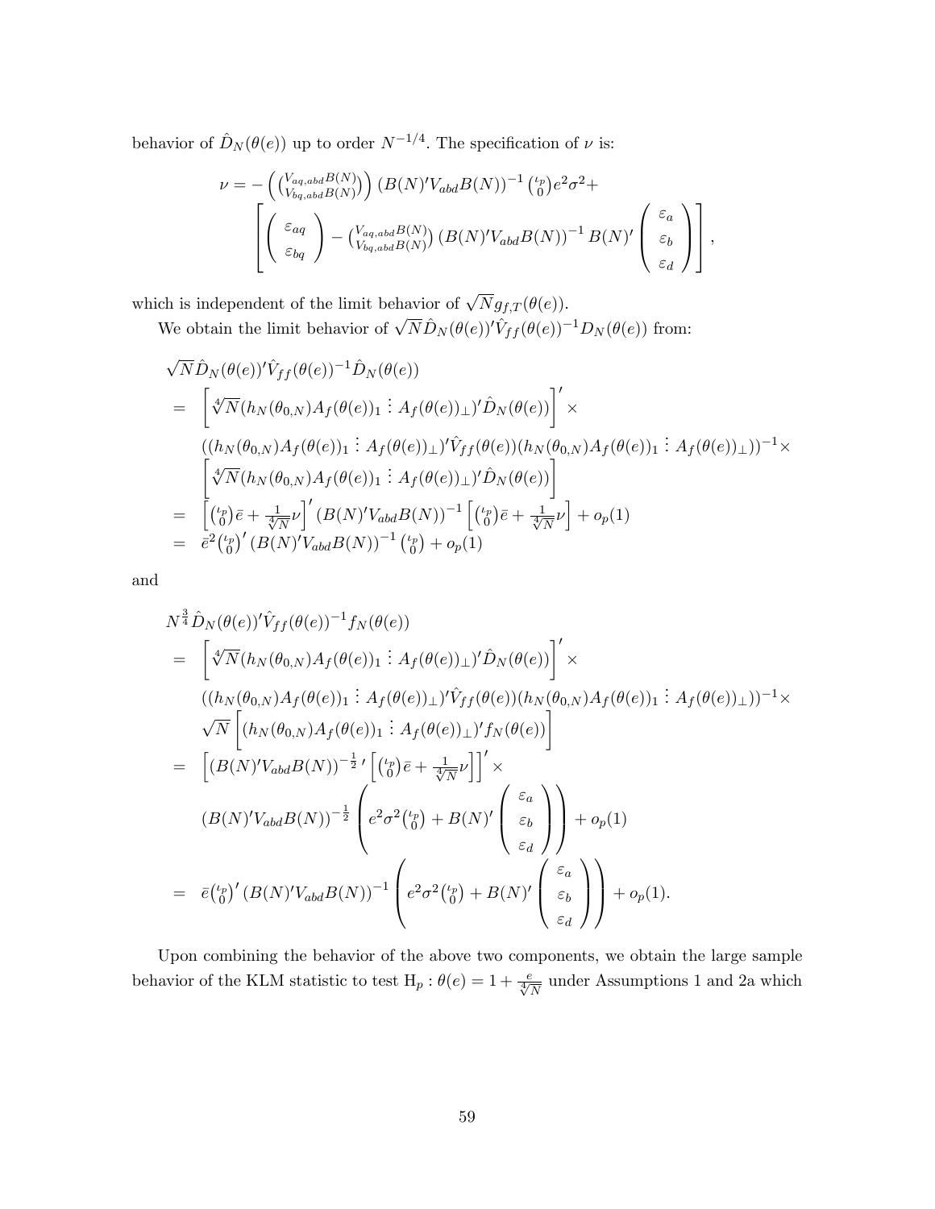behavior of $\hat{D}_N(\theta(e))$ up to order $N^{-1/4}$. The specification of $\nu$ is:

$$\nu = -\left(\binom{V_{aq,abd}B(N)}{V_{bq,abd}B(N)}\right)(B(N)'V_{abd}B(N))^{-1}\binom{\iota_p}{0}e^2\sigma^2 + \left[\begin{pmatrix}\varepsilon_{aq}\\ \varepsilon_{bq}\end{pmatrix} - \binom{V_{aq,abd}B(N)}{V_{bq,abd}B(N)}(B(N)'V_{abd}B(N))^{-1}B(N)'\begin{pmatrix}\varepsilon_a\\ \varepsilon_b\\ \varepsilon_d\end{pmatrix}\right],$$

which is independent of the limit behavior of $\sqrt{N}g_{f,T}(\theta(e))$.

We obtain the limit behavior of $\sqrt{N}\hat{D}_N(\theta(e))'\hat{V}_{ff}(\theta(e))^{-1}D_N(\theta(e))$ from:

$$\begin{aligned}
&\sqrt{N}\hat{D}_N(\theta(e))'\hat{V}_{ff}(\theta(e))^{-1}\hat{D}_N(\theta(e))\\
=&\left[\sqrt[4]{N}(h_N(\theta_{0,N})A_f(\theta(e))_1 \vdots A_f(\theta(e))_\perp)'\hat{D}_N(\theta(e))\right]'\times\\
&((h_N(\theta_{0,N})A_f(\theta(e))_1 \vdots A_f(\theta(e))_\perp)'\hat{V}_{ff}(\theta(e))(h_N(\theta_{0,N})A_f(\theta(e))_1 \vdots A_f(\theta(e))_\perp))^{-1}\times\\
&\left[\sqrt[4]{N}(h_N(\theta_{0,N})A_f(\theta(e))_1 \vdots A_f(\theta(e))_\perp)'\hat{D}_N(\theta(e))\right]\\
=&\left[\binom{\iota_p}{0}\bar{e}+\tfrac{1}{\sqrt[4]{N}}\nu\right]'(B(N)'V_{abd}B(N))^{-1}\left[\binom{\iota_p}{0}\bar{e}+\tfrac{1}{\sqrt[4]{N}}\nu\right]+o_p(1)\\
=&\ \bar{e}^2\binom{\iota_p}{0}'(B(N)'V_{abd}B(N))^{-1}\binom{\iota_p}{0}+o_p(1)
\end{aligned}$$

and

$$\begin{aligned}
&N^{\frac{3}{4}}\hat{D}_N(\theta(e))'\hat{V}_{ff}(\theta(e))^{-1}f_N(\theta(e))\\
=&\left[\sqrt[4]{N}(h_N(\theta_{0,N})A_f(\theta(e))_1 \vdots A_f(\theta(e))_\perp)'\hat{D}_N(\theta(e))\right]'\times\\
&((h_N(\theta_{0,N})A_f(\theta(e))_1 \vdots A_f(\theta(e))_\perp)'\hat{V}_{ff}(\theta(e))(h_N(\theta_{0,N})A_f(\theta(e))_1 \vdots A_f(\theta(e))_\perp))^{-1}\times\\
&\sqrt{N}\left[(h_N(\theta_{0,N})A_f(\theta(e))_1 \vdots A_f(\theta(e))_\perp)'f_N(\theta(e))\right]\\
=&\left[(B(N)'V_{abd}B(N))^{-\frac{1}{2}\prime}\left[\binom{\iota_p}{0}\bar{e}+\tfrac{1}{\sqrt[4]{N}}\nu\right]\right]'\times\\
&(B(N)'V_{abd}B(N))^{-\frac{1}{2}}\left(e^2\sigma^2\binom{\iota_p}{0}+B(N)'\begin{pmatrix}\varepsilon_a\\ \varepsilon_b\\ \varepsilon_d\end{pmatrix}\right)+o_p(1)\\
=&\ \bar{e}\binom{\iota_p}{0}'(B(N)'V_{abd}B(N))^{-1}\left(e^2\sigma^2\binom{\iota_p}{0}+B(N)'\begin{pmatrix}\varepsilon_a\\ \varepsilon_b\\ \varepsilon_d\end{pmatrix}\right)+o_p(1).
\end{aligned}$$

Upon combining the behavior of the above two components, we obtain the large sample behavior of the KLM statistic to test $\mathrm{H}_p : \theta(e) = 1 + \frac{e}{\sqrt[4]{N}}$ under Assumptions 1 and 2a which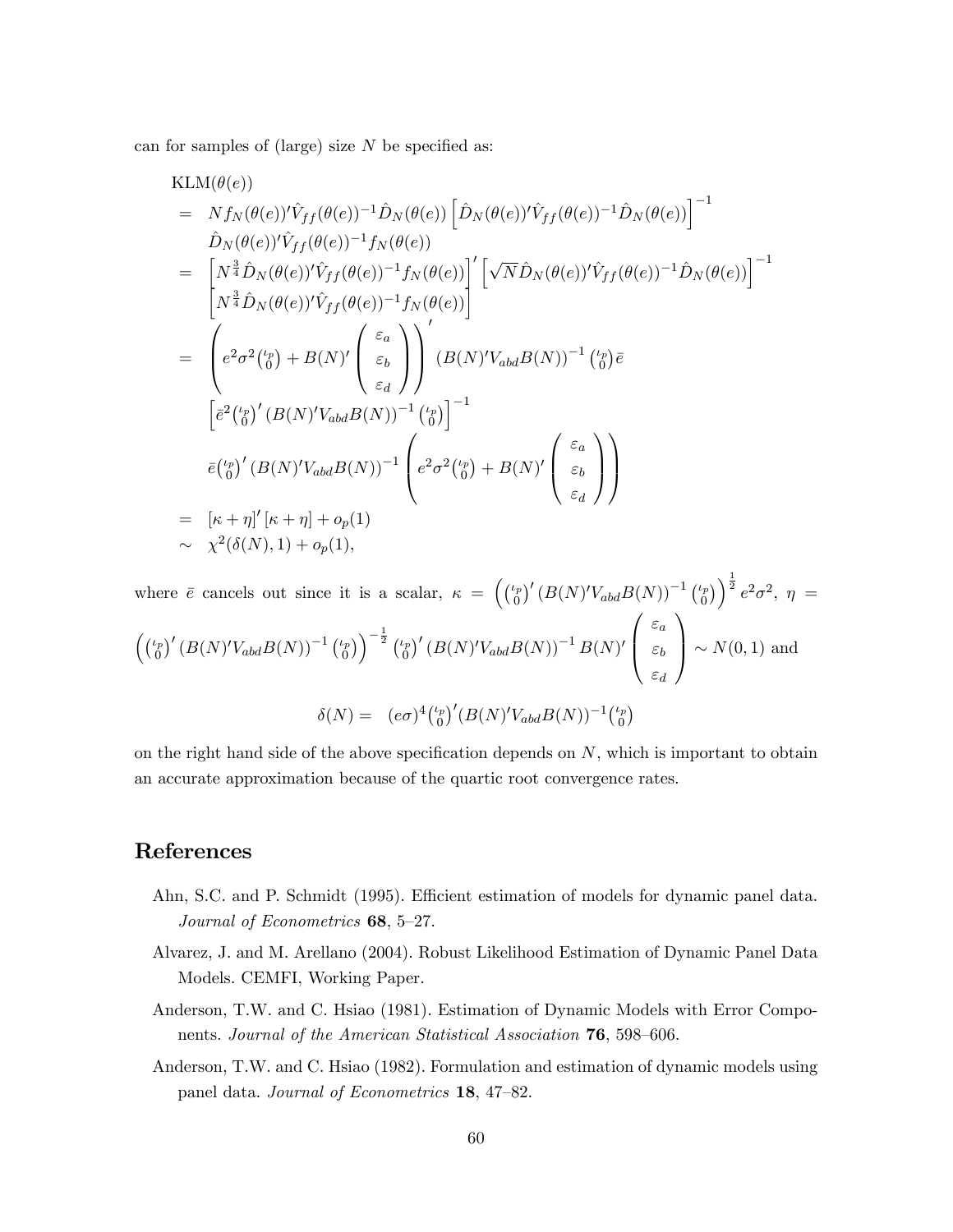can for samples of (large) size $N$ be specified as:

$$
\begin{aligned}
&\text{KLM}(\theta(e)) \\
= \;& N f_N(\theta(e))'\hat{V}_{ff}(\theta(e))^{-1}\hat{D}_N(\theta(e))\left[\hat{D}_N(\theta(e))'\hat{V}_{ff}(\theta(e))^{-1}\hat{D}_N(\theta(e))\right]^{-1} \\
& \hat{D}_N(\theta(e))'\hat{V}_{ff}(\theta(e))^{-1}f_N(\theta(e)) \\
= \;& \left[N^{\frac{3}{4}}\hat{D}_N(\theta(e))'\hat{V}_{ff}(\theta(e))^{-1}f_N(\theta(e))\right]'\left[\sqrt{N}\hat{D}_N(\theta(e))'\hat{V}_{ff}(\theta(e))^{-1}\hat{D}_N(\theta(e))\right]^{-1} \\
& \left[N^{\frac{3}{4}}\hat{D}_N(\theta(e))'\hat{V}_{ff}(\theta(e))^{-1}f_N(\theta(e))\right] \\
= \;& \left(e^2\sigma^2\binom{\iota_p}{0} + B(N)'\begin{pmatrix}\varepsilon_a \\ \varepsilon_b \\ \varepsilon_d\end{pmatrix}\right)'\left(B(N)'V_{abd}B(N)\right)^{-1}\binom{\iota_p}{0}\bar{e} \\
& \left[\bar{e}^2\binom{\iota_p}{0}'\left(B(N)'V_{abd}B(N)\right)^{-1}\binom{\iota_p}{0}\right]^{-1} \\
& \bar{e}\binom{\iota_p}{0}'\left(B(N)'V_{abd}B(N)\right)^{-1}\left(e^2\sigma^2\binom{\iota_p}{0} + B(N)'\begin{pmatrix}\varepsilon_a \\ \varepsilon_b \\ \varepsilon_d\end{pmatrix}\right) \\
= \;& [\kappa+\eta]'[\kappa+\eta] + o_p(1) \\
\sim \;& \chi^2(\delta(N),1) + o_p(1),
\end{aligned}
$$

where $\bar{e}$ cancels out since it is a scalar, $\kappa = \left(\binom{\iota_p}{0}'\left(B(N)'V_{abd}B(N)\right)^{-1}\binom{\iota_p}{0}\right)^{\frac{1}{2}} e^2\sigma^2$, $\eta = \left(\binom{\iota_p}{0}'\left(B(N)'V_{abd}B(N)\right)^{-1}\binom{\iota_p}{0}\right)^{-\frac{1}{2}}\binom{\iota_p}{0}'\left(B(N)'V_{abd}B(N)\right)^{-1}B(N)'\begin{pmatrix}\varepsilon_a \\ \varepsilon_b \\ \varepsilon_d\end{pmatrix} \sim N(0,1)$ and

$$
\delta(N) = \;(e\sigma)^4\binom{\iota_p}{0}'(B(N)'V_{abd}B(N))^{-1}\binom{\iota_p}{0}
$$

on the right hand side of the above specification depends on $N$, which is important to obtain an accurate approximation because of the quartic root convergence rates.

# References

Ahn, S.C. and P. Schmidt (1995). Efficient estimation of models for dynamic panel data. *Journal of Econometrics* **68**, 5–27.

Alvarez, J. and M. Arellano (2004). Robust Likelihood Estimation of Dynamic Panel Data Models. CEMFI, Working Paper.

Anderson, T.W. and C. Hsiao (1981). Estimation of Dynamic Models with Error Components. *Journal of the American Statistical Association* **76**, 598–606.

Anderson, T.W. and C. Hsiao (1982). Formulation and estimation of dynamic models using panel data. *Journal of Econometrics* **18**, 47–82.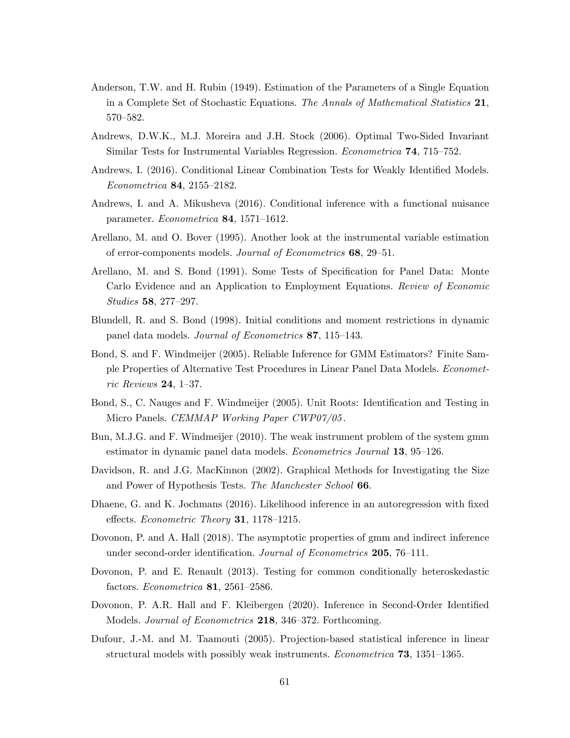Anderson, T.W. and H. Rubin (1949). Estimation of the Parameters of a Single Equation in a Complete Set of Stochastic Equations. *The Annals of Mathematical Statistics* **21**, 570–582.

Andrews, D.W.K., M.J. Moreira and J.H. Stock (2006). Optimal Two-Sided Invariant Similar Tests for Instrumental Variables Regression. *Econometrica* **74**, 715–752.

Andrews, I. (2016). Conditional Linear Combination Tests for Weakly Identified Models. *Econometrica* **84**, 2155–2182.

Andrews, I. and A. Mikusheva (2016). Conditional inference with a functional nuisance parameter. *Econometrica* **84**, 1571–1612.

Arellano, M. and O. Bover (1995). Another look at the instrumental variable estimation of error-components models. *Journal of Econometrics* **68**, 29–51.

Arellano, M. and S. Bond (1991). Some Tests of Specification for Panel Data: Monte Carlo Evidence and an Application to Employment Equations. *Review of Economic Studies* **58**, 277–297.

Blundell, R. and S. Bond (1998). Initial conditions and moment restrictions in dynamic panel data models. *Journal of Econometrics* **87**, 115–143.

Bond, S. and F. Windmeijer (2005). Reliable Inference for GMM Estimators? Finite Sample Properties of Alternative Test Procedures in Linear Panel Data Models. *Econometric Reviews* **24**, 1–37.

Bond, S., C. Nauges and F. Windmeijer (2005). Unit Roots: Identification and Testing in Micro Panels. *CEMMAP Working Paper CWP07/05*.

Bun, M.J.G. and F. Windmeijer (2010). The weak instrument problem of the system gmm estimator in dynamic panel data models. *Econometrics Journal* **13**, 95–126.

Davidson, R. and J.G. MacKinnon (2002). Graphical Methods for Investigating the Size and Power of Hypothesis Tests. *The Manchester School* **66**.

Dhaene, G. and K. Jochmans (2016). Likelihood inference in an autoregression with fixed effects. *Econometric Theory* **31**, 1178–1215.

Dovonon, P. and A. Hall (2018). The asymptotic properties of gmm and indirect inference under second-order identification. *Journal of Econometrics* **205**, 76–111.

Dovonon, P. and E. Renault (2013). Testing for common conditionally heteroskedastic factors. *Econometrica* **81**, 2561–2586.

Dovonon, P. A.R. Hall and F. Kleibergen (2020). Inference in Second-Order Identified Models. *Journal of Econometrics* **218**, 346–372. Forthcoming.

Dufour, J.-M. and M. Taamouti (2005). Projection-based statistical inference in linear structural models with possibly weak instruments. *Econometrica* **73**, 1351–1365.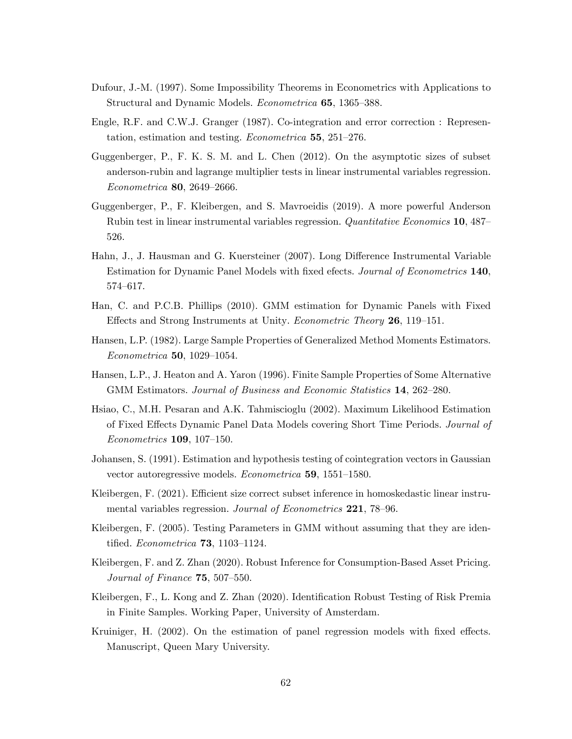Dufour, J.-M. (1997). Some Impossibility Theorems in Econometrics with Applications to Structural and Dynamic Models. *Econometrica* **65**, 1365–388.

Engle, R.F. and C.W.J. Granger (1987). Co-integration and error correction : Representation, estimation and testing. *Econometrica* **55**, 251–276.

Guggenberger, P., F. K. S. M. and L. Chen (2012). On the asymptotic sizes of subset anderson-rubin and lagrange multiplier tests in linear instrumental variables regression. *Econometrica* **80**, 2649–2666.

Guggenberger, P., F. Kleibergen, and S. Mavroeidis (2019). A more powerful Anderson Rubin test in linear instrumental variables regression. *Quantitative Economics* **10**, 487–526.

Hahn, J., J. Hausman and G. Kuersteiner (2007). Long Difference Instrumental Variable Estimation for Dynamic Panel Models with fixed efects. *Journal of Econometrics* **140**, 574–617.

Han, C. and P.C.B. Phillips (2010). GMM estimation for Dynamic Panels with Fixed Effects and Strong Instruments at Unity. *Econometric Theory* **26**, 119–151.

Hansen, L.P. (1982). Large Sample Properties of Generalized Method Moments Estimators. *Econometrica* **50**, 1029–1054.

Hansen, L.P., J. Heaton and A. Yaron (1996). Finite Sample Properties of Some Alternative GMM Estimators. *Journal of Business and Economic Statistics* **14**, 262–280.

Hsiao, C., M.H. Pesaran and A.K. Tahmiscioglu (2002). Maximum Likelihood Estimation of Fixed Effects Dynamic Panel Data Models covering Short Time Periods. *Journal of Econometrics* **109**, 107–150.

Johansen, S. (1991). Estimation and hypothesis testing of cointegration vectors in Gaussian vector autoregressive models. *Econometrica* **59**, 1551–1580.

Kleibergen, F. (2021). Efficient size correct subset inference in homoskedastic linear instrumental variables regression. *Journal of Econometrics* **221**, 78–96.

Kleibergen, F. (2005). Testing Parameters in GMM without assuming that they are identified. *Econometrica* **73**, 1103–1124.

Kleibergen, F. and Z. Zhan (2020). Robust Inference for Consumption-Based Asset Pricing. *Journal of Finance* **75**, 507–550.

Kleibergen, F., L. Kong and Z. Zhan (2020). Identification Robust Testing of Risk Premia in Finite Samples. Working Paper, University of Amsterdam.

Kruiniger, H. (2002). On the estimation of panel regression models with fixed effects. Manuscript, Queen Mary University.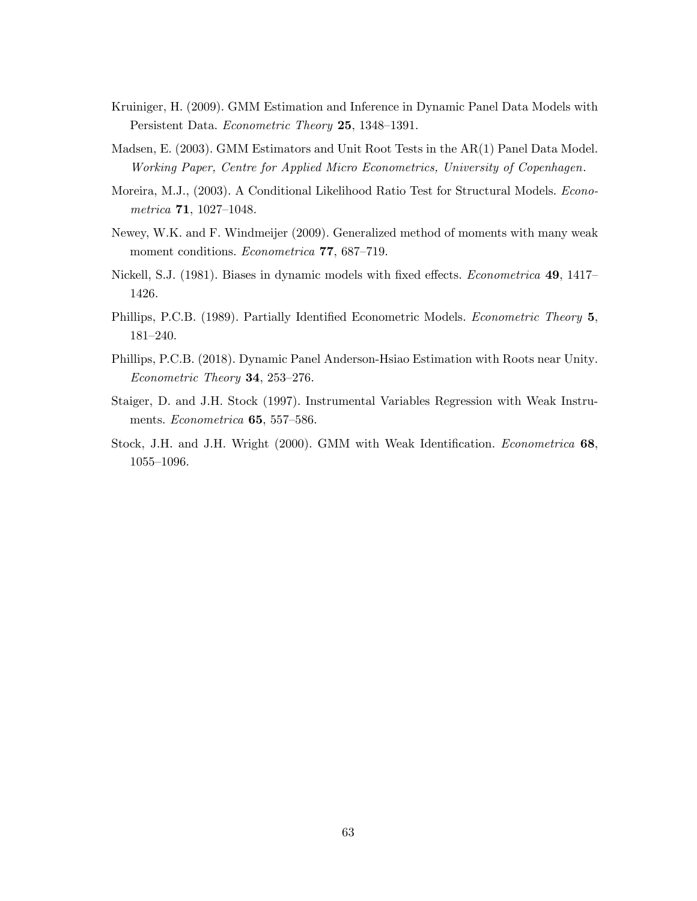Kruiniger, H. (2009). GMM Estimation and Inference in Dynamic Panel Data Models with Persistent Data. *Econometric Theory* **25**, 1348–1391.

Madsen, E. (2003). GMM Estimators and Unit Root Tests in the AR(1) Panel Data Model. *Working Paper, Centre for Applied Micro Econometrics, University of Copenhagen*.

Moreira, M.J., (2003). A Conditional Likelihood Ratio Test for Structural Models. *Econometrica* **71**, 1027–1048.

Newey, W.K. and F. Windmeijer (2009). Generalized method of moments with many weak moment conditions. *Econometrica* **77**, 687–719.

Nickell, S.J. (1981). Biases in dynamic models with fixed effects. *Econometrica* **49**, 1417–1426.

Phillips, P.C.B. (1989). Partially Identified Econometric Models. *Econometric Theory* **5**, 181–240.

Phillips, P.C.B. (2018). Dynamic Panel Anderson-Hsiao Estimation with Roots near Unity. *Econometric Theory* **34**, 253–276.

Staiger, D. and J.H. Stock (1997). Instrumental Variables Regression with Weak Instruments. *Econometrica* **65**, 557–586.

Stock, J.H. and J.H. Wright (2000). GMM with Weak Identification. *Econometrica* **68**, 1055–1096.